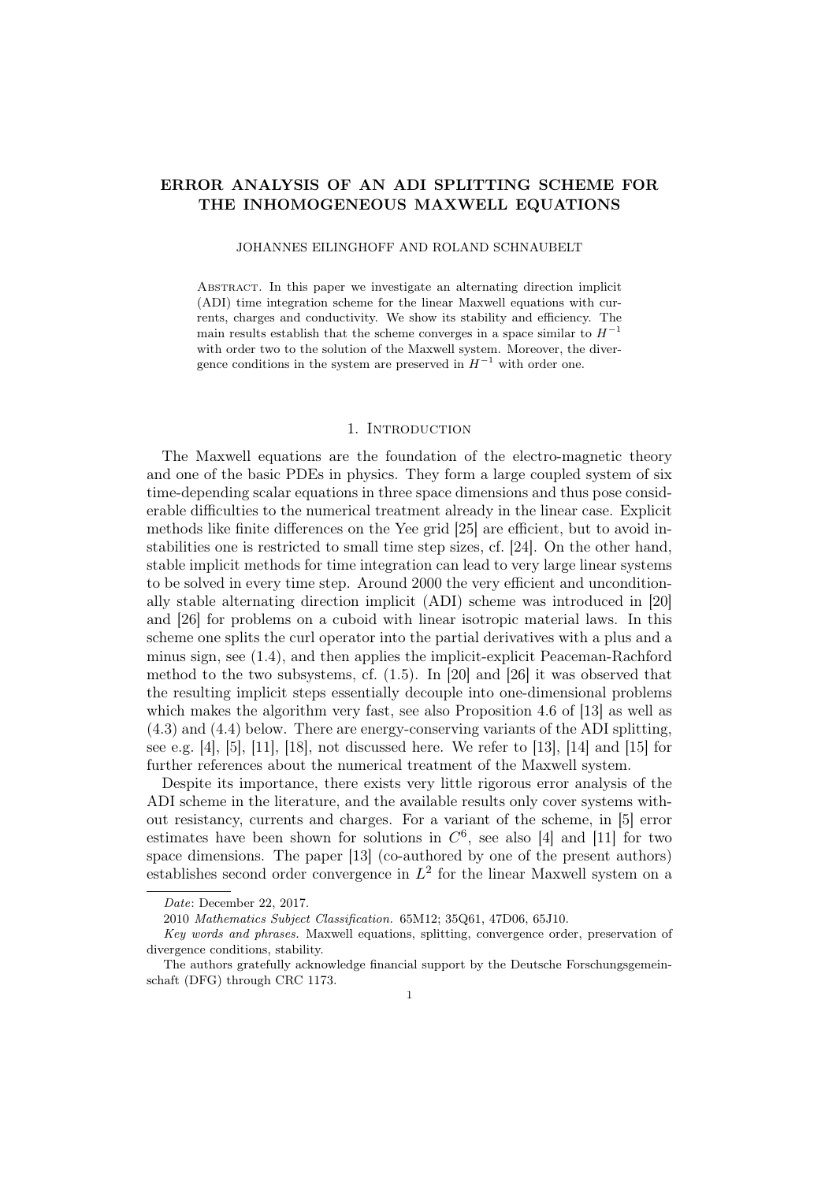# ERROR ANALYSIS OF AN ADI SPLITTING SCHEME FOR THE INHOMOGENEOUS MAXWELL EQUATIONS

JOHANNES EILINGHOFF AND ROLAND SCHNAUBELT

ABSTRACT. In this paper we investigate an alternating direction implicit (ADI) time integration scheme for the linear Maxwell equations with currents, charges and conductivity. We show its stability and efficiency. The main results establish that the scheme converges in a space similar to $H^{-1}$ with order two to the solution of the Maxwell system. Moreover, the divergence conditions in the system are preserved in $H^{-1}$ with order one.

## 1. Introduction

The Maxwell equations are the foundation of the electro-magnetic theory and one of the basic PDEs in physics. They form a large coupled system of six time-depending scalar equations in three space dimensions and thus pose considerable difficulties to the numerical treatment already in the linear case. Explicit methods like finite differences on the Yee grid [25] are efficient, but to avoid instabilities one is restricted to small time step sizes, cf. [24]. On the other hand, stable implicit methods for time integration can lead to very large linear systems to be solved in every time step. Around 2000 the very efficient and unconditionally stable alternating direction implicit (ADI) scheme was introduced in [20] and [26] for problems on a cuboid with linear isotropic material laws. In this scheme one splits the curl operator into the partial derivatives with a plus and a minus sign, see (1.4), and then applies the implicit-explicit Peaceman-Rachford method to the two subsystems, cf. (1.5). In [20] and [26] it was observed that the resulting implicit steps essentially decouple into one-dimensional problems which makes the algorithm very fast, see also Proposition 4.6 of [13] as well as (4.3) and (4.4) below. There are energy-conserving variants of the ADI splitting, see e.g. [4], [5], [11], [18], not discussed here. We refer to [13], [14] and [15] for further references about the numerical treatment of the Maxwell system.

Despite its importance, there exists very little rigorous error analysis of the ADI scheme in the literature, and the available results only cover systems without resistancy, currents and charges. For a variant of the scheme, in [5] error estimates have been shown for solutions in $C^6$, see also [4] and [11] for two space dimensions. The paper [13] (co-authored by one of the present authors) establishes second order convergence in $L^2$ for the linear Maxwell system on a

---

*Date*: December 22, 2017.

2010 *Mathematics Subject Classification.* 65M12; 35Q61, 47D06, 65J10.

*Key words and phrases.* Maxwell equations, splitting, convergence order, preservation of divergence conditions, stability.

The authors gratefully acknowledge financial support by the Deutsche Forschungsgemeinschaft (DFG) through CRC 1173.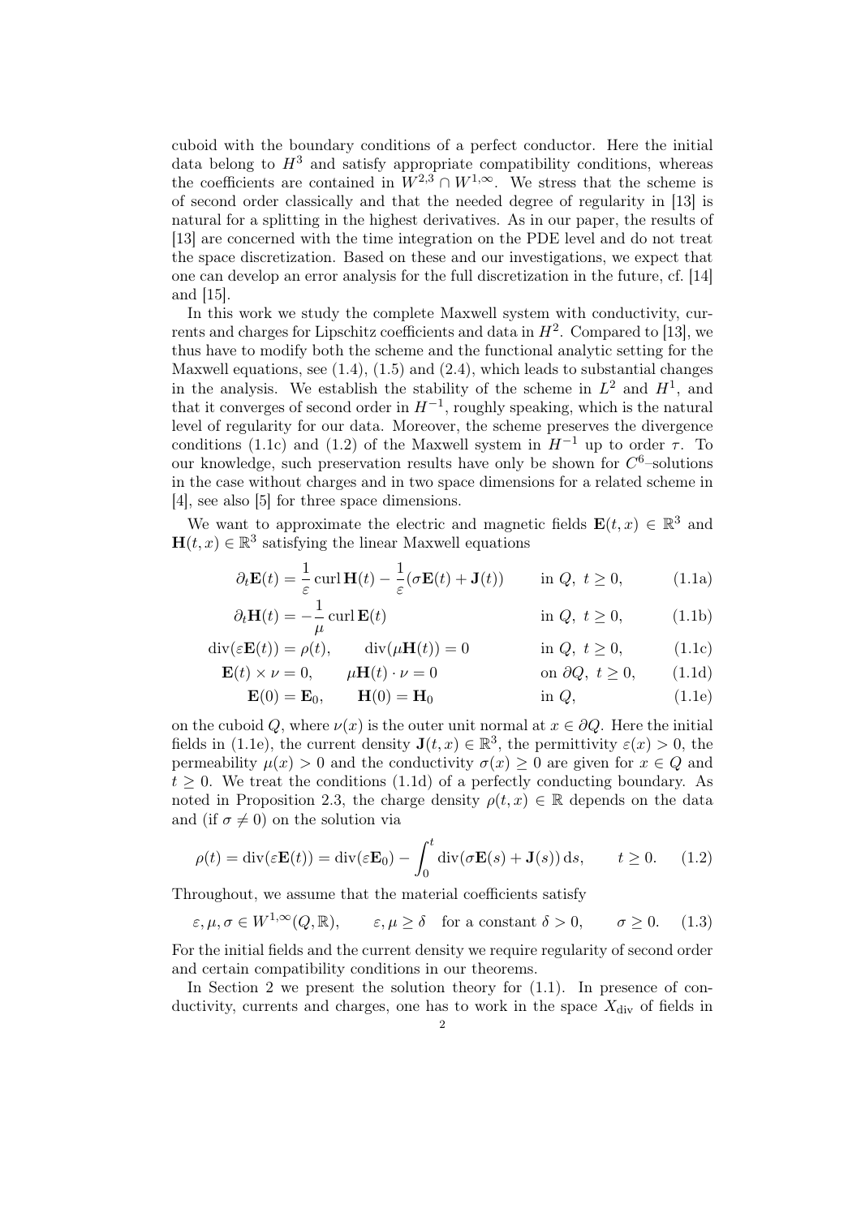cuboid with the boundary conditions of a perfect conductor. Here the initial data belong to $H^3$ and satisfy appropriate compatibility conditions, whereas the coefficients are contained in $W^{2,3} \cap W^{1,\infty}$. We stress that the scheme is of second order classically and that the needed degree of regularity in [13] is natural for a splitting in the highest derivatives. As in our paper, the results of [13] are concerned with the time integration on the PDE level and do not treat the space discretization. Based on these and our investigations, we expect that one can develop an error analysis for the full discretization in the future, cf. [14] and [15].

In this work we study the complete Maxwell system with conductivity, currents and charges for Lipschitz coefficients and data in $H^2$. Compared to [13], we thus have to modify both the scheme and the functional analytic setting for the Maxwell equations, see (1.4), (1.5) and (2.4), which leads to substantial changes in the analysis. We establish the stability of the scheme in $L^2$ and $H^1$, and that it converges of second order in $H^{-1}$, roughly speaking, which is the natural level of regularity for our data. Moreover, the scheme preserves the divergence conditions (1.1c) and (1.2) of the Maxwell system in $H^{-1}$ up to order $\tau$. To our knowledge, such preservation results have only be shown for $C^6$–solutions in the case without charges and in two space dimensions for a related scheme in [4], see also [5] for three space dimensions.

We want to approximate the electric and magnetic fields $\mathbf{E}(t,x) \in \mathbb{R}^3$ and $\mathbf{H}(t,x) \in \mathbb{R}^3$ satisfying the linear Maxwell equations

$$\partial_t \mathbf{E}(t) = \frac{1}{\varepsilon} \operatorname{curl} \mathbf{H}(t) - \frac{1}{\varepsilon}(\sigma \mathbf{E}(t) + \mathbf{J}(t)) \qquad \text{in } Q,\ t \geq 0, \tag{1.1a}$$

$$\partial_t \mathbf{H}(t) = -\frac{1}{\mu} \operatorname{curl} \mathbf{E}(t) \qquad \text{in } Q,\ t \geq 0, \tag{1.1b}$$

$$\operatorname{div}(\varepsilon \mathbf{E}(t)) = \rho(t), \qquad \operatorname{div}(\mu \mathbf{H}(t)) = 0 \qquad \text{in } Q,\ t \geq 0, \tag{1.1c}$$

$$\mathbf{E}(t) \times \nu = 0, \qquad \mu \mathbf{H}(t) \cdot \nu = 0 \qquad \text{on } \partial Q,\ t \geq 0, \tag{1.1d}$$

$$\mathbf{E}(0) = \mathbf{E}_0, \qquad \mathbf{H}(0) = \mathbf{H}_0 \qquad \text{in } Q, \tag{1.1e}$$

on the cuboid $Q$, where $\nu(x)$ is the outer unit normal at $x \in \partial Q$. Here the initial fields in (1.1e), the current density $\mathbf{J}(t,x) \in \mathbb{R}^3$, the permittivity $\varepsilon(x) > 0$, the permeability $\mu(x) > 0$ and the conductivity $\sigma(x) \geq 0$ are given for $x \in Q$ and $t \geq 0$. We treat the conditions (1.1d) of a perfectly conducting boundary. As noted in Proposition 2.3, the charge density $\rho(t,x) \in \mathbb{R}$ depends on the data and (if $\sigma \neq 0$) on the solution via

$$\rho(t) = \operatorname{div}(\varepsilon \mathbf{E}(t)) = \operatorname{div}(\varepsilon \mathbf{E}_0) - \int_0^t \operatorname{div}(\sigma \mathbf{E}(s) + \mathbf{J}(s))\, \mathrm{d}s, \qquad t \geq 0. \tag{1.2}$$

Throughout, we assume that the material coefficients satisfy

$$\varepsilon, \mu, \sigma \in W^{1,\infty}(Q, \mathbb{R}), \qquad \varepsilon, \mu \geq \delta \quad \text{for a constant } \delta > 0, \qquad \sigma \geq 0. \tag{1.3}$$

For the initial fields and the current density we require regularity of second order and certain compatibility conditions in our theorems.

In Section 2 we present the solution theory for (1.1). In presence of conductivity, currents and charges, one has to work in the space $X_{\text{div}}$ of fields in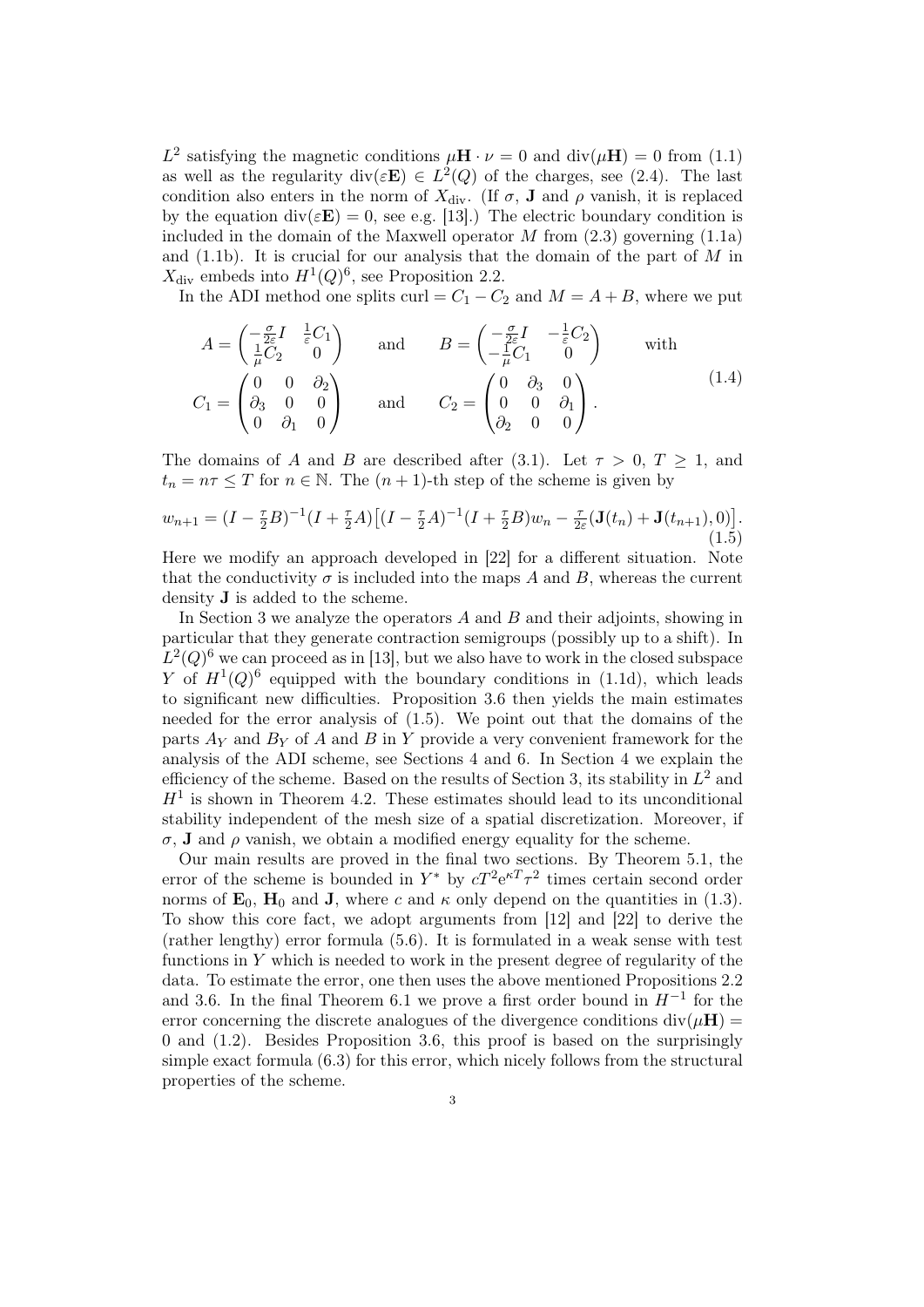$L^2$ satisfying the magnetic conditions $\mu\mathbf{H}\cdot\nu = 0$ and $\operatorname{div}(\mu\mathbf{H}) = 0$ from (1.1) as well as the regularity $\operatorname{div}(\varepsilon\mathbf{E}) \in L^2(Q)$ of the charges, see (2.4). The last condition also enters in the norm of $X_{\mathrm{div}}$. (If $\sigma$, $\mathbf{J}$ and $\rho$ vanish, it is replaced by the equation $\operatorname{div}(\varepsilon\mathbf{E}) = 0$, see e.g. [13].) The electric boundary condition is included in the domain of the Maxwell operator $M$ from (2.3) governing (1.1a) and (1.1b). It is crucial for our analysis that the domain of the part of $M$ in $X_{\mathrm{div}}$ embeds into $H^1(Q)^6$, see Proposition 2.2.

In the ADI method one splits curl $= C_1 - C_2$ and $M = A + B$, where we put

$$
A = \begin{pmatrix} -\frac{\sigma}{2\varepsilon}I & \frac{1}{\varepsilon}C_1 \\ \frac{1}{\mu}C_2 & 0 \end{pmatrix} \qquad \text{and} \qquad B = \begin{pmatrix} -\frac{\sigma}{2\varepsilon}I & -\frac{1}{\varepsilon}C_2 \\ -\frac{1}{\mu}C_1 & 0 \end{pmatrix} \qquad \text{with}
$$
$$
C_1 = \begin{pmatrix} 0 & 0 & \partial_2 \\ \partial_3 & 0 & 0 \\ 0 & \partial_1 & 0 \end{pmatrix} \qquad \text{and} \qquad C_2 = \begin{pmatrix} 0 & \partial_3 & 0 \\ 0 & 0 & \partial_1 \\ \partial_2 & 0 & 0 \end{pmatrix}. \tag{1.4}
$$

The domains of $A$ and $B$ are described after (3.1). Let $\tau > 0$, $T \geq 1$, and $t_n = n\tau \leq T$ for $n \in \mathbb{N}$. The $(n+1)$-th step of the scheme is given by

$$
w_{n+1} = (I - \tfrac{\tau}{2}B)^{-1}(I + \tfrac{\tau}{2}A)\big[(I - \tfrac{\tau}{2}A)^{-1}(I + \tfrac{\tau}{2}B)w_n - \tfrac{\tau}{2\varepsilon}(\mathbf{J}(t_n) + \mathbf{J}(t_{n+1}), 0)\big]. \tag{1.5}
$$

Here we modify an approach developed in [22] for a different situation. Note that the conductivity $\sigma$ is included into the maps $A$ and $B$, whereas the current density $\mathbf{J}$ is added to the scheme.

In Section 3 we analyze the operators $A$ and $B$ and their adjoints, showing in particular that they generate contraction semigroups (possibly up to a shift). In $L^2(Q)^6$ we can proceed as in [13], but we also have to work in the closed subspace $Y$ of $H^1(Q)^6$ equipped with the boundary conditions in (1.1d), which leads to significant new difficulties. Proposition 3.6 then yields the main estimates needed for the error analysis of (1.5). We point out that the domains of the parts $A_Y$ and $B_Y$ of $A$ and $B$ in $Y$ provide a very convenient framework for the analysis of the ADI scheme, see Sections 4 and 6. In Section 4 we explain the efficiency of the scheme. Based on the results of Section 3, its stability in $L^2$ and $H^1$ is shown in Theorem 4.2. These estimates should lead to its unconditional stability independent of the mesh size of a spatial discretization. Moreover, if $\sigma$, $\mathbf{J}$ and $\rho$ vanish, we obtain a modified energy equality for the scheme.

Our main results are proved in the final two sections. By Theorem 5.1, the error of the scheme is bounded in $Y^*$ by $cT^2e^{\kappa T}\tau^2$ times certain second order norms of $\mathbf{E}_0$, $\mathbf{H}_0$ and $\mathbf{J}$, where $c$ and $\kappa$ only depend on the quantities in (1.3). To show this core fact, we adopt arguments from [12] and [22] to derive the (rather lengthy) error formula (5.6). It is formulated in a weak sense with test functions in $Y$ which is needed to work in the present degree of regularity of the data. To estimate the error, one then uses the above mentioned Propositions 2.2 and 3.6. In the final Theorem 6.1 we prove a first order bound in $H^{-1}$ for the error concerning the discrete analogues of the divergence conditions $\operatorname{div}(\mu\mathbf{H}) = 0$ and (1.2). Besides Proposition 3.6, this proof is based on the surprisingly simple exact formula (6.3) for this error, which nicely follows from the structural properties of the scheme.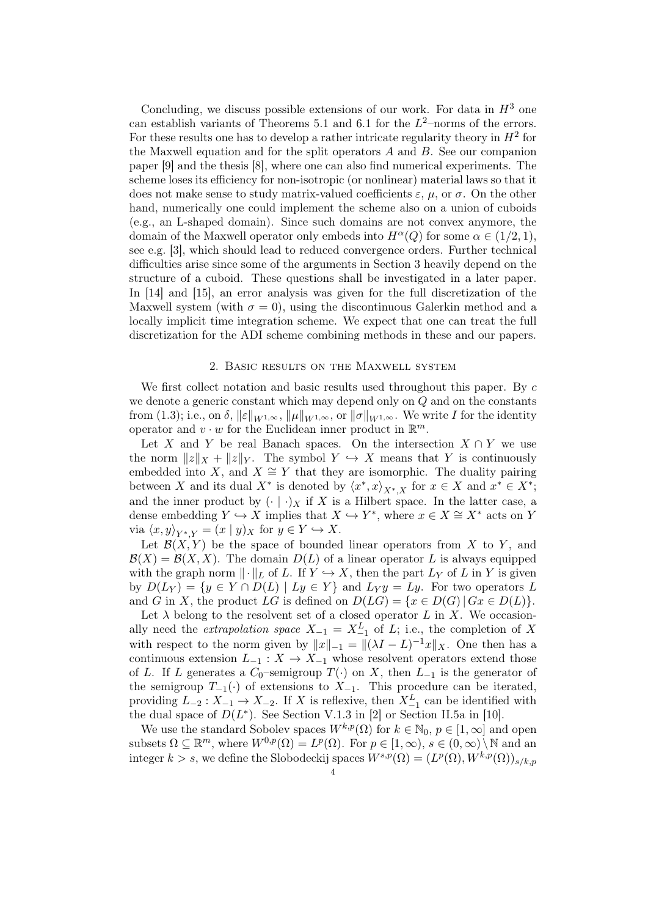Concluding, we discuss possible extensions of our work. For data in $H^3$ one can establish variants of Theorems 5.1 and 6.1 for the $L^2$–norms of the errors. For these results one has to develop a rather intricate regularity theory in $H^2$ for the Maxwell equation and for the split operators $A$ and $B$. See our companion paper [9] and the thesis [8], where one can also find numerical experiments. The scheme loses its efficiency for non-isotropic (or nonlinear) material laws so that it does not make sense to study matrix-valued coefficients $\varepsilon$, $\mu$, or $\sigma$. On the other hand, numerically one could implement the scheme also on a union of cuboids (e.g., an L-shaped domain). Since such domains are not convex anymore, the domain of the Maxwell operator only embeds into $H^\alpha(Q)$ for some $\alpha \in (1/2, 1)$, see e.g. [3], which should lead to reduced convergence orders. Further technical difficulties arise since some of the arguments in Section 3 heavily depend on the structure of a cuboid. These questions shall be investigated in a later paper. In [14] and [15], an error analysis was given for the full discretization of the Maxwell system (with $\sigma = 0$), using the discontinuous Galerkin method and a locally implicit time integration scheme. We expect that one can treat the full discretization for the ADI scheme combining methods in these and our papers.

## 2. Basic results on the Maxwell system

We first collect notation and basic results used throughout this paper. By $c$ we denote a generic constant which may depend only on $Q$ and on the constants from (1.3); i.e., on $\delta$, $\|\varepsilon\|_{W^{1,\infty}}$, $\|\mu\|_{W^{1,\infty}}$, or $\|\sigma\|_{W^{1,\infty}}$. We write $I$ for the identity operator and $v \cdot w$ for the Euclidean inner product in $\mathbb{R}^m$.

Let $X$ and $Y$ be real Banach spaces. On the intersection $X \cap Y$ we use the norm $\|z\|_X + \|z\|_Y$. The symbol $Y \hookrightarrow X$ means that $Y$ is continuously embedded into $X$, and $X \cong Y$ that they are isomorphic. The duality pairing between $X$ and its dual $X^*$ is denoted by $\langle x^*, x\rangle_{X^*,X}$ for $x \in X$ and $x^* \in X^*$; and the inner product by $(\cdot \mid \cdot)_X$ if $X$ is a Hilbert space. In the latter case, a dense embedding $Y \hookrightarrow X$ implies that $X \hookrightarrow Y^*$, where $x \in X \cong X^*$ acts on $Y$ via $\langle x, y\rangle_{Y^*,Y} = (x \mid y)_X$ for $y \in Y \hookrightarrow X$.

Let $\mathcal{B}(X, Y)$ be the space of bounded linear operators from $X$ to $Y$, and $\mathcal{B}(X) = \mathcal{B}(X, X)$. The domain $D(L)$ of a linear operator $L$ is always equipped with the graph norm $\|\cdot\|_L$ of $L$. If $Y \hookrightarrow X$, then the part $L_Y$ of $L$ in $Y$ is given by $D(L_Y) = \{y \in Y \cap D(L) \mid Ly \in Y\}$ and $L_Y y = Ly$. For two operators $L$ and $G$ in $X$, the product $LG$ is defined on $D(LG) = \{x \in D(G) \,|\, Gx \in D(L)\}$.

Let $\lambda$ belong to the resolvent set of a closed operator $L$ in $X$. We occasionally need the *extrapolation space* $X_{-1} = X_{-1}^L$ of $L$; i.e., the completion of $X$ with respect to the norm given by $\|x\|_{-1} = \|(\lambda I - L)^{-1}x\|_X$. One then has a continuous extension $L_{-1} : X \to X_{-1}$ whose resolvent operators extend those of $L$. If $L$ generates a $C_0$–semigroup $T(\cdot)$ on $X$, then $L_{-1}$ is the generator of the semigroup $T_{-1}(\cdot)$ of extensions to $X_{-1}$. This procedure can be iterated, providing $L_{-2} : X_{-1} \to X_{-2}$. If $X$ is reflexive, then $X_{-1}^L$ can be identified with the dual space of $D(L^*)$. See Section V.1.3 in [2] or Section II.5a in [10].

We use the standard Sobolev spaces $W^{k,p}(\Omega)$ for $k \in \mathbb{N}_0$, $p \in [1, \infty]$ and open subsets $\Omega \subseteq \mathbb{R}^m$, where $W^{0,p}(\Omega) = L^p(\Omega)$. For $p \in [1, \infty)$, $s \in (0, \infty) \setminus \mathbb{N}$ and an integer $k > s$, we define the Slobodeckij spaces $W^{s,p}(\Omega) = (L^p(\Omega), W^{k,p}(\Omega))_{s/k,p}$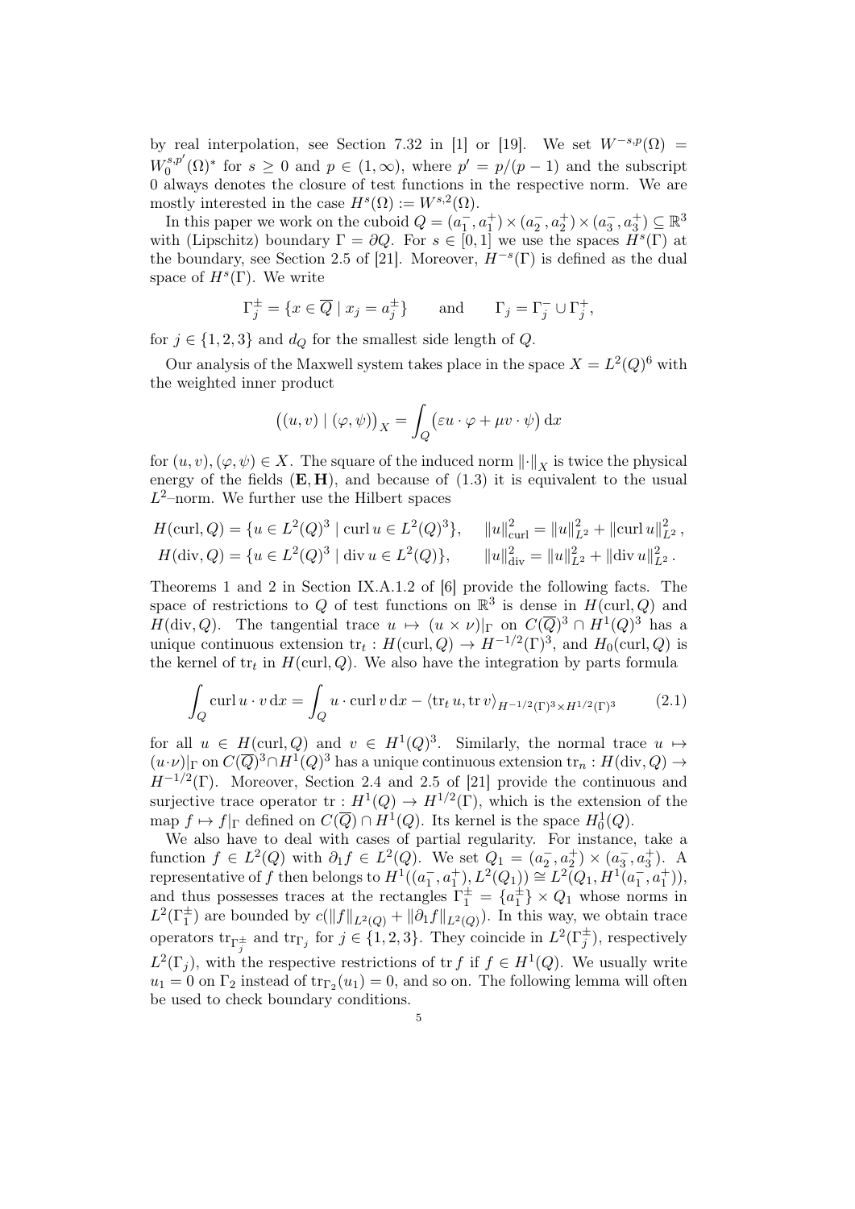by real interpolation, see Section 7.32 in [1] or [19]. We set $W^{-s,p}(\Omega) = W_0^{s,p'}(\Omega)^*$ for $s \geq 0$ and $p \in (1,\infty)$, where $p' = p/(p-1)$ and the subscript 0 always denotes the closure of test functions in the respective norm. We are mostly interested in the case $H^s(\Omega) := W^{s,2}(\Omega)$.

In this paper we work on the cuboid $Q = (a_1^-, a_1^+) \times (a_2^-, a_2^+) \times (a_3^-, a_3^+) \subseteq \mathbb{R}^3$ with (Lipschitz) boundary $\Gamma = \partial Q$. For $s \in [0,1]$ we use the spaces $H^s(\Gamma)$ at the boundary, see Section 2.5 of [21]. Moreover, $H^{-s}(\Gamma)$ is defined as the dual space of $H^s(\Gamma)$. We write

$$\Gamma_j^\pm = \{x \in \overline{Q} \mid x_j = a_j^\pm\} \qquad \text{and} \qquad \Gamma_j = \Gamma_j^- \cup \Gamma_j^+,$$

for $j \in \{1,2,3\}$ and $d_Q$ for the smallest side length of $Q$.

Our analysis of the Maxwell system takes place in the space $X = L^2(Q)^6$ with the weighted inner product

$$\big((u,v) \mid (\varphi,\psi)\big)_X = \int_Q \big(\varepsilon u \cdot \varphi + \mu v \cdot \psi\big)\,\mathrm{d}x$$

for $(u,v), (\varphi,\psi) \in X$. The square of the induced norm $\|\cdot\|_X$ is twice the physical energy of the fields $(\mathbf{E},\mathbf{H})$, and because of (1.3) it is equivalent to the usual $L^2$–norm. We further use the Hilbert spaces

$$\begin{aligned}
H(\operatorname{curl}, Q) &= \{u \in L^2(Q)^3 \mid \operatorname{curl} u \in L^2(Q)^3\}, \qquad \|u\|_{\operatorname{curl}}^2 = \|u\|_{L^2}^2 + \|\operatorname{curl} u\|_{L^2}^2\,, \\
H(\operatorname{div}, Q) &= \{u \in L^2(Q)^3 \mid \operatorname{div} u \in L^2(Q)\}, \qquad \|u\|_{\operatorname{div}}^2 = \|u\|_{L^2}^2 + \|\operatorname{div} u\|_{L^2}^2\,.
\end{aligned}$$

Theorems 1 and 2 in Section IX.A.1.2 of [6] provide the following facts. The space of restrictions to $Q$ of test functions on $\mathbb{R}^3$ is dense in $H(\operatorname{curl}, Q)$ and $H(\operatorname{div}, Q)$. The tangential trace $u \mapsto (u \times \nu)|_\Gamma$ on $C(\overline{Q})^3 \cap H^1(Q)^3$ has a unique continuous extension $\operatorname{tr}_t : H(\operatorname{curl}, Q) \to H^{-1/2}(\Gamma)^3$, and $H_0(\operatorname{curl}, Q)$ is the kernel of $\operatorname{tr}_t$ in $H(\operatorname{curl}, Q)$. We also have the integration by parts formula

$$\int_Q \operatorname{curl} u \cdot v\,\mathrm{d}x = \int_Q u \cdot \operatorname{curl} v\,\mathrm{d}x - \langle \operatorname{tr}_t u, \operatorname{tr} v\rangle_{H^{-1/2}(\Gamma)^3 \times H^{1/2}(\Gamma)^3} \tag{2.1}$$

for all $u \in H(\operatorname{curl}, Q)$ and $v \in H^1(Q)^3$. Similarly, the normal trace $u \mapsto (u \cdot \nu)|_\Gamma$ on $C(\overline{Q})^3 \cap H^1(Q)^3$ has a unique continuous extension $\operatorname{tr}_n : H(\operatorname{div}, Q) \to H^{-1/2}(\Gamma)$. Moreover, Section 2.4 and 2.5 of [21] provide the continuous and surjective trace operator $\operatorname{tr} : H^1(Q) \to H^{1/2}(\Gamma)$, which is the extension of the map $f \mapsto f|_\Gamma$ defined on $C(\overline{Q}) \cap H^1(Q)$. Its kernel is the space $H_0^1(Q)$.

We also have to deal with cases of partial regularity. For instance, take a function $f \in L^2(Q)$ with $\partial_1 f \in L^2(Q)$. We set $Q_1 = (a_2^-, a_2^+) \times (a_3^-, a_3^+)$. A representative of $f$ then belongs to $H^1((a_1^-, a_1^+), L^2(Q_1)) \cong L^2(Q_1, H^1(a_1^-, a_1^+))$, and thus possesses traces at the rectangles $\Gamma_1^\pm = \{a_1^\pm\} \times Q_1$ whose norms in $L^2(\Gamma_1^\pm)$ are bounded by $c(\|f\|_{L^2(Q)} + \|\partial_1 f\|_{L^2(Q)})$. In this way, we obtain trace operators $\operatorname{tr}_{\Gamma_j^\pm}$ and $\operatorname{tr}_{\Gamma_j}$ for $j \in \{1,2,3\}$. They coincide in $L^2(\Gamma_j^\pm)$, respectively $L^2(\Gamma_j)$, with the respective restrictions of $\operatorname{tr} f$ if $f \in H^1(Q)$. We usually write $u_1 = 0$ on $\Gamma_2$ instead of $\operatorname{tr}_{\Gamma_2}(u_1) = 0$, and so on. The following lemma will often be used to check boundary conditions.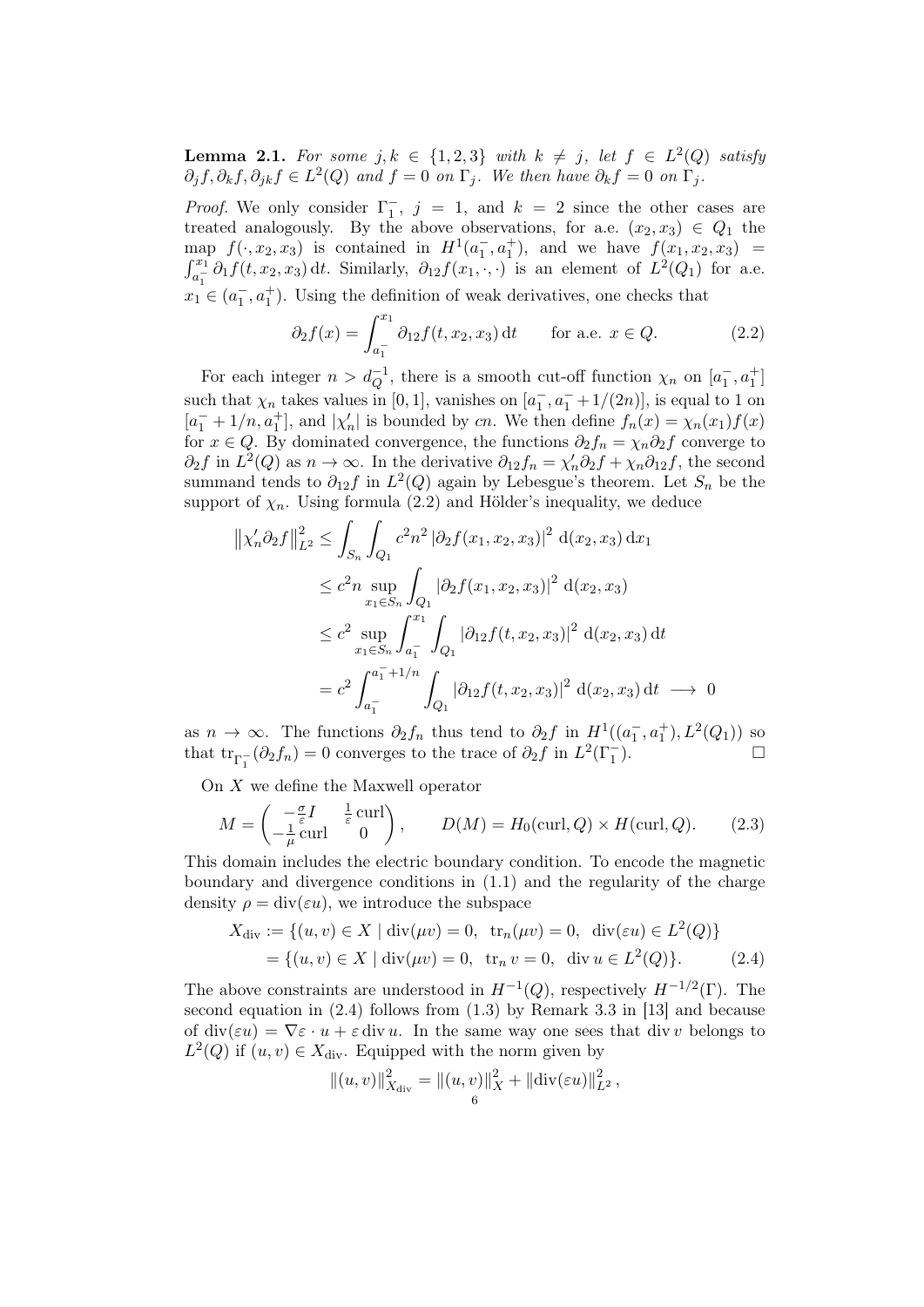**Lemma 2.1.** *For some $j, k \in \{1,2,3\}$ with $k \neq j$, let $f \in L^2(Q)$ satisfy $\partial_j f, \partial_k f, \partial_{jk} f \in L^2(Q)$ and $f = 0$ on $\Gamma_j$. We then have $\partial_k f = 0$ on $\Gamma_j$.*

*Proof.* We only consider $\Gamma_1^-$, $j = 1$, and $k = 2$ since the other cases are treated analogously. By the above observations, for a.e. $(x_2, x_3) \in Q_1$ the map $f(\cdot, x_2, x_3)$ is contained in $H^1(a_1^-, a_1^+)$, and we have $f(x_1, x_2, x_3) = \int_{a_1^-}^{x_1} \partial_1 f(t, x_2, x_3)\,\mathrm{d}t$. Similarly, $\partial_{12} f(x_1, \cdot, \cdot)$ is an element of $L^2(Q_1)$ for a.e. $x_1 \in (a_1^-, a_1^+)$. Using the definition of weak derivatives, one checks that

$$\partial_2 f(x) = \int_{a_1^-}^{x_1} \partial_{12} f(t, x_2, x_3)\,\mathrm{d}t \qquad \text{for a.e. } x \in Q. \tag{2.2}$$

For each integer $n > d_Q^{-1}$, there is a smooth cut-off function $\chi_n$ on $[a_1^-, a_1^+]$ such that $\chi_n$ takes values in $[0,1]$, vanishes on $[a_1^-, a_1^- + 1/(2n)]$, is equal to 1 on $[a_1^- + 1/n, a_1^+]$, and $|\chi_n'|$ is bounded by $cn$. We then define $f_n(x) = \chi_n(x_1) f(x)$ for $x \in Q$. By dominated convergence, the functions $\partial_2 f_n = \chi_n \partial_2 f$ converge to $\partial_2 f$ in $L^2(Q)$ as $n \to \infty$. In the derivative $\partial_{12} f_n = \chi_n' \partial_2 f + \chi_n \partial_{12} f$, the second summand tends to $\partial_{12} f$ in $L^2(Q)$ again by Lebesgue's theorem. Let $S_n$ be the support of $\chi_n$. Using formula (2.2) and Hölder's inequality, we deduce

$$\begin{aligned}
\|\chi_n' \partial_2 f\|_{L^2}^2 &\leq \int_{S_n} \int_{Q_1} c^2 n^2 \,|\partial_2 f(x_1, x_2, x_3)|^2 \,\mathrm{d}(x_2, x_3)\,\mathrm{d}x_1 \\
&\leq c^2 n \sup_{x_1 \in S_n} \int_{Q_1} |\partial_2 f(x_1, x_2, x_3)|^2 \,\mathrm{d}(x_2, x_3) \\
&\leq c^2 \sup_{x_1 \in S_n} \int_{a_1^-}^{x_1} \int_{Q_1} |\partial_{12} f(t, x_2, x_3)|^2 \,\mathrm{d}(x_2, x_3)\,\mathrm{d}t \\
&= c^2 \int_{a_1^-}^{a_1^- + 1/n} \int_{Q_1} |\partial_{12} f(t, x_2, x_3)|^2 \,\mathrm{d}(x_2, x_3)\,\mathrm{d}t \;\longrightarrow\; 0
\end{aligned}$$

as $n \to \infty$. The functions $\partial_2 f_n$ thus tend to $\partial_2 f$ in $H^1((a_1^-, a_1^+), L^2(Q_1))$ so that $\mathrm{tr}_{\Gamma_1^-}(\partial_2 f_n) = 0$ converges to the trace of $\partial_2 f$ in $L^2(\Gamma_1^-)$. $\square$

On $X$ we define the Maxwell operator

$$M = \begin{pmatrix} -\frac{\sigma}{\varepsilon} I & \frac{1}{\varepsilon}\operatorname{curl} \\ -\frac{1}{\mu}\operatorname{curl} & 0 \end{pmatrix}, \qquad D(M) = H_0(\operatorname{curl}, Q) \times H(\operatorname{curl}, Q). \tag{2.3}$$

This domain includes the electric boundary condition. To encode the magnetic boundary and divergence conditions in (1.1) and the regularity of the charge density $\rho = \operatorname{div}(\varepsilon u)$, we introduce the subspace

$$\begin{aligned}
X_{\mathrm{div}} &:= \{(u, v) \in X \mid \operatorname{div}(\mu v) = 0,\ \ \mathrm{tr}_n(\mu v) = 0,\ \ \operatorname{div}(\varepsilon u) \in L^2(Q)\} \\
&= \{(u, v) \in X \mid \operatorname{div}(\mu v) = 0,\ \ \mathrm{tr}_n\, v = 0,\ \ \operatorname{div} u \in L^2(Q)\}.
\end{aligned} \tag{2.4}$$

The above constraints are understood in $H^{-1}(Q)$, respectively $H^{-1/2}(\Gamma)$. The second equation in (2.4) follows from (1.3) by Remark 3.3 in [13] and because of $\operatorname{div}(\varepsilon u) = \nabla\varepsilon \cdot u + \varepsilon \operatorname{div} u$. In the same way one sees that $\operatorname{div} v$ belongs to $L^2(Q)$ if $(u, v) \in X_{\mathrm{div}}$. Equipped with the norm given by

$$\|(u, v)\|_{X_{\mathrm{div}}}^2 = \|(u, v)\|_X^2 + \|\operatorname{div}(\varepsilon u)\|_{L^2}^2,$$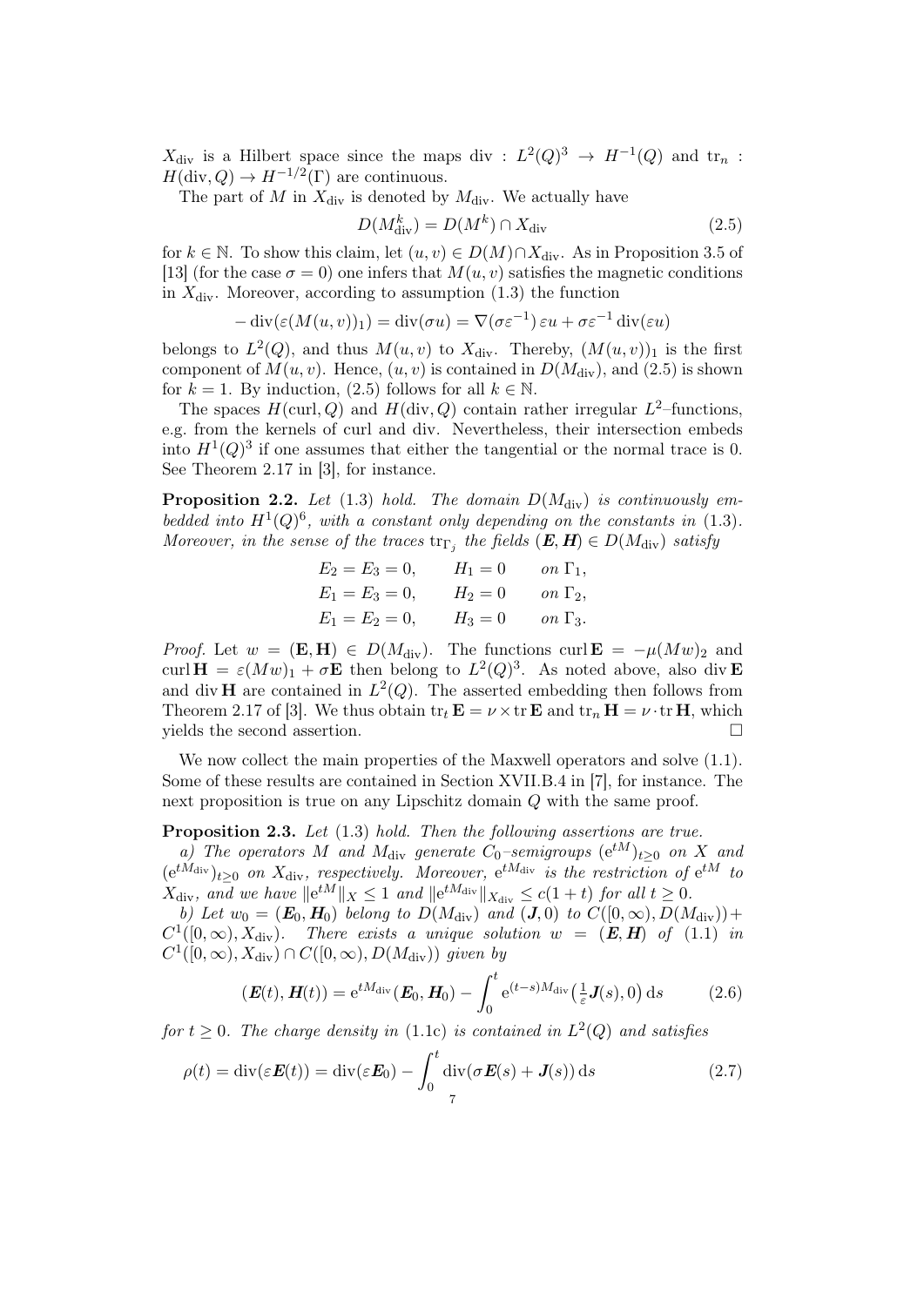$X_{\text{div}}$ is a Hilbert space since the maps div : $L^2(Q)^3 \to H^{-1}(Q)$ and $\text{tr}_n$ : $H(\text{div}, Q) \to H^{-1/2}(\Gamma)$ are continuous.

The part of $M$ in $X_{\text{div}}$ is denoted by $M_{\text{div}}$. We actually have

$$D(M_{\text{div}}^k) = D(M^k) \cap X_{\text{div}} \tag{2.5}$$

for $k \in \mathbb{N}$. To show this claim, let $(u, v) \in D(M) \cap X_{\text{div}}$. As in Proposition 3.5 of [13] (for the case $\sigma = 0$) one infers that $M(u, v)$ satisfies the magnetic conditions in $X_{\text{div}}$. Moreover, according to assumption (1.3) the function

$$-\operatorname{div}(\varepsilon(M(u, v))_1) = \operatorname{div}(\sigma u) = \nabla(\sigma \varepsilon^{-1})\, \varepsilon u + \sigma \varepsilon^{-1} \operatorname{div}(\varepsilon u)$$

belongs to $L^2(Q)$, and thus $M(u, v)$ to $X_{\text{div}}$. Thereby, $(M(u, v))_1$ is the first component of $M(u, v)$. Hence, $(u, v)$ is contained in $D(M_{\text{div}})$, and (2.5) is shown for $k = 1$. By induction, (2.5) follows for all $k \in \mathbb{N}$.

The spaces $H(\text{curl}, Q)$ and $H(\text{div}, Q)$ contain rather irregular $L^2$–functions, e.g. from the kernels of curl and div. Nevertheless, their intersection embeds into $H^1(Q)^3$ if one assumes that either the tangential or the normal trace is 0. See Theorem 2.17 in [3], for instance.

**Proposition 2.2.** *Let* (1.3) *hold. The domain $D(M_{\text{div}})$ is continuously embedded into $H^1(Q)^6$, with a constant only depending on the constants in* (1.3). *Moreover, in the sense of the traces $\text{tr}_{\Gamma_j}$ the fields $(\boldsymbol{E}, \boldsymbol{H}) \in D(M_{\text{div}})$ satisfy*

$$\begin{aligned}
E_2 &= E_3 = 0, & H_1 &= 0 & &\text{on } \Gamma_1,\\
E_1 &= E_3 = 0, & H_2 &= 0 & &\text{on } \Gamma_2,\\
E_1 &= E_2 = 0, & H_3 &= 0 & &\text{on } \Gamma_3.
\end{aligned}$$

*Proof.* Let $w = (\mathbf{E}, \mathbf{H}) \in D(M_{\text{div}})$. The functions $\operatorname{curl} \mathbf{E} = -\mu(Mw)_2$ and $\operatorname{curl} \mathbf{H} = \varepsilon(Mw)_1 + \sigma \mathbf{E}$ then belong to $L^2(Q)^3$. As noted above, also $\operatorname{div} \mathbf{E}$ and $\operatorname{div} \mathbf{H}$ are contained in $L^2(Q)$. The asserted embedding then follows from Theorem 2.17 of [3]. We thus obtain $\text{tr}_t \mathbf{E} = \nu \times \text{tr}\, \mathbf{E}$ and $\text{tr}_n \mathbf{H} = \nu \cdot \text{tr}\, \mathbf{H}$, which yields the second assertion. □

We now collect the main properties of the Maxwell operators and solve (1.1). Some of these results are contained in Section XVII.B.4 in [7], for instance. The next proposition is true on any Lipschitz domain $Q$ with the same proof.

**Proposition 2.3.** *Let* (1.3) *hold. Then the following assertions are true.*

*a) The operators $M$ and $M_{\text{div}}$ generate $C_0$–semigroups $(\mathrm{e}^{tM})_{t \geq 0}$ on $X$ and $(\mathrm{e}^{tM_{\text{div}}})_{t \geq 0}$ on $X_{\text{div}}$, respectively. Moreover, $\mathrm{e}^{tM_{\text{div}}}$ is the restriction of $\mathrm{e}^{tM}$ to $X_{\text{div}}$, and we have $\|\mathrm{e}^{tM}\|_X \leq 1$ and $\|\mathrm{e}^{tM_{\text{div}}}\|_{X_{\text{div}}} \leq c(1 + t)$ for all $t \geq 0$.*

*b) Let $w_0 = (\boldsymbol{E}_0, \boldsymbol{H}_0)$ belong to $D(M_{\text{div}})$ and $(\boldsymbol{J}, 0)$ to $C([0, \infty), D(M_{\text{div}})) + C^1([0, \infty), X_{\text{div}})$. There exists a unique solution $w = (\boldsymbol{E}, \boldsymbol{H})$ of* (1.1) *in $C^1([0, \infty), X_{\text{div}}) \cap C([0, \infty), D(M_{\text{div}}))$ given by*

$$(\boldsymbol{E}(t), \boldsymbol{H}(t)) = \mathrm{e}^{tM_{\text{div}}}(\boldsymbol{E}_0, \boldsymbol{H}_0) - \int_0^t \mathrm{e}^{(t-s)M_{\text{div}}}\big(\tfrac{1}{\varepsilon}\boldsymbol{J}(s), 0\big)\, \mathrm{d}s \tag{2.6}$$

*for $t \geq 0$. The charge density in* (1.1c) *is contained in $L^2(Q)$ and satisfies*

$$\rho(t) = \operatorname{div}(\varepsilon \boldsymbol{E}(t)) = \operatorname{div}(\varepsilon \boldsymbol{E}_0) - \int_0^t \operatorname{div}(\sigma \boldsymbol{E}(s) + \boldsymbol{J}(s))\, \mathrm{d}s \tag{2.7}$$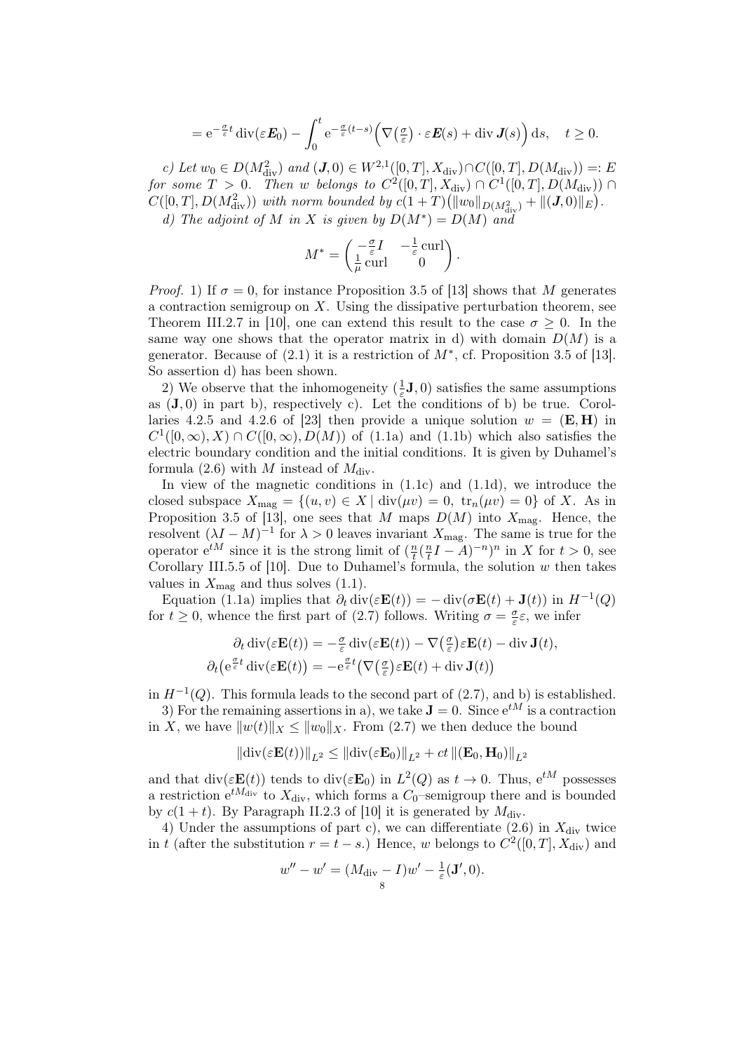$$= \mathrm{e}^{-\frac{\sigma}{\varepsilon}t} \operatorname{div}(\varepsilon \boldsymbol{E}_0) - \int_0^t \mathrm{e}^{-\frac{\sigma}{\varepsilon}(t-s)} \Big( \nabla\big(\tfrac{\sigma}{\varepsilon}\big) \cdot \varepsilon \boldsymbol{E}(s) + \operatorname{div} \boldsymbol{J}(s) \Big) \, \mathrm{d}s, \quad t \geq 0.$$

*c) Let $w_0 \in D(M_{\mathrm{div}}^2)$ and $(\boldsymbol{J}, 0) \in W^{2,1}([0,T], X_{\mathrm{div}}) \cap C([0,T], D(M_{\mathrm{div}})) =: E$ for some $T > 0$. Then $w$ belongs to $C^2([0,T], X_{\mathrm{div}}) \cap C^1([0,T], D(M_{\mathrm{div}})) \cap C([0,T], D(M_{\mathrm{div}}^2))$ with norm bounded by $c(1+T)\big(\|w_0\|_{D(M_{\mathrm{div}}^2)} + \|(\boldsymbol{J},0)\|_E\big)$.*

*d) The adjoint of $M$ in $X$ is given by $D(M^*) = D(M)$ and*

$$M^* = \begin{pmatrix} -\frac{\sigma}{\varepsilon} I & -\frac{1}{\varepsilon} \operatorname{curl} \\ \frac{1}{\mu} \operatorname{curl} & 0 \end{pmatrix}.$$

*Proof.* 1) If $\sigma = 0$, for instance Proposition 3.5 of [13] shows that $M$ generates a contraction semigroup on $X$. Using the dissipative perturbation theorem, see Theorem III.2.7 in [10], one can extend this result to the case $\sigma \geq 0$. In the same way one shows that the operator matrix in d) with domain $D(M)$ is a generator. Because of (2.1) it is a restriction of $M^*$, cf. Proposition 3.5 of [13]. So assertion d) has been shown.

2) We observe that the inhomogeneity $(\frac{1}{\varepsilon}\mathbf{J}, 0)$ satisfies the same assumptions as $(\mathbf{J}, 0)$ in part b), respectively c). Let the conditions of b) be true. Corollaries 4.2.5 and 4.2.6 of [23] then provide a unique solution $w = (\mathbf{E}, \mathbf{H})$ in $C^1([0,\infty), X) \cap C([0,\infty), D(M))$ of (1.1a) and (1.1b) which also satisfies the electric boundary condition and the initial conditions. It is given by Duhamel's formula (2.6) with $M$ instead of $M_{\mathrm{div}}$.

In view of the magnetic conditions in (1.1c) and (1.1d), we introduce the closed subspace $X_{\mathrm{mag}} = \{(u,v) \in X \mid \operatorname{div}(\mu v) = 0, \ \operatorname{tr}_n(\mu v) = 0\}$ of $X$. As in Proposition 3.5 of [13], one sees that $M$ maps $D(M)$ into $X_{\mathrm{mag}}$. Hence, the resolvent $(\lambda I - M)^{-1}$ for $\lambda > 0$ leaves invariant $X_{\mathrm{mag}}$. The same is true for the operator $\mathrm{e}^{tM}$ since it is the strong limit of $(\frac{n}{t}(\frac{n}{t}I - A)^{-n})^n$ in $X$ for $t > 0$, see Corollary III.5.5 of [10]. Due to Duhamel's formula, the solution $w$ then takes values in $X_{\mathrm{mag}}$ and thus solves (1.1).

Equation (1.1a) implies that $\partial_t \operatorname{div}(\varepsilon \mathbf{E}(t)) = -\operatorname{div}(\sigma \mathbf{E}(t) + \mathbf{J}(t))$ in $H^{-1}(Q)$ for $t \geq 0$, whence the first part of (2.7) follows. Writing $\sigma = \frac{\sigma}{\varepsilon}\varepsilon$, we infer

$$\partial_t \operatorname{div}(\varepsilon \mathbf{E}(t)) = -\tfrac{\sigma}{\varepsilon} \operatorname{div}(\varepsilon \mathbf{E}(t)) - \nabla\big(\tfrac{\sigma}{\varepsilon}\big)\varepsilon \mathbf{E}(t) - \operatorname{div} \mathbf{J}(t),$$
$$\partial_t\big(\mathrm{e}^{\frac{\sigma}{\varepsilon}t} \operatorname{div}(\varepsilon \mathbf{E}(t)\big) = -\mathrm{e}^{\frac{\sigma}{\varepsilon}t}\big(\nabla\big(\tfrac{\sigma}{\varepsilon}\big)\varepsilon \mathbf{E}(t) + \operatorname{div} \mathbf{J}(t)\big)$$

in $H^{-1}(Q)$. This formula leads to the second part of (2.7), and b) is established.

3) For the remaining assertions in a), we take $\mathbf{J} = 0$. Since $\mathrm{e}^{tM}$ is a contraction in $X$, we have $\|w(t)\|_X \leq \|w_0\|_X$. From (2.7) we then deduce the bound

$$\|\operatorname{div}(\varepsilon \mathbf{E}(t))\|_{L^2} \leq \|\operatorname{div}(\varepsilon \mathbf{E}_0)\|_{L^2} + ct \, \|(\mathbf{E}_0, \mathbf{H}_0)\|_{L^2}$$

and that $\operatorname{div}(\varepsilon \mathbf{E}(t))$ tends to $\operatorname{div}(\varepsilon \mathbf{E}_0)$ in $L^2(Q)$ as $t \to 0$. Thus, $\mathrm{e}^{tM}$ possesses a restriction $\mathrm{e}^{tM_{\mathrm{div}}}$ to $X_{\mathrm{div}}$, which forms a $C_0$–semigroup there and is bounded by $c(1+t)$. By Paragraph II.2.3 of [10] it is generated by $M_{\mathrm{div}}$.

4) Under the assumptions of part c), we can differentiate (2.6) in $X_{\mathrm{div}}$ twice in $t$ (after the substitution $r = t - s$.) Hence, $w$ belongs to $C^2([0,T], X_{\mathrm{div}})$ and

$$w'' - w' = (M_{\mathrm{div}} - I)w' - \tfrac{1}{\varepsilon}(\mathbf{J}', 0).$$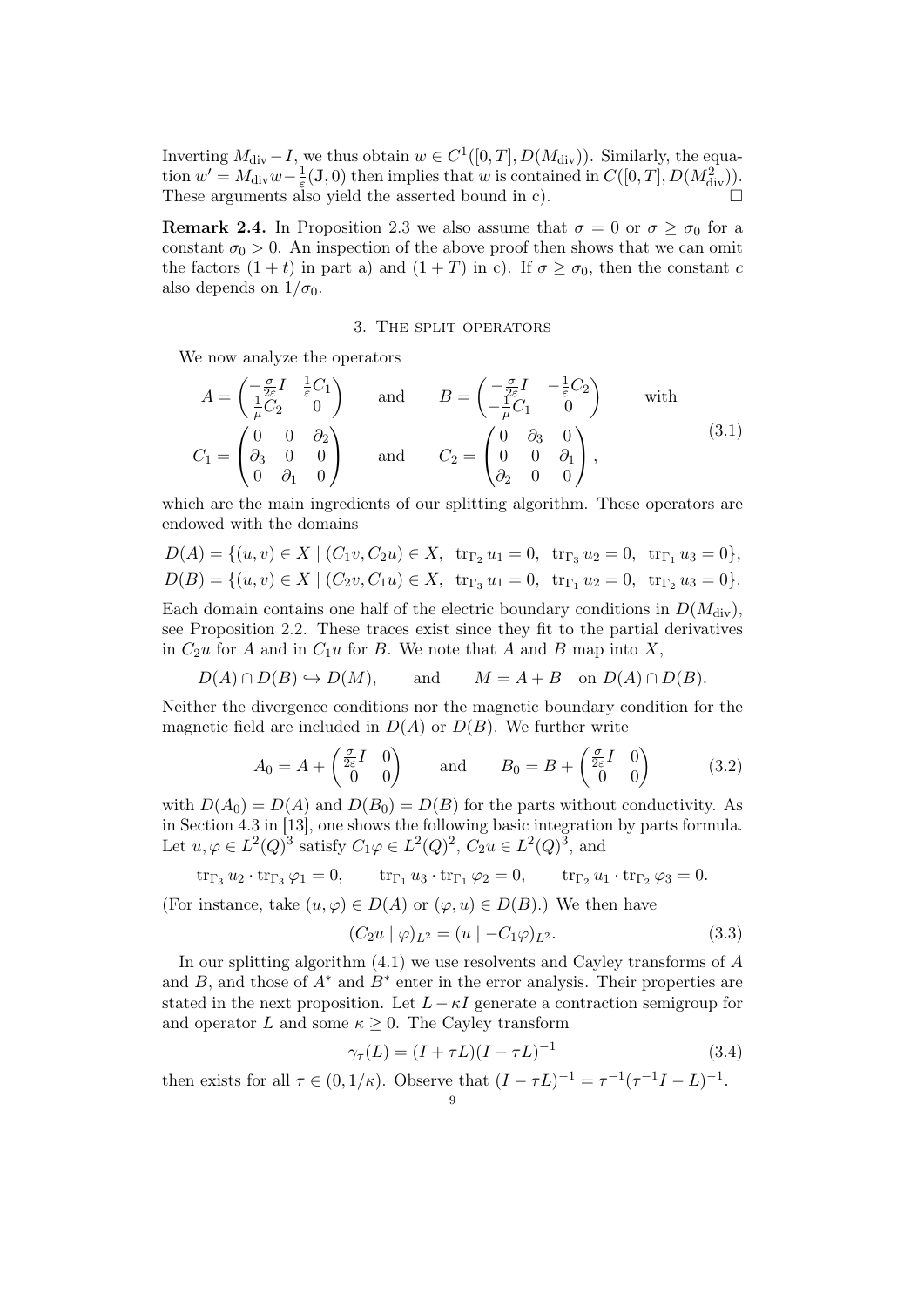Inverting $M_{\mathrm{div}} - I$, we thus obtain $w \in C^1([0,T], D(M_{\mathrm{div}}))$. Similarly, the equation $w' = M_{\mathrm{div}} w - \frac{1}{\varepsilon}(\mathbf{J}, 0)$ then implies that $w$ is contained in $C([0,T], D(M_{\mathrm{div}}^2))$. These arguments also yield the asserted bound in c). $\square$

**Remark 2.4.** In Proposition 2.3 we also assume that $\sigma = 0$ or $\sigma \geq \sigma_0$ for a constant $\sigma_0 > 0$. An inspection of the above proof then shows that we can omit the factors $(1+t)$ in part a) and $(1+T)$ in c). If $\sigma \geq \sigma_0$, then the constant $c$ also depends on $1/\sigma_0$.

## 3. The split operators

We now analyze the operators

$$
A = \begin{pmatrix} -\frac{\sigma}{2\varepsilon} I & \frac{1}{\varepsilon} C_1 \\ \frac{1}{\mu} C_2 & 0 \end{pmatrix} \qquad \text{and} \qquad B = \begin{pmatrix} -\frac{\sigma}{2\varepsilon} I & -\frac{1}{\varepsilon} C_2 \\ -\frac{1}{\mu} C_1 & 0 \end{pmatrix} \qquad \text{with}
$$
$$
C_1 = \begin{pmatrix} 0 & 0 & \partial_2 \\ \partial_3 & 0 & 0 \\ 0 & \partial_1 & 0 \end{pmatrix} \qquad \text{and} \qquad C_2 = \begin{pmatrix} 0 & \partial_3 & 0 \\ 0 & 0 & \partial_1 \\ \partial_2 & 0 & 0 \end{pmatrix}, \tag{3.1}
$$

which are the main ingredients of our splitting algorithm. These operators are endowed with the domains

$$
D(A) = \{(u,v) \in X \mid (C_1 v, C_2 u) \in X, \ \operatorname{tr}_{\Gamma_2} u_1 = 0, \ \operatorname{tr}_{\Gamma_3} u_2 = 0, \ \operatorname{tr}_{\Gamma_1} u_3 = 0\},
$$
$$
D(B) = \{(u,v) \in X \mid (C_2 v, C_1 u) \in X, \ \operatorname{tr}_{\Gamma_3} u_1 = 0, \ \operatorname{tr}_{\Gamma_1} u_2 = 0, \ \operatorname{tr}_{\Gamma_2} u_3 = 0\}.
$$

Each domain contains one half of the electric boundary conditions in $D(M_{\mathrm{div}})$, see Proposition 2.2. These traces exist since they fit to the partial derivatives in $C_2 u$ for $A$ and in $C_1 u$ for $B$. We note that $A$ and $B$ map into $X$,

$$
D(A) \cap D(B) \hookrightarrow D(M), \qquad \text{and} \qquad M = A + B \quad \text{on } D(A) \cap D(B).
$$

Neither the divergence conditions nor the magnetic boundary condition for the magnetic field are included in $D(A)$ or $D(B)$. We further write

$$
A_0 = A + \begin{pmatrix} \frac{\sigma}{2\varepsilon} I & 0 \\ 0 & 0 \end{pmatrix} \qquad \text{and} \qquad B_0 = B + \begin{pmatrix} \frac{\sigma}{2\varepsilon} I & 0 \\ 0 & 0 \end{pmatrix} \tag{3.2}
$$

with $D(A_0) = D(A)$ and $D(B_0) = D(B)$ for the parts without conductivity. As in Section 4.3 in [13], one shows the following basic integration by parts formula. Let $u, \varphi \in L^2(Q)^3$ satisfy $C_1 \varphi \in L^2(Q)^2$, $C_2 u \in L^2(Q)^3$, and

$$
\operatorname{tr}_{\Gamma_3} u_2 \cdot \operatorname{tr}_{\Gamma_3} \varphi_1 = 0, \qquad \operatorname{tr}_{\Gamma_1} u_3 \cdot \operatorname{tr}_{\Gamma_1} \varphi_2 = 0, \qquad \operatorname{tr}_{\Gamma_2} u_1 \cdot \operatorname{tr}_{\Gamma_2} \varphi_3 = 0.
$$

(For instance, take $(u, \varphi) \in D(A)$ or $(\varphi, u) \in D(B)$.) We then have

$$
(C_2 u \mid \varphi)_{L^2} = (u \mid -C_1 \varphi)_{L^2}. \tag{3.3}
$$

In our splitting algorithm (4.1) we use resolvents and Cayley transforms of $A$ and $B$, and those of $A^*$ and $B^*$ enter in the error analysis. Their properties are stated in the next proposition. Let $L - \kappa I$ generate a contraction semigroup for and operator $L$ and some $\kappa \geq 0$. The Cayley transform

$$
\gamma_\tau(L) = (I + \tau L)(I - \tau L)^{-1} \tag{3.4}
$$

then exists for all $\tau \in (0, 1/\kappa)$. Observe that $(I - \tau L)^{-1} = \tau^{-1}(\tau^{-1} I - L)^{-1}$.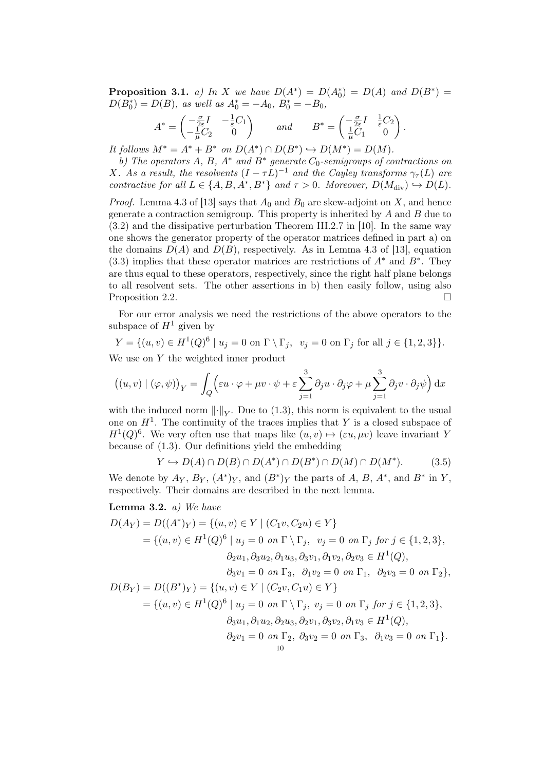**Proposition 3.1.** *a) In $X$ we have $D(A^*) = D(A_0^*) = D(A)$ and $D(B^*) = D(B_0^*) = D(B)$, as well as $A_0^* = -A_0$, $B_0^* = -B_0$,*

$$A^* = \begin{pmatrix} -\frac{\sigma}{2\varepsilon} I & -\frac{1}{\varepsilon} C_1 \\ -\frac{1}{\mu} C_2 & 0 \end{pmatrix} \qquad \text{and} \qquad B^* = \begin{pmatrix} -\frac{\sigma}{2\varepsilon} I & \frac{1}{\varepsilon} C_2 \\ \frac{1}{\mu} C_1 & 0 \end{pmatrix}.$$

*It follows $M^* = A^* + B^*$ on $D(A^*) \cap D(B^*) \hookrightarrow D(M^*) = D(M)$.*

*b) The operators $A$, $B$, $A^*$ and $B^*$ generate $C_0$-semigroups of contractions on $X$. As a result, the resolvents $(I - \tau L)^{-1}$ and the Cayley transforms $\gamma_\tau(L)$ are contractive for all $L \in \{A, B, A^*, B^*\}$ and $\tau > 0$. Moreover, $D(M_{\mathrm{div}}) \hookrightarrow D(L)$.*

*Proof.* Lemma 4.3 of [13] says that $A_0$ and $B_0$ are skew-adjoint on $X$, and hence generate a contraction semigroup. This property is inherited by $A$ and $B$ due to (3.2) and the dissipative perturbation Theorem III.2.7 in [10]. In the same way one shows the generator property of the operator matrices defined in part a) on the domains $D(A)$ and $D(B)$, respectively. As in Lemma 4.3 of [13], equation (3.3) implies that these operator matrices are restrictions of $A^*$ and $B^*$. They are thus equal to these operators, respectively, since the right half plane belongs to all resolvent sets. The other assertions in b) then easily follow, using also Proposition 2.2. $\square$

For our error analysis we need the restrictions of the above operators to the subspace of $H^1$ given by

$$Y = \{(u, v) \in H^1(Q)^6 \mid u_j = 0 \text{ on } \Gamma \setminus \Gamma_j, \;\; v_j = 0 \text{ on } \Gamma_j \text{ for all } j \in \{1, 2, 3\}\}.$$

We use on $Y$ the weighted inner product

$$\big((u, v) \mid (\varphi, \psi)\big)_Y = \int_Q \Big( \varepsilon u \cdot \varphi + \mu v \cdot \psi + \varepsilon \sum_{j=1}^{3} \partial_j u \cdot \partial_j \varphi + \mu \sum_{j=1}^{3} \partial_j v \cdot \partial_j \psi \Big) \,\mathrm{d}x$$

with the induced norm $\|\cdot\|_Y$. Due to (1.3), this norm is equivalent to the usual one on $H^1$. The continuity of the traces implies that $Y$ is a closed subspace of $H^1(Q)^6$. We very often use that maps like $(u, v) \mapsto (\varepsilon u, \mu v)$ leave invariant $Y$ because of (1.3). Our definitions yield the embedding

$$Y \hookrightarrow D(A) \cap D(B) \cap D(A^*) \cap D(B^*) \cap D(M) \cap D(M^*). \tag{3.5}$$

We denote by $A_Y$, $B_Y$, $(A^*)_Y$, and $(B^*)_Y$ the parts of $A$, $B$, $A^*$, and $B^*$ in $Y$, respectively. Their domains are described in the next lemma.

**Lemma 3.2.** *a) We have*

$$\begin{aligned}
D(A_Y) = D((A^*)_Y) &= \{(u, v) \in Y \mid (C_1 v, C_2 u) \in Y\} \\
&= \{(u, v) \in H^1(Q)^6 \mid u_j = 0 \text{ on } \Gamma \setminus \Gamma_j, \;\; v_j = 0 \text{ on } \Gamma_j \text{ for } j \in \{1, 2, 3\}, \\
&\qquad \partial_2 u_1, \partial_3 u_2, \partial_1 u_3, \partial_3 v_1, \partial_1 v_2, \partial_2 v_3 \in H^1(Q), \\
&\qquad \partial_3 v_1 = 0 \text{ on } \Gamma_3, \;\; \partial_1 v_2 = 0 \text{ on } \Gamma_1, \;\; \partial_2 v_3 = 0 \text{ on } \Gamma_2\}, \\
D(B_Y) = D((B^*)_Y) &= \{(u, v) \in Y \mid (C_2 v, C_1 u) \in Y\} \\
&= \{(u, v) \in H^1(Q)^6 \mid u_j = 0 \text{ on } \Gamma \setminus \Gamma_j, \;\; v_j = 0 \text{ on } \Gamma_j \text{ for } j \in \{1, 2, 3\}, \\
&\qquad \partial_3 u_1, \partial_1 u_2, \partial_2 u_3, \partial_2 v_1, \partial_3 v_2, \partial_1 v_3 \in H^1(Q), \\
&\qquad \partial_2 v_1 = 0 \text{ on } \Gamma_2, \;\; \partial_3 v_2 = 0 \text{ on } \Gamma_3, \;\; \partial_1 v_3 = 0 \text{ on } \Gamma_1\}.
\end{aligned}$$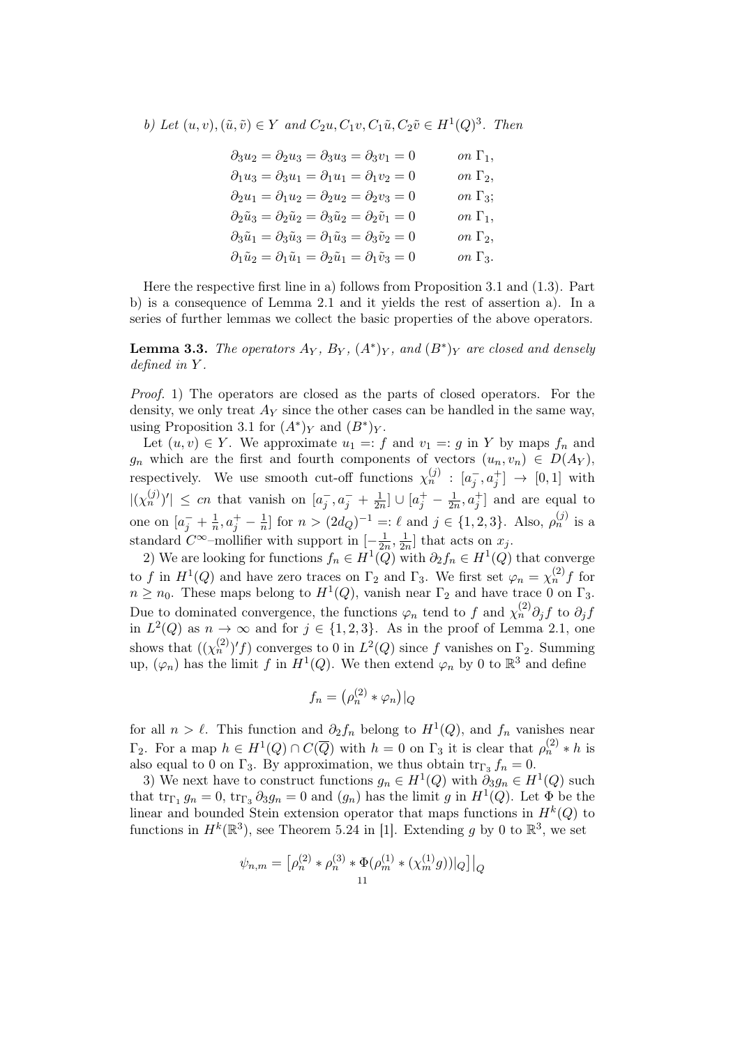*b) Let $(u,v), (\tilde u, \tilde v) \in Y$ and $C_2 u, C_1 v, C_1 \tilde u, C_2 \tilde v \in H^1(Q)^3$. Then*

$$
\begin{aligned}
&\partial_3 u_2 = \partial_2 u_3 = \partial_3 u_3 = \partial_3 v_1 = 0 && \text{on } \Gamma_1,\\
&\partial_1 u_3 = \partial_3 u_1 = \partial_1 u_1 = \partial_1 v_2 = 0 && \text{on } \Gamma_2,\\
&\partial_2 u_1 = \partial_1 u_2 = \partial_2 u_2 = \partial_2 v_3 = 0 && \text{on } \Gamma_3;\\
&\partial_2 \tilde u_3 = \partial_2 \tilde u_2 = \partial_3 \tilde u_2 = \partial_2 \tilde v_1 = 0 && \text{on } \Gamma_1,\\
&\partial_3 \tilde u_1 = \partial_3 \tilde u_3 = \partial_1 \tilde u_3 = \partial_3 \tilde v_2 = 0 && \text{on } \Gamma_2,\\
&\partial_1 \tilde u_2 = \partial_1 \tilde u_1 = \partial_2 \tilde u_1 = \partial_1 \tilde v_3 = 0 && \text{on } \Gamma_3.
\end{aligned}
$$

Here the respective first line in a) follows from Proposition 3.1 and (1.3). Part b) is a consequence of Lemma 2.1 and it yields the rest of assertion a). In a series of further lemmas we collect the basic properties of the above operators.

**Lemma 3.3.** *The operators $A_Y$, $B_Y$, $(A^*)_Y$, and $(B^*)_Y$ are closed and densely defined in $Y$.*

*Proof.* 1) The operators are closed as the parts of closed operators. For the density, we only treat $A_Y$ since the other cases can be handled in the same way, using Proposition 3.1 for $(A^*)_Y$ and $(B^*)_Y$.

Let $(u,v) \in Y$. We approximate $u_1 =: f$ and $v_1 =: g$ in $Y$ by maps $f_n$ and $g_n$ which are the first and fourth components of vectors $(u_n, v_n) \in D(A_Y)$, respectively. We use smooth cut-off functions $\chi_n^{(j)} : [a_j^-, a_j^+] \to [0,1]$ with $|(\chi_n^{(j)})'| \le cn$ that vanish on $[a_j^-, a_j^- + \frac{1}{2n}] \cup [a_j^+ - \frac{1}{2n}, a_j^+]$ and are equal to one on $[a_j^- + \frac{1}{n}, a_j^+ - \frac{1}{n}]$ for $n > (2d_Q)^{-1} =: \ell$ and $j \in \{1,2,3\}$. Also, $\rho_n^{(j)}$ is a standard $C^\infty$–mollifier with support in $[-\frac{1}{2n}, \frac{1}{2n}]$ that acts on $x_j$.

2) We are looking for functions $f_n \in H^1(Q)$ with $\partial_2 f_n \in H^1(Q)$ that converge to $f$ in $H^1(Q)$ and have zero traces on $\Gamma_2$ and $\Gamma_3$. We first set $\varphi_n = \chi_n^{(2)} f$ for $n \ge n_0$. These maps belong to $H^1(Q)$, vanish near $\Gamma_2$ and have trace 0 on $\Gamma_3$. Due to dominated convergence, the functions $\varphi_n$ tend to $f$ and $\chi_n^{(2)} \partial_j f$ to $\partial_j f$ in $L^2(Q)$ as $n \to \infty$ and for $j \in \{1,2,3\}$. As in the proof of Lemma 2.1, one shows that $((\chi_n^{(2)})' f)$ converges to 0 in $L^2(Q)$ since $f$ vanishes on $\Gamma_2$. Summing up, $(\varphi_n)$ has the limit $f$ in $H^1(Q)$. We then extend $\varphi_n$ by 0 to $\mathbb{R}^3$ and define

$$
f_n = \big(\rho_n^{(2)} * \varphi_n\big)|_Q
$$

for all $n > \ell$. This function and $\partial_2 f_n$ belong to $H^1(Q)$, and $f_n$ vanishes near $\Gamma_2$. For a map $h \in H^1(Q) \cap C(\overline{Q})$ with $h = 0$ on $\Gamma_3$ it is clear that $\rho_n^{(2)} * h$ is also equal to 0 on $\Gamma_3$. By approximation, we thus obtain $\operatorname{tr}_{\Gamma_3} f_n = 0$.

3) We next have to construct functions $g_n \in H^1(Q)$ with $\partial_3 g_n \in H^1(Q)$ such that $\operatorname{tr}_{\Gamma_1} g_n = 0$, $\operatorname{tr}_{\Gamma_3} \partial_3 g_n = 0$ and $(g_n)$ has the limit $g$ in $H^1(Q)$. Let $\Phi$ be the linear and bounded Stein extension operator that maps functions in $H^k(Q)$ to functions in $H^k(\mathbb{R}^3)$, see Theorem 5.24 in [1]. Extending $g$ by 0 to $\mathbb{R}^3$, we set

$$
\psi_{n,m} = \big[\rho_n^{(2)} * \rho_n^{(3)} * \Phi(\rho_m^{(1)} * (\chi_m^{(1)} g))|_Q\big]\big|_Q
$$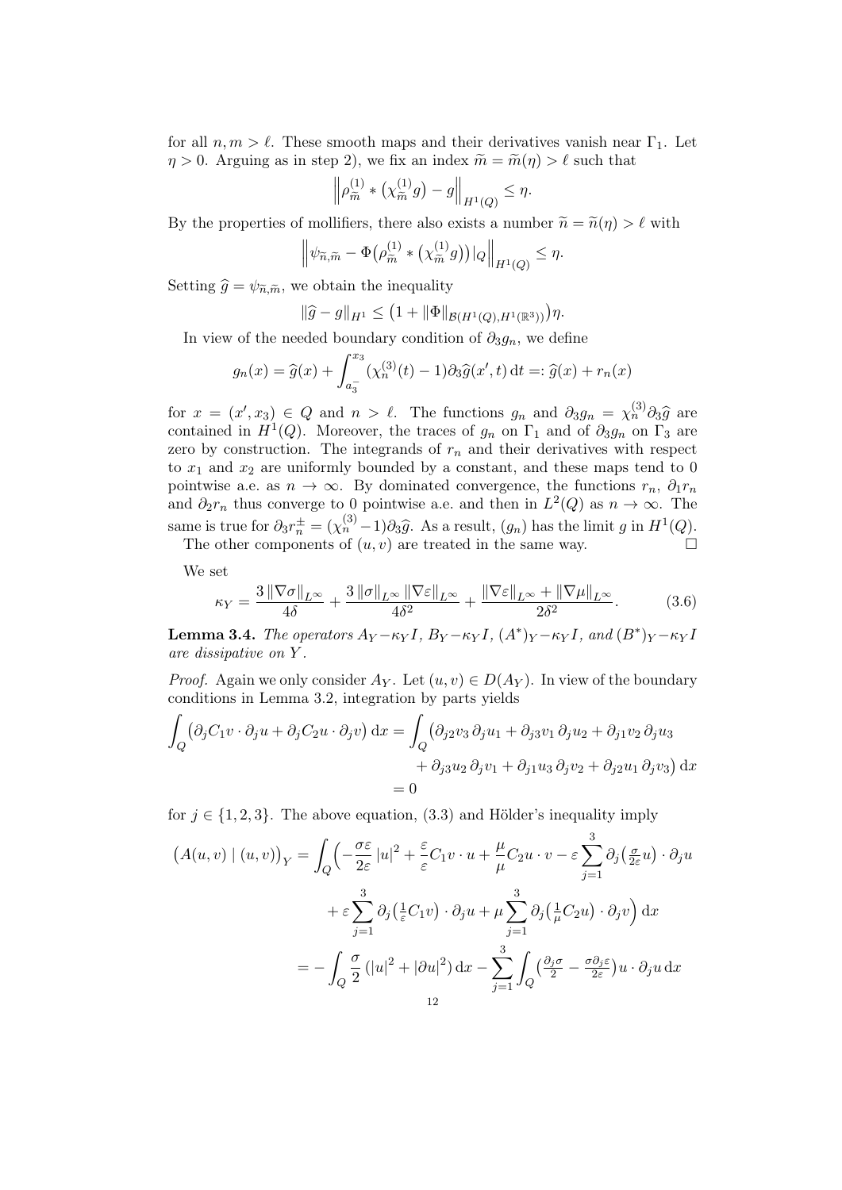for all $n, m > \ell$. These smooth maps and their derivatives vanish near $\Gamma_1$. Let $\eta > 0$. Arguing as in step 2), we fix an index $\widetilde{m} = \widetilde{m}(\eta) > \ell$ such that

$$\left\| \rho^{(1)}_{\widetilde{m}} * \big(\chi^{(1)}_{\widetilde{m}} g\big) - g \right\|_{H^1(Q)} \leq \eta.$$

By the properties of mollifiers, there also exists a number $\widetilde{n} = \widetilde{n}(\eta) > \ell$ with

$$\left\| \psi_{\widetilde{n},\widetilde{m}} - \Phi\big(\rho^{(1)}_{\widetilde{m}} * \big(\chi^{(1)}_{\widetilde{m}} g\big)\big)|_Q \right\|_{H^1(Q)} \leq \eta.$$

Setting $\widehat{g} = \psi_{\widetilde{n},\widetilde{m}}$, we obtain the inequality

$$\|\widehat{g} - g\|_{H^1} \leq \big(1 + \|\Phi\|_{\mathcal{B}(H^1(Q), H^1(\mathbb{R}^3))}\big)\eta.$$

In view of the needed boundary condition of $\partial_3 g_n$, we define

$$g_n(x) = \widehat{g}(x) + \int_{a_3^-}^{x_3} (\chi^{(3)}_n(t) - 1)\partial_3 \widehat{g}(x', t)\,\mathrm{d}t =: \widehat{g}(x) + r_n(x)$$

for $x = (x', x_3) \in Q$ and $n > \ell$. The functions $g_n$ and $\partial_3 g_n = \chi^{(3)}_n \partial_3 \widehat{g}$ are contained in $H^1(Q)$. Moreover, the traces of $g_n$ on $\Gamma_1$ and of $\partial_3 g_n$ on $\Gamma_3$ are zero by construction. The integrands of $r_n$ and their derivatives with respect to $x_1$ and $x_2$ are uniformly bounded by a constant, and these maps tend to 0 pointwise a.e. as $n \to \infty$. By dominated convergence, the functions $r_n$, $\partial_1 r_n$ and $\partial_2 r_n$ thus converge to 0 pointwise a.e. and then in $L^2(Q)$ as $n \to \infty$. The same is true for $\partial_3 r_n^{\pm} = (\chi^{(3)}_n - 1)\partial_3 \widehat{g}$. As a result, $(g_n)$ has the limit $g$ in $H^1(Q)$.

The other components of $(u, v)$ are treated in the same way. $\square$

We set

$$\kappa_Y = \frac{3\,\|\nabla\sigma\|_{L^\infty}}{4\delta} + \frac{3\,\|\sigma\|_{L^\infty}\,\|\nabla\varepsilon\|_{L^\infty}}{4\delta^2} + \frac{\|\nabla\varepsilon\|_{L^\infty} + \|\nabla\mu\|_{L^\infty}}{2\delta^2}. \tag{3.6}$$

**Lemma 3.4.** *The operators $A_Y - \kappa_Y I$, $B_Y - \kappa_Y I$, $(A^*)_Y - \kappa_Y I$, and $(B^*)_Y - \kappa_Y I$ are dissipative on $Y$.*

*Proof.* Again we only consider $A_Y$. Let $(u, v) \in D(A_Y)$. In view of the boundary conditions in Lemma 3.2, integration by parts yields

$$\begin{aligned}
\int_Q \big(\partial_j C_1 v \cdot \partial_j u + \partial_j C_2 u \cdot \partial_j v\big)\,\mathrm{d}x &= \int_Q \big(\partial_{j2} v_3\, \partial_j u_1 + \partial_{j3} v_1\, \partial_j u_2 + \partial_{j1} v_2\, \partial_j u_3 \\
&\qquad + \partial_{j3} u_2\, \partial_j v_1 + \partial_{j1} u_3\, \partial_j v_2 + \partial_{j2} u_1\, \partial_j v_3\big)\,\mathrm{d}x \\
&= 0
\end{aligned}$$

for $j \in \{1, 2, 3\}$. The above equation, (3.3) and Hölder's inequality imply

$$\begin{aligned}
\big(A(u, v) \mid (u, v)\big)_Y &= \int_Q \Big( -\frac{\sigma\varepsilon}{2\varepsilon}\,|u|^2 + \frac{\varepsilon}{\varepsilon} C_1 v \cdot u + \frac{\mu}{\mu} C_2 u \cdot v - \varepsilon \sum_{j=1}^3 \partial_j\big(\tfrac{\sigma}{2\varepsilon} u\big) \cdot \partial_j u \\
&\qquad + \varepsilon \sum_{j=1}^3 \partial_j\big(\tfrac{1}{\varepsilon} C_1 v\big) \cdot \partial_j u + \mu \sum_{j=1}^3 \partial_j\big(\tfrac{1}{\mu} C_2 u\big) \cdot \partial_j v \Big)\,\mathrm{d}x \\
&= -\int_Q \frac{\sigma}{2}\,(|u|^2 + |\partial u|^2)\,\mathrm{d}x - \sum_{j=1}^3 \int_Q \big(\tfrac{\partial_j \sigma}{2} - \tfrac{\sigma \partial_j \varepsilon}{2\varepsilon}\big) u \cdot \partial_j u\,\mathrm{d}x
\end{aligned}$$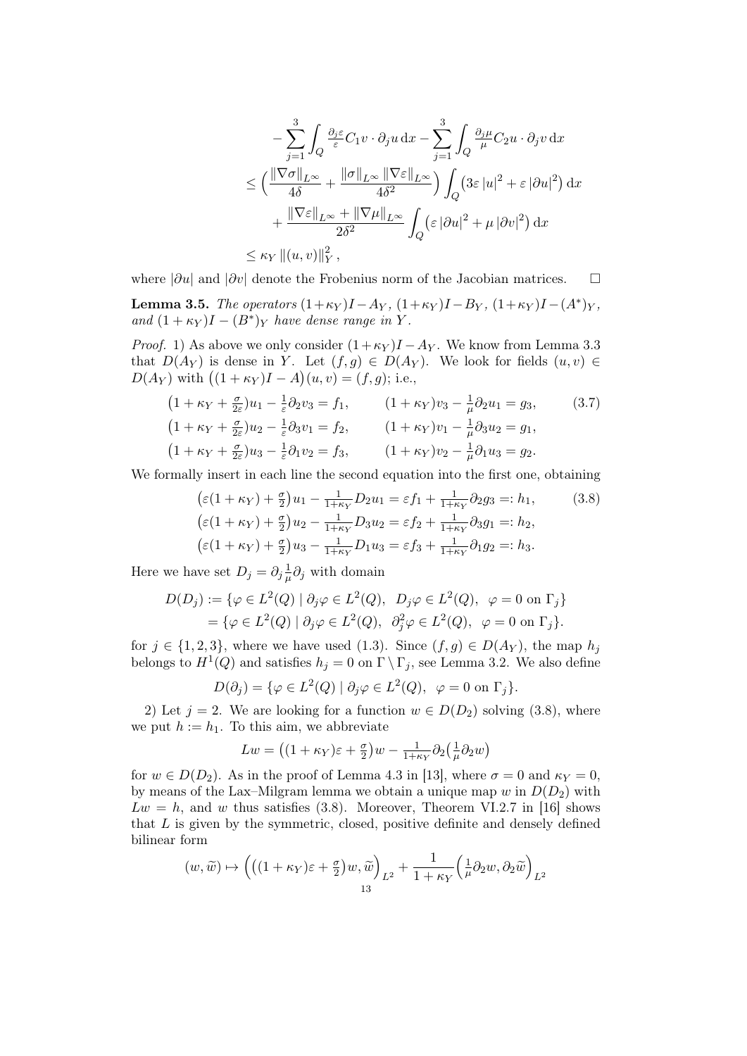$$
\begin{aligned}
&- \sum_{j=1}^{3} \int_Q \frac{\partial_j \varepsilon}{\varepsilon} C_1 v \cdot \partial_j u \,\mathrm{d}x - \sum_{j=1}^{3} \int_Q \frac{\partial_j \mu}{\mu} C_2 u \cdot \partial_j v \,\mathrm{d}x \\
&\le \Big( \frac{\|\nabla \sigma\|_{L^\infty}}{4\delta} + \frac{\|\sigma\|_{L^\infty} \|\nabla \varepsilon\|_{L^\infty}}{4\delta^2} \Big) \int_Q \big( 3\varepsilon \,|u|^2 + \varepsilon \,|\partial u|^2 \big) \,\mathrm{d}x \\
&\quad + \frac{\|\nabla \varepsilon\|_{L^\infty} + \|\nabla \mu\|_{L^\infty}}{2\delta^2} \int_Q \big( \varepsilon \,|\partial u|^2 + \mu \,|\partial v|^2 \big) \,\mathrm{d}x \\
&\le \kappa_Y \,\|(u,v)\|_Y^2 ,
\end{aligned}
$$

where $|\partial u|$ and $|\partial v|$ denote the Frobenius norm of the Jacobian matrices. $\square$

**Lemma 3.5.** *The operators $(1+\kappa_Y)I - A_Y$, $(1+\kappa_Y)I - B_Y$, $(1+\kappa_Y)I - (A^*)_Y$, and $(1+\kappa_Y)I - (B^*)_Y$ have dense range in $Y$.*

*Proof.* 1) As above we only consider $(1+\kappa_Y)I - A_Y$. We know from Lemma 3.3 that $D(A_Y)$ is dense in $Y$. Let $(f,g) \in D(A_Y)$. We look for fields $(u,v) \in D(A_Y)$ with $\big((1+\kappa_Y)I - A\big)(u,v) = (f,g)$; i.e.,

$$
\begin{aligned}
&\big(1 + \kappa_Y + \tfrac{\sigma}{2\varepsilon}\big) u_1 - \tfrac{1}{\varepsilon} \partial_2 v_3 = f_1, \qquad && (1+\kappa_Y) v_3 - \tfrac{1}{\mu} \partial_2 u_1 = g_3, \\
&\big(1 + \kappa_Y + \tfrac{\sigma}{2\varepsilon}\big) u_2 - \tfrac{1}{\varepsilon} \partial_3 v_1 = f_2, \qquad && (1+\kappa_Y) v_1 - \tfrac{1}{\mu} \partial_3 u_2 = g_1, \\
&\big(1 + \kappa_Y + \tfrac{\sigma}{2\varepsilon}\big) u_3 - \tfrac{1}{\varepsilon} \partial_1 v_2 = f_3, \qquad && (1+\kappa_Y) v_2 - \tfrac{1}{\mu} \partial_1 u_3 = g_2.
\end{aligned}
\tag{3.7}
$$

We formally insert in each line the second equation into the first one, obtaining

$$
\begin{aligned}
&\big(\varepsilon(1+\kappa_Y) + \tfrac{\sigma}{2}\big) u_1 - \tfrac{1}{1+\kappa_Y} D_2 u_1 = \varepsilon f_1 + \tfrac{1}{1+\kappa_Y} \partial_2 g_3 =: h_1, \\
&\big(\varepsilon(1+\kappa_Y) + \tfrac{\sigma}{2}\big) u_2 - \tfrac{1}{1+\kappa_Y} D_3 u_2 = \varepsilon f_2 + \tfrac{1}{1+\kappa_Y} \partial_3 g_1 =: h_2, \\
&\big(\varepsilon(1+\kappa_Y) + \tfrac{\sigma}{2}\big) u_3 - \tfrac{1}{1+\kappa_Y} D_1 u_3 = \varepsilon f_3 + \tfrac{1}{1+\kappa_Y} \partial_1 g_2 =: h_3.
\end{aligned}
\tag{3.8}
$$

Here we have set $D_j = \partial_j \frac{1}{\mu} \partial_j$ with domain

$$
\begin{aligned}
D(D_j) &:= \{ \varphi \in L^2(Q) \mid \partial_j \varphi \in L^2(Q), \;\; D_j \varphi \in L^2(Q), \;\; \varphi = 0 \text{ on } \Gamma_j \} \\
&= \{ \varphi \in L^2(Q) \mid \partial_j \varphi \in L^2(Q), \;\; \partial_j^2 \varphi \in L^2(Q), \;\; \varphi = 0 \text{ on } \Gamma_j \}.
\end{aligned}
$$

for $j \in \{1,2,3\}$, where we have used (1.3). Since $(f,g) \in D(A_Y)$, the map $h_j$ belongs to $H^1(Q)$ and satisfies $h_j = 0$ on $\Gamma \setminus \Gamma_j$, see Lemma 3.2. We also define

$$
D(\partial_j) = \{ \varphi \in L^2(Q) \mid \partial_j \varphi \in L^2(Q), \;\; \varphi = 0 \text{ on } \Gamma_j \}.
$$

2) Let $j = 2$. We are looking for a function $w \in D(D_2)$ solving (3.8), where we put $h := h_1$. To this aim, we abbreviate

$$
Lw = \big((1+\kappa_Y)\varepsilon + \tfrac{\sigma}{2}\big) w - \tfrac{1}{1+\kappa_Y} \partial_2 \big( \tfrac{1}{\mu} \partial_2 w \big)
$$

for $w \in D(D_2)$. As in the proof of Lemma 4.3 in [13], where $\sigma = 0$ and $\kappa_Y = 0$, by means of the Lax–Milgram lemma we obtain a unique map $w$ in $D(D_2)$ with $Lw = h$, and $w$ thus satisfies (3.8). Moreover, Theorem VI.2.7 in [16] shows that $L$ is given by the symmetric, closed, positive definite and densely defined bilinear form

$$
(w, \widetilde{w}) \mapsto \Big( \big((1+\kappa_Y)\varepsilon + \tfrac{\sigma}{2}\big) w, \widetilde{w} \Big)_{L^2} + \frac{1}{1+\kappa_Y} \Big( \tfrac{1}{\mu} \partial_2 w, \partial_2 \widetilde{w} \Big)_{L^2}
$$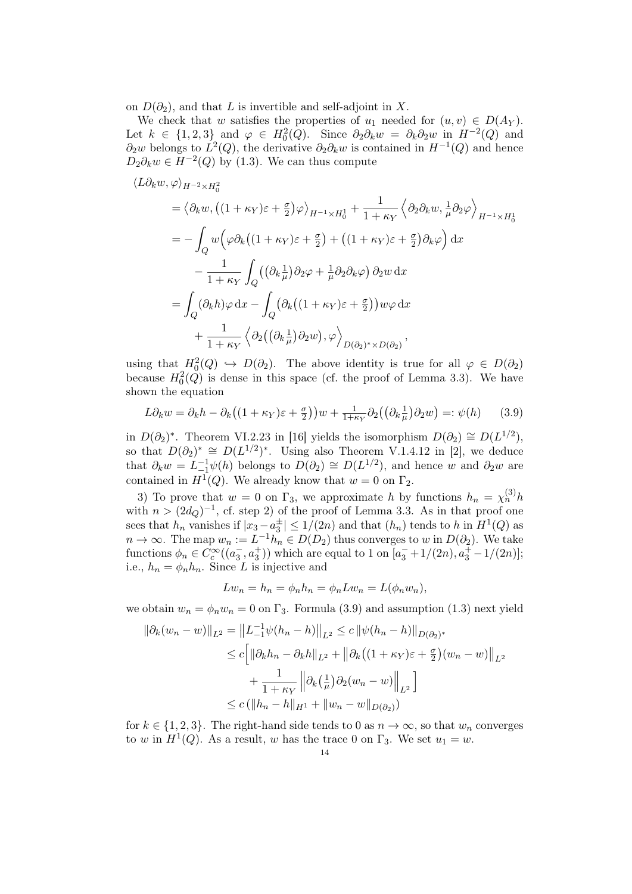on $D(\partial_2)$, and that $L$ is invertible and self-adjoint in $X$.

We check that $w$ satisfies the properties of $u_1$ needed for $(u,v) \in D(A_Y)$. Let $k \in \{1,2,3\}$ and $\varphi \in H_0^2(Q)$. Since $\partial_2 \partial_k w = \partial_k \partial_2 w$ in $H^{-2}(Q)$ and $\partial_2 w$ belongs to $L^2(Q)$, the derivative $\partial_2\partial_k w$ is contained in $H^{-1}(Q)$ and hence $D_2 \partial_k w \in H^{-2}(Q)$ by (1.3). We can thus compute

$$
\begin{aligned}
&\langle L\partial_k w, \varphi\rangle_{H^{-2}\times H_0^2} \\
&= \big\langle \partial_k w, \big((1+\kappa_Y)\varepsilon + \tfrac{\sigma}{2}\big)\varphi\big\rangle_{H^{-1}\times H_0^1} + \frac{1}{1+\kappa_Y}\Big\langle \partial_2\partial_k w, \tfrac{1}{\mu}\partial_2 \varphi\Big\rangle_{H^{-1}\times H_0^1} \\
&= -\int_Q w\Big(\varphi \partial_k\big((1+\kappa_Y)\varepsilon + \tfrac{\sigma}{2}\big) + \big((1+\kappa_Y)\varepsilon + \tfrac{\sigma}{2}\big)\partial_k\varphi\Big)\,\mathrm{d}x \\
&\quad - \frac{1}{1+\kappa_Y}\int_Q \big(\big(\partial_k \tfrac{1}{\mu}\big)\partial_2\varphi + \tfrac{1}{\mu}\partial_2\partial_k\varphi\big)\,\partial_2 w\,\mathrm{d}x \\
&= \int_Q (\partial_k h)\varphi\,\mathrm{d}x - \int_Q \big(\partial_k\big((1+\kappa_Y)\varepsilon + \tfrac{\sigma}{2}\big)\big) w\varphi\,\mathrm{d}x \\
&\quad + \frac{1}{1+\kappa_Y}\Big\langle \partial_2\big(\big(\partial_k \tfrac{1}{\mu}\big)\partial_2 w\big), \varphi\Big\rangle_{D(\partial_2)^*\times D(\partial_2)},
\end{aligned}
$$

using that $H_0^2(Q) \hookrightarrow D(\partial_2)$. The above identity is true for all $\varphi \in D(\partial_2)$ because $H_0^2(Q)$ is dense in this space (cf. the proof of Lemma 3.3). We have shown the equation

$$
L\partial_k w = \partial_k h - \partial_k\big((1+\kappa_Y)\varepsilon + \tfrac{\sigma}{2}\big)\big)w + \tfrac{1}{1+\kappa_Y}\partial_2\big(\big(\partial_k \tfrac{1}{\mu}\big)\partial_2 w\big) =: \psi(h) \qquad (3.9)
$$

in $D(\partial_2)^*$. Theorem VI.2.23 in [16] yields the isomorphism $D(\partial_2) \cong D(L^{1/2})$, so that $D(\partial_2)^* \cong D(L^{1/2})^*$. Using also Theorem V.1.4.12 in [2], we deduce that $\partial_k w = L_{-1}^{-1}\psi(h)$ belongs to $D(\partial_2) \cong D(L^{1/2})$, and hence $w$ and $\partial_2 w$ are contained in $H^1(Q)$. We already know that $w = 0$ on $\Gamma_2$.

3) To prove that $w = 0$ on $\Gamma_3$, we approximate $h$ by functions $h_n = \chi_n^{(3)} h$ with $n > (2d_Q)^{-1}$, cf. step 2) of the proof of Lemma 3.3. As in that proof one sees that $h_n$ vanishes if $|x_3 - a_3^{\pm}| \le 1/(2n)$ and that $(h_n)$ tends to $h$ in $H^1(Q)$ as $n \to \infty$. The map $w_n := L^{-1}h_n \in D(D_2)$ thus converges to $w$ in $D(\partial_2)$. We take functions $\phi_n \in C_c^\infty((a_3^-, a_3^+))$ which are equal to 1 on $[a_3^- + 1/(2n), a_3^+ - 1/(2n)]$; i.e., $h_n = \phi_n h_n$. Since $L$ is injective and

$$
Lw_n = h_n = \phi_n h_n = \phi_n L w_n = L(\phi_n w_n),
$$

we obtain $w_n = \phi_n w_n = 0$ on $\Gamma_3$. Formula (3.9) and assumption (1.3) next yield

$$
\begin{aligned}
\|\partial_k(w_n - w)\|_{L^2} &= \big\|L_{-1}^{-1}\psi(h_n - h)\big\|_{L^2} \le c\,\|\psi(h_n-h)\|_{D(\partial_2)^*} \\
&\le c\Big[\|\partial_k h_n - \partial_k h\|_{L^2} + \big\|\partial_k\big((1+\kappa_Y)\varepsilon + \tfrac{\sigma}{2}\big)(w_n - w)\big\|_{L^2} \\
&\qquad + \frac{1}{1+\kappa_Y}\Big\|\partial_k\big(\tfrac{1}{\mu}\big)\partial_2(w_n - w)\Big\|_{L^2}\Big] \\
&\le c\,(\|h_n - h\|_{H^1} + \|w_n - w\|_{D(\partial_2)})
\end{aligned}
$$

for $k \in \{1,2,3\}$. The right-hand side tends to 0 as $n \to \infty$, so that $w_n$ converges to $w$ in $H^1(Q)$. As a result, $w$ has the trace 0 on $\Gamma_3$. We set $u_1 = w$.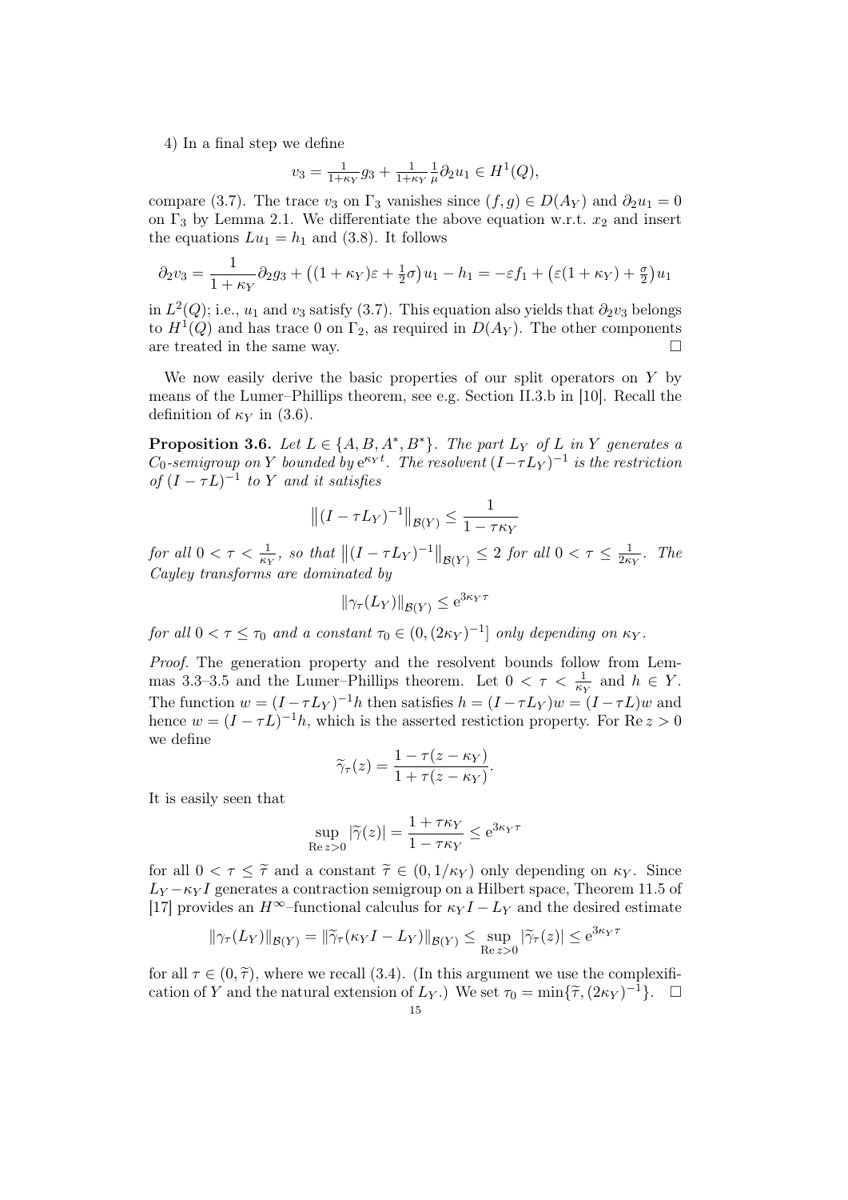4) In a final step we define

$$v_3 = \tfrac{1}{1+\kappa_Y} g_3 + \tfrac{1}{1+\kappa_Y}\tfrac{1}{\mu}\partial_2 u_1 \in H^1(Q),$$

compare (3.7). The trace $v_3$ on $\Gamma_3$ vanishes since $(f,g) \in D(A_Y)$ and $\partial_2 u_1 = 0$ on $\Gamma_3$ by Lemma 2.1. We differentiate the above equation w.r.t. $x_2$ and insert the equations $Lu_1 = h_1$ and (3.8). It follows

$$\partial_2 v_3 = \frac{1}{1+\kappa_Y}\partial_2 g_3 + \big((1+\kappa_Y)\varepsilon + \tfrac{1}{2}\sigma\big)u_1 - h_1 = -\varepsilon f_1 + \big(\varepsilon(1+\kappa_Y) + \tfrac{\sigma}{2}\big)u_1$$

in $L^2(Q)$; i.e., $u_1$ and $v_3$ satisfy (3.7). This equation also yields that $\partial_2 v_3$ belongs to $H^1(Q)$ and has trace 0 on $\Gamma_2$, as required in $D(A_Y)$. The other components are treated in the same way. □

We now easily derive the basic properties of our split operators on $Y$ by means of the Lumer–Phillips theorem, see e.g. Section II.3.b in [10]. Recall the definition of $\kappa_Y$ in (3.6).

**Proposition 3.6.** *Let $L \in \{A, B, A^*, B^*\}$. The part $L_Y$ of $L$ in $Y$ generates a $C_0$-semigroup on $Y$ bounded by $e^{\kappa_Y t}$. The resolvent $(I - \tau L_Y)^{-1}$ is the restriction of $(I-\tau L)^{-1}$ to $Y$ and it satisfies*

$$\big\|(I-\tau L_Y)^{-1}\big\|_{\mathcal{B}(Y)} \le \frac{1}{1-\tau\kappa_Y}$$

*for all $0 < \tau < \frac{1}{\kappa_Y}$, so that $\big\|(I-\tau L_Y)^{-1}\big\|_{\mathcal{B}(Y)} \le 2$ for all $0 < \tau \le \frac{1}{2\kappa_Y}$. The Cayley transforms are dominated by*

$$\|\gamma_\tau(L_Y)\|_{\mathcal{B}(Y)} \le e^{3\kappa_Y \tau}$$

*for all $0 < \tau \le \tau_0$ and a constant $\tau_0 \in (0, (2\kappa_Y)^{-1}]$ only depending on $\kappa_Y$.*

*Proof.* The generation property and the resolvent bounds follow from Lemmas 3.3–3.5 and the Lumer–Phillips theorem. Let $0 < \tau < \frac{1}{\kappa_Y}$ and $h \in Y$. The function $w = (I-\tau L_Y)^{-1}h$ then satisfies $h = (I-\tau L_Y)w = (I-\tau L)w$ and hence $w = (I-\tau L)^{-1}h$, which is the asserted restiction property. For $\operatorname{Re} z > 0$ we define

$$\widetilde{\gamma}_\tau(z) = \frac{1-\tau(z-\kappa_Y)}{1+\tau(z-\kappa_Y)}.$$

It is easily seen that

$$\sup_{\operatorname{Re} z>0} |\widetilde{\gamma}(z)| = \frac{1+\tau\kappa_Y}{1-\tau\kappa_Y} \le e^{3\kappa_Y\tau}$$

for all $0 < \tau \le \widetilde{\tau}$ and a constant $\widetilde{\tau} \in (0, 1/\kappa_Y)$ only depending on $\kappa_Y$. Since $L_Y - \kappa_Y I$ generates a contraction semigroup on a Hilbert space, Theorem 11.5 of [17] provides an $H^\infty$–functional calculus for $\kappa_Y I - L_Y$ and the desired estimate

$$\|\gamma_\tau(L_Y)\|_{\mathcal{B}(Y)} = \|\widetilde{\gamma}_\tau(\kappa_Y I - L_Y)\|_{\mathcal{B}(Y)} \le \sup_{\operatorname{Re} z>0} |\widetilde{\gamma}_\tau(z)| \le e^{3\kappa_Y\tau}$$

for all $\tau \in (0, \widetilde{\tau})$, where we recall (3.4). (In this argument we use the complexification of $Y$ and the natural extension of $L_Y$.) We set $\tau_0 = \min\{\widetilde{\tau}, (2\kappa_Y)^{-1}\}$. □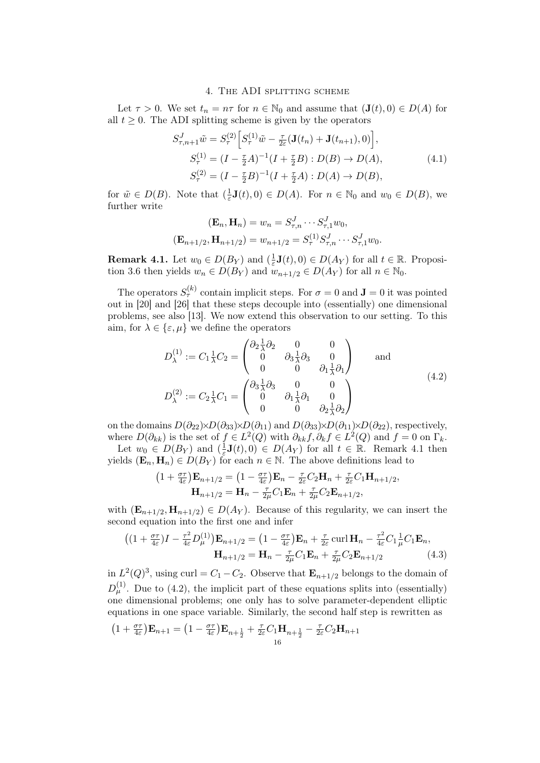## 4. The ADI splitting scheme

Let $\tau > 0$. We set $t_n = n\tau$ for $n \in \mathbb{N}_0$ and assume that $(\mathbf{J}(t), 0) \in D(A)$ for all $t \geq 0$. The ADI splitting scheme is given by the operators

$$
\begin{aligned}
S^J_{\tau,n+1}\tilde{w} &= S^{(2)}_\tau\Big[S^{(1)}_\tau \tilde{w} - \tfrac{\tau}{2\varepsilon}(\mathbf{J}(t_n) + \mathbf{J}(t_{n+1}), 0)\Big], \\
S^{(1)}_\tau &= (I - \tfrac{\tau}{2}A)^{-1}(I + \tfrac{\tau}{2}B) : D(B) \to D(A), \\
S^{(2)}_\tau &= (I - \tfrac{\tau}{2}B)^{-1}(I + \tfrac{\tau}{2}A) : D(A) \to D(B),
\end{aligned} \tag{4.1}
$$

for $\tilde{w} \in D(B)$. Note that $(\frac{1}{\varepsilon}\mathbf{J}(t), 0) \in D(A)$. For $n \in \mathbb{N}_0$ and $w_0 \in D(B)$, we further write

$$
\begin{aligned}
(\mathbf{E}_n, \mathbf{H}_n) &= w_n = S^J_{\tau,n} \cdots S^J_{\tau,1} w_0, \\
(\mathbf{E}_{n+1/2}, \mathbf{H}_{n+1/2}) &= w_{n+1/2} = S^{(1)}_\tau S^J_{\tau,n} \cdots S^J_{\tau,1} w_0.
\end{aligned}
$$

**Remark 4.1.** Let $w_0 \in D(B_Y)$ and $(\frac{1}{\varepsilon}\mathbf{J}(t), 0) \in D(A_Y)$ for all $t \in \mathbb{R}$. Proposition 3.6 then yields $w_n \in D(B_Y)$ and $w_{n+1/2} \in D(A_Y)$ for all $n \in \mathbb{N}_0$.

The operators $S^{(k)}_\tau$ contain implicit steps. For $\sigma = 0$ and $\mathbf{J} = 0$ it was pointed out in [20] and [26] that these steps decouple into (essentially) one dimensional problems, see also [13]. We now extend this observation to our setting. To this aim, for $\lambda \in \{\varepsilon, \mu\}$ we define the operators

$$
\begin{aligned}
D^{(1)}_\lambda &:= C_1 \tfrac{1}{\lambda} C_2 = \begin{pmatrix} \partial_2 \frac{1}{\lambda} \partial_2 & 0 & 0 \\ 0 & \partial_3 \frac{1}{\lambda} \partial_3 & 0 \\ 0 & 0 & \partial_1 \frac{1}{\lambda} \partial_1 \end{pmatrix} \qquad \text{and} \\
D^{(2)}_\lambda &:= C_2 \tfrac{1}{\lambda} C_1 = \begin{pmatrix} \partial_3 \frac{1}{\lambda} \partial_3 & 0 & 0 \\ 0 & \partial_1 \frac{1}{\lambda} \partial_1 & 0 \\ 0 & 0 & \partial_2 \frac{1}{\lambda} \partial_2 \end{pmatrix}
\end{aligned} \tag{4.2}
$$

on the domains $D(\partial_{22}) \times D(\partial_{33}) \times D(\partial_{11})$ and $D(\partial_{33}) \times D(\partial_{11}) \times D(\partial_{22})$, respectively, where $D(\partial_{kk})$ is the set of $f \in L^2(Q)$ with $\partial_{kk} f, \partial_k f \in L^2(Q)$ and $f = 0$ on $\Gamma_k$.

Let $w_0 \in D(B_Y)$ and $(\frac{1}{\varepsilon}\mathbf{J}(t), 0) \in D(A_Y)$ for all $t \in \mathbb{R}$. Remark 4.1 then yields $(\mathbf{E}_n, \mathbf{H}_n) \in D(B_Y)$ for each $n \in \mathbb{N}$. The above definitions lead to

$$
\begin{aligned}
\big(1 + \tfrac{\sigma\tau}{4\varepsilon}\big)\mathbf{E}_{n+1/2} &= \big(1 - \tfrac{\sigma\tau}{4\varepsilon}\big)\mathbf{E}_n - \tfrac{\tau}{2\varepsilon} C_2 \mathbf{H}_n + \tfrac{\tau}{2\varepsilon} C_1 \mathbf{H}_{n+1/2}, \\
\mathbf{H}_{n+1/2} &= \mathbf{H}_n - \tfrac{\tau}{2\mu} C_1 \mathbf{E}_n + \tfrac{\tau}{2\mu} C_2 \mathbf{E}_{n+1/2},
\end{aligned}
$$

with $(\mathbf{E}_{n+1/2}, \mathbf{H}_{n+1/2}) \in D(A_Y)$. Because of this regularity, we can insert the second equation into the first one and infer

$$
\begin{aligned}
\big((1 + \tfrac{\sigma\tau}{4\varepsilon})I - \tfrac{\tau^2}{4\varepsilon} D^{(1)}_\mu\big)\mathbf{E}_{n+1/2} &= \big(1 - \tfrac{\sigma\tau}{4\varepsilon}\big)\mathbf{E}_n + \tfrac{\tau}{2\varepsilon} \operatorname{curl} \mathbf{H}_n - \tfrac{\tau^2}{4\varepsilon} C_1 \tfrac{1}{\mu} C_1 \mathbf{E}_n, \\
\mathbf{H}_{n+1/2} &= \mathbf{H}_n - \tfrac{\tau}{2\mu} C_1 \mathbf{E}_n + \tfrac{\tau}{2\mu} C_2 \mathbf{E}_{n+1/2}
\end{aligned} \tag{4.3}
$$

in $L^2(Q)^3$, using $\operatorname{curl} = C_1 - C_2$. Observe that $\mathbf{E}_{n+1/2}$ belongs to the domain of $D^{(1)}_\mu$. Due to (4.2), the implicit part of these equations splits into (essentially) one dimensional problems; one only has to solve parameter-dependent elliptic equations in one space variable. Similarly, the second half step is rewritten as

$$
\big(1 + \tfrac{\sigma\tau}{4\varepsilon}\big)\mathbf{E}_{n+1} = \big(1 - \tfrac{\sigma\tau}{4\varepsilon}\big)\mathbf{E}_{n+\frac{1}{2}} + \tfrac{\tau}{2\varepsilon} C_1 \mathbf{H}_{n+\frac{1}{2}} - \tfrac{\tau}{2\varepsilon} C_2 \mathbf{H}_{n+1}
$$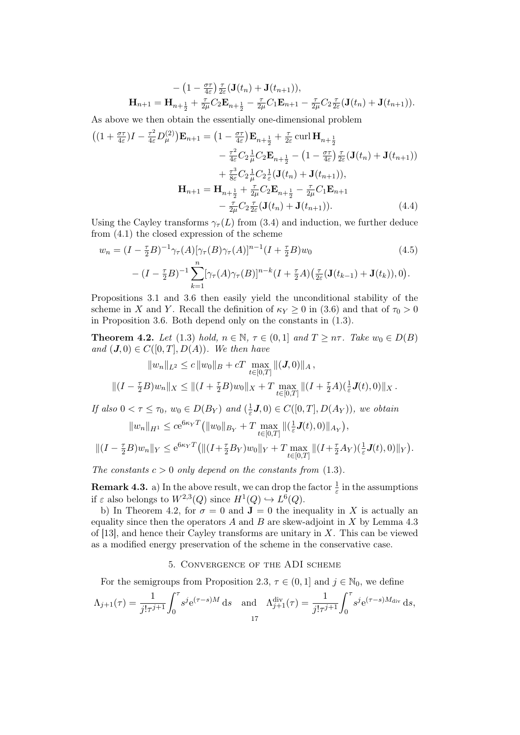$$
\begin{aligned}
&\qquad - \big(1 - \tfrac{\sigma\tau}{4\varepsilon}\big) \tfrac{\tau}{2\varepsilon}(\mathbf{J}(t_n) + \mathbf{J}(t_{n+1})),\\
&\mathbf{H}_{n+1} = \mathbf{H}_{n+\frac12} + \tfrac{\tau}{2\mu} C_2 \mathbf{E}_{n+\frac12} - \tfrac{\tau}{2\mu} C_1 \mathbf{E}_{n+1} - \tfrac{\tau}{2\mu} C_2 \tfrac{\tau}{2\varepsilon}(\mathbf{J}(t_n) + \mathbf{J}(t_{n+1})).
\end{aligned}
$$

As above we then obtain the essentially one-dimensional problem

$$
\begin{aligned}
\big((1 + \tfrac{\sigma\tau}{4\varepsilon})I - \tfrac{\tau^2}{4\varepsilon} D_\mu^{(2)}\big)\mathbf{E}_{n+1} &= \big(1 - \tfrac{\sigma\tau}{4\varepsilon}\big)\mathbf{E}_{n+\frac12} + \tfrac{\tau}{2\varepsilon} \operatorname{curl} \mathbf{H}_{n+\frac12}\\
&\quad - \tfrac{\tau^2}{4\varepsilon} C_2 \tfrac{1}{\mu} C_2 \mathbf{E}_{n+\frac12} - \big(1 - \tfrac{\sigma\tau}{4\varepsilon}\big) \tfrac{\tau}{2\varepsilon}(\mathbf{J}(t_n) + \mathbf{J}(t_{n+1}))\\
&\quad + \tfrac{\tau^3}{8\varepsilon} C_2 \tfrac{1}{\mu} C_2 \tfrac{1}{\varepsilon}(\mathbf{J}(t_n) + \mathbf{J}(t_{n+1})),\\
\mathbf{H}_{n+1} &= \mathbf{H}_{n+\frac12} + \tfrac{\tau}{2\mu} C_2 \mathbf{E}_{n+\frac12} - \tfrac{\tau}{2\mu} C_1 \mathbf{E}_{n+1}\\
&\quad - \tfrac{\tau}{2\mu} C_2 \tfrac{\tau}{2\varepsilon}(\mathbf{J}(t_n) + \mathbf{J}(t_{n+1})). \qquad (4.4)
\end{aligned}
$$

Using the Cayley transforms $\gamma_\tau(L)$ from (3.4) and induction, we further deduce from (4.1) the closed expression of the scheme

$$
\begin{aligned}
w_n &= (I - \tfrac{\tau}{2}B)^{-1} \gamma_\tau(A) [\gamma_\tau(B)\gamma_\tau(A)]^{n-1} (I + \tfrac{\tau}{2}B) w_0 \qquad (4.5)\\
&\quad - (I - \tfrac{\tau}{2}B)^{-1} \sum_{k=1}^{n} [\gamma_\tau(A)\gamma_\tau(B)]^{n-k} (I + \tfrac{\tau}{2}A)\big(\tfrac{\tau}{2\varepsilon}(\mathbf{J}(t_{k-1}) + \mathbf{J}(t_k)), 0\big).
\end{aligned}
$$

Propositions 3.1 and 3.6 then easily yield the unconditional stability of the scheme in $X$ and $Y$. Recall the definition of $\kappa_Y \ge 0$ in (3.6) and that of $\tau_0 > 0$ in Proposition 3.6. Both depend only on the constants in (1.3).

**Theorem 4.2.** *Let* (1.3) *hold,* $n \in \mathbb{N}$*,* $\tau \in (0, 1]$ *and* $T \ge n\tau$*. Take* $w_0 \in D(B)$ *and* $(\boldsymbol{J}, 0) \in C([0, T], D(A))$*. We then have*

$$
\begin{aligned}
\|w_n\|_{L^2} &\le c\,\|w_0\|_B + cT \max_{t\in[0,T]} \|(\boldsymbol{J}, 0)\|_A\,,\\
\|(I - \tfrac{\tau}{2}B)w_n\|_X &\le \|(I + \tfrac{\tau}{2}B)w_0\|_X + T \max_{t\in[0,T]} \|(I + \tfrac{\tau}{2}A)(\tfrac{1}{\varepsilon}\boldsymbol{J}(t), 0)\|_X\,.
\end{aligned}
$$

*If also* $0 < \tau \le \tau_0$*,* $w_0 \in D(B_Y)$ *and* $(\frac{1}{\varepsilon}\boldsymbol{J}, 0) \in C([0, T], D(A_Y))$*, we obtain*

$$
\begin{aligned}
\|w_n\|_{H^1} &\le c\mathrm{e}^{6\kappa_Y T}\big(\|w_0\|_{B_Y} + T \max_{t\in[0,T]} \|(\tfrac{1}{\varepsilon}\boldsymbol{J}(t), 0)\|_{A_Y}\big),\\
\|(I - \tfrac{\tau}{2}B)w_n\|_Y &\le \mathrm{e}^{6\kappa_Y T}\big(\|(I + \tfrac{\tau}{2}B_Y)w_0\|_Y + T \max_{t\in[0,T]} \|(I + \tfrac{\tau}{2}A_Y)(\tfrac{1}{\varepsilon}\boldsymbol{J}(t), 0)\|_Y\big).
\end{aligned}
$$

*The constants* $c > 0$ *only depend on the constants from* (1.3).

**Remark 4.3.** a) In the above result, we can drop the factor $\frac{1}{\varepsilon}$ in the assumptions if $\varepsilon$ also belongs to $W^{2,3}(Q)$ since $H^1(Q) \hookrightarrow L^6(Q)$.

b) In Theorem 4.2, for $\sigma = 0$ and $\mathbf{J} = 0$ the inequality in $X$ is actually an equality since then the operators $A$ and $B$ are skew-adjoint in $X$ by Lemma 4.3 of [13], and hence their Cayley transforms are unitary in $X$. This can be viewed as a modified energy preservation of the scheme in the conservative case.

## 5. Convergence of the ADI scheme

For the semigroups from Proposition 2.3, $\tau \in (0, 1]$ and $j \in \mathbb{N}_0$, we define

$$
\Lambda_{j+1}(\tau) = \frac{1}{j!\tau^{j+1}} \int_0^\tau s^j \mathrm{e}^{(\tau - s)M}\,\mathrm{d}s \quad \text{and} \quad \Lambda_{j+1}^{\mathrm{div}}(\tau) = \frac{1}{j!\tau^{j+1}} \int_0^\tau s^j \mathrm{e}^{(\tau - s)M_{\mathrm{div}}}\,\mathrm{d}s,
$$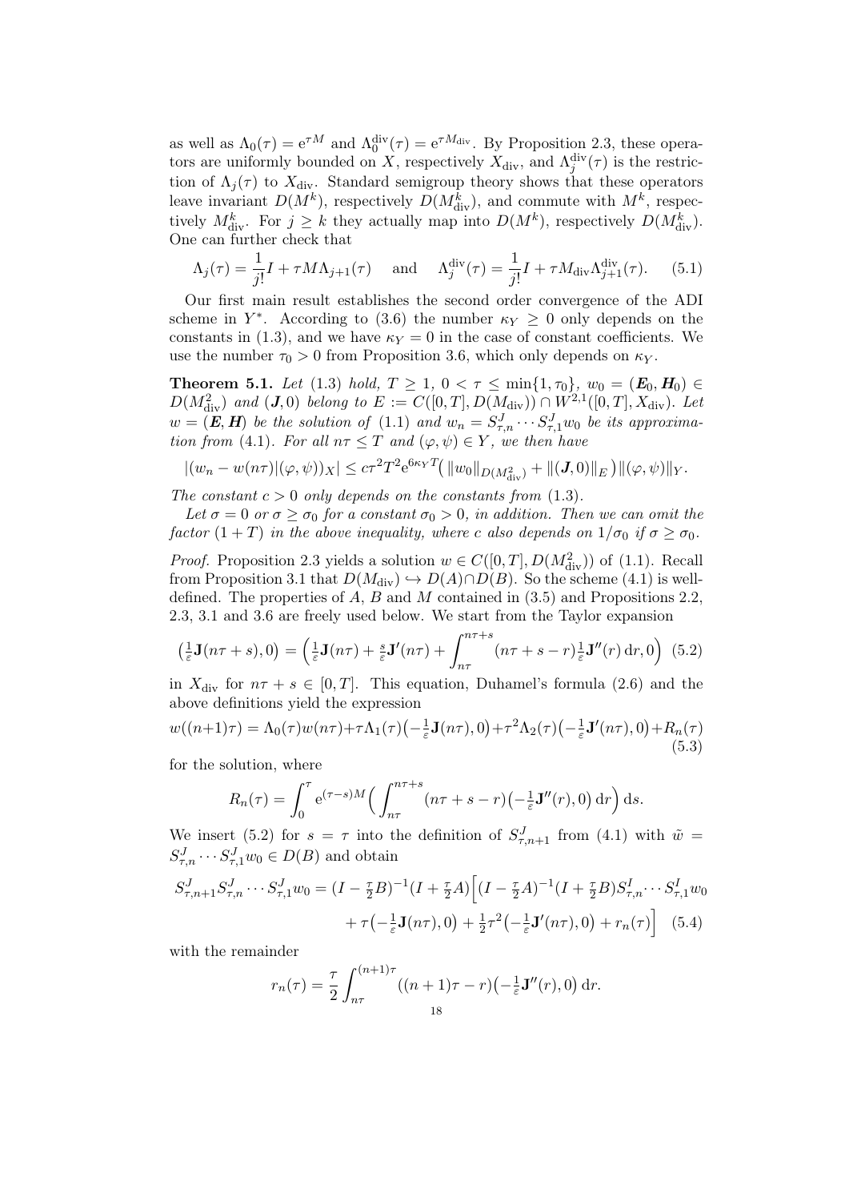as well as $\Lambda_0(\tau) = \mathrm{e}^{\tau M}$ and $\Lambda_0^{\mathrm{div}}(\tau) = \mathrm{e}^{\tau M_{\mathrm{div}}}$. By Proposition 2.3, these operators are uniformly bounded on $X$, respectively $X_{\mathrm{div}}$, and $\Lambda_j^{\mathrm{div}}(\tau)$ is the restriction of $\Lambda_j(\tau)$ to $X_{\mathrm{div}}$. Standard semigroup theory shows that these operators leave invariant $D(M^k)$, respectively $D(M_{\mathrm{div}}^k)$, and commute with $M^k$, respectively $M_{\mathrm{div}}^k$. For $j \geq k$ they actually map into $D(M^k)$, respectively $D(M_{\mathrm{div}}^k)$. One can further check that

$$\Lambda_j(\tau) = \frac{1}{j!} I + \tau M \Lambda_{j+1}(\tau) \quad \text{ and } \quad \Lambda_j^{\mathrm{div}}(\tau) = \frac{1}{j!} I + \tau M_{\mathrm{div}} \Lambda_{j+1}^{\mathrm{div}}(\tau). \tag{5.1}$$

Our first main result establishes the second order convergence of the ADI scheme in $Y^*$. According to (3.6) the number $\kappa_Y \geq 0$ only depends on the constants in (1.3), and we have $\kappa_Y = 0$ in the case of constant coefficients. We use the number $\tau_0 > 0$ from Proposition 3.6, which only depends on $\kappa_Y$.

**Theorem 5.1.** *Let* (1.3) *hold,* $T \geq 1$, $0 < \tau \leq \min\{1, \tau_0\}$, $w_0 = (\boldsymbol{E}_0, \boldsymbol{H}_0) \in D(M_{\mathrm{div}}^2)$ *and* $(\boldsymbol{J}, 0)$ *belong to* $E := C([0,T], D(M_{\mathrm{div}})) \cap W^{2,1}([0,T], X_{\mathrm{div}})$. *Let* $w = (\boldsymbol{E}, \boldsymbol{H})$ *be the solution of* (1.1) *and* $w_n = S_{\tau,n}^J \cdots S_{\tau,1}^J w_0$ *be its approximation from* (4.1). *For all* $n\tau \leq T$ *and* $(\varphi, \psi) \in Y$, *we then have*

$$|(w_n - w(n\tau)|(\varphi, \psi))_X| \leq c\tau^2 T^2 \mathrm{e}^{6\kappa_Y T} \big( \|w_0\|_{D(M_{\mathrm{div}}^2)} + \|(\boldsymbol{J}, 0)\|_E \big) \|(\varphi, \psi)\|_Y.$$

*The constant* $c > 0$ *only depends on the constants from* (1.3).

*Let* $\sigma = 0$ *or* $\sigma \geq \sigma_0$ *for a constant* $\sigma_0 > 0$, *in addition. Then we can omit the factor* $(1 + T)$ *in the above inequality, where* $c$ *also depends on* $1/\sigma_0$ *if* $\sigma \geq \sigma_0$.

*Proof.* Proposition 2.3 yields a solution $w \in C([0,T], D(M_{\mathrm{div}}^2))$ of (1.1). Recall from Proposition 3.1 that $D(M_{\mathrm{div}}) \hookrightarrow D(A) \cap D(B)$. So the scheme (4.1) is well-defined. The properties of $A$, $B$ and $M$ contained in (3.5) and Propositions 2.2, 2.3, 3.1 and 3.6 are freely used below. We start from the Taylor expansion

$$\big(\tfrac{1}{\varepsilon}\mathbf{J}(n\tau + s), 0\big) = \Big(\tfrac{1}{\varepsilon}\mathbf{J}(n\tau) + \tfrac{s}{\varepsilon}\mathbf{J}'(n\tau) + \int_{n\tau}^{n\tau+s} (n\tau + s - r)\tfrac{1}{\varepsilon}\mathbf{J}''(r)\,\mathrm{d}r, 0\Big) \tag{5.2}$$

in $X_{\mathrm{div}}$ for $n\tau + s \in [0,T]$. This equation, Duhamel's formula (2.6) and the above definitions yield the expression

$$w((n+1)\tau) = \Lambda_0(\tau)w(n\tau) + \tau\Lambda_1(\tau)\big(-\tfrac{1}{\varepsilon}\mathbf{J}(n\tau), 0\big) + \tau^2\Lambda_2(\tau)\big(-\tfrac{1}{\varepsilon}\mathbf{J}'(n\tau), 0\big) + R_n(\tau) \tag{5.3}$$

for the solution, where

$$R_n(\tau) = \int_0^\tau \mathrm{e}^{(\tau - s)M} \Big( \int_{n\tau}^{n\tau+s} (n\tau + s - r)\big(-\tfrac{1}{\varepsilon}\mathbf{J}''(r), 0\big)\,\mathrm{d}r \Big)\,\mathrm{d}s.$$

We insert (5.2) for $s = \tau$ into the definition of $S_{\tau,n+1}^J$ from (4.1) with $\tilde{w} = S_{\tau,n}^J \cdots S_{\tau,1}^J w_0 \in D(B)$ and obtain

$$\begin{aligned} S_{\tau,n+1}^J S_{\tau,n}^J \cdots S_{\tau,1}^J w_0 = (I - \tfrac{\tau}{2}B)^{-1}(I + \tfrac{\tau}{2}A)\Big[&(I - \tfrac{\tau}{2}A)^{-1}(I + \tfrac{\tau}{2}B)S_{\tau,n}^I \cdots S_{\tau,1}^I w_0 \\ &+ \tau\big(-\tfrac{1}{\varepsilon}\mathbf{J}(n\tau), 0\big) + \tfrac{1}{2}\tau^2\big(-\tfrac{1}{\varepsilon}\mathbf{J}'(n\tau), 0\big) + r_n(\tau)\Big] \end{aligned} \tag{5.4}$$

with the remainder

$$r_n(\tau) = \frac{\tau}{2}\int_{n\tau}^{(n+1)\tau} ((n+1)\tau - r)\big(-\tfrac{1}{\varepsilon}\mathbf{J}''(r), 0\big)\,\mathrm{d}r.$$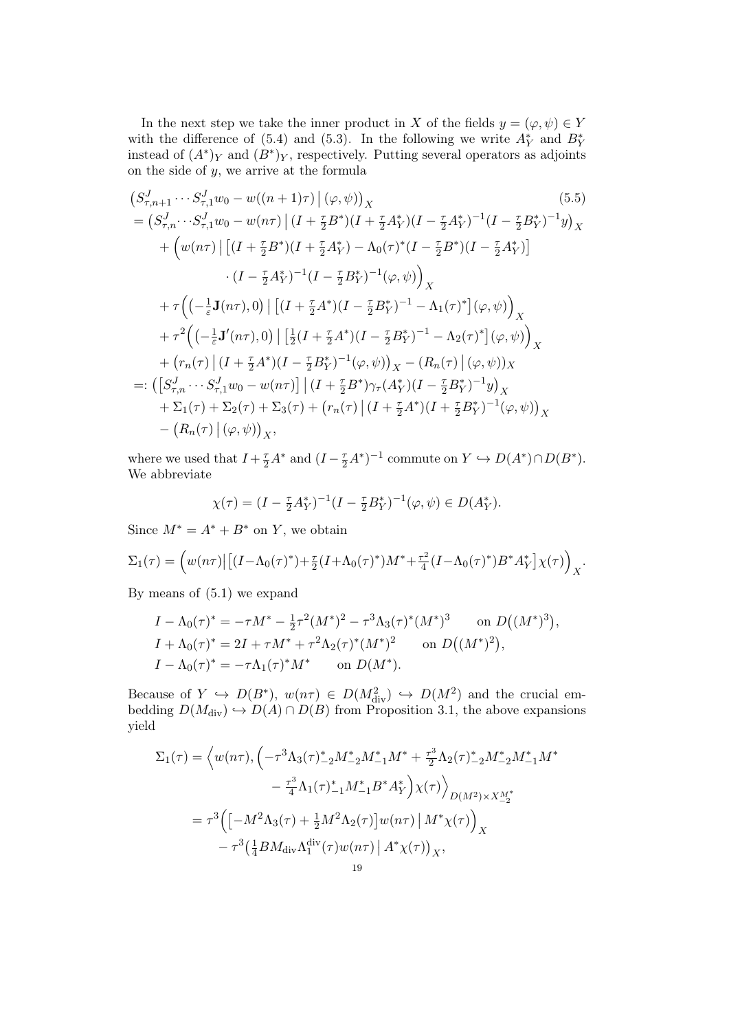In the next step we take the inner product in $X$ of the fields $y = (\varphi, \psi) \in Y$ with the difference of (5.4) and (5.3). In the following we write $A_Y^*$ and $B_Y^*$ instead of $(A^*)_Y$ and $(B^*)_Y$, respectively. Putting several operators as adjoints on the side of $y$, we arrive at the formula

$$
\begin{aligned}
&\big(S_{\tau,n+1}^J \cdots S_{\tau,1}^J w_0 - w((n+1)\tau) \,\big|\, (\varphi,\psi)\big)_X \qquad (5.5)\\
&= \big(S_{\tau,n}^J \cdots S_{\tau,1}^J w_0 - w(n\tau) \,\big|\, (I + \tfrac{\tau}{2}B^*)(I+\tfrac{\tau}{2}A_Y^*)(I-\tfrac{\tau}{2}A_Y^*)^{-1}(I-\tfrac{\tau}{2}B_Y^*)^{-1}y\big)_X \\
&\quad + \Big(w(n\tau) \,\Big|\, \big[(I+\tfrac{\tau}{2}B^*)(I+\tfrac{\tau}{2}A_Y^*) - \Lambda_0(\tau)^*(I-\tfrac{\tau}{2}B^*)(I-\tfrac{\tau}{2}A_Y^*)\big] \\
&\qquad\qquad \cdot (I-\tfrac{\tau}{2}A_Y^*)^{-1}(I-\tfrac{\tau}{2}B_Y^*)^{-1}(\varphi,\psi)\Big)_X \\
&\quad + \tau\Big(\big(-\tfrac{1}{\varepsilon}\mathbf{J}(n\tau), 0\big) \,\Big|\, \big[(I+\tfrac{\tau}{2}A^*)(I-\tfrac{\tau}{2}B_Y^*)^{-1} - \Lambda_1(\tau)^*\big](\varphi,\psi)\Big)_X \\
&\quad + \tau^2\Big(\big(-\tfrac{1}{\varepsilon}\mathbf{J}'(n\tau), 0\big) \,\Big|\, \big[\tfrac{1}{2}(I+\tfrac{\tau}{2}A^*)(I-\tfrac{\tau}{2}B_Y^*)^{-1} - \Lambda_2(\tau)^*\big](\varphi,\psi)\Big)_X \\
&\quad + \big(r_n(\tau) \,\big|\, (I+\tfrac{\tau}{2}A^*)(I-\tfrac{\tau}{2}B_Y^*)^{-1}(\varphi,\psi)\big)_X - (R_n(\tau) \,|\, (\varphi,\psi))_X \\
&=: \big(\big[S_{\tau,n}^J \cdots S_{\tau,1}^J w_0 - w(n\tau)\big] \,\big|\, (I+\tfrac{\tau}{2}B^*)\gamma_\tau(A_Y^*)(I-\tfrac{\tau}{2}B_Y^*)^{-1}y\big)_X \\
&\quad + \Sigma_1(\tau) + \Sigma_2(\tau) + \Sigma_3(\tau) + \big(r_n(\tau) \,\big|\, (I+\tfrac{\tau}{2}A^*)(I+\tfrac{\tau}{2}B_Y^*)^{-1}(\varphi,\psi)\big)_X \\
&\quad - \big(R_n(\tau) \,\big|\, (\varphi,\psi)\big)_X,
\end{aligned}
$$

where we used that $I+\frac{\tau}{2}A^*$ and $(I-\frac{\tau}{2}A^*)^{-1}$ commute on $Y \hookrightarrow D(A^*)\cap D(B^*)$. We abbreviate

$$
\chi(\tau) = (I-\tfrac{\tau}{2}A_Y^*)^{-1}(I-\tfrac{\tau}{2}B_Y^*)^{-1}(\varphi,\psi) \in D(A_Y^*).
$$

Since $M^* = A^* + B^*$ on $Y$, we obtain

$$
\Sigma_1(\tau) = \Big(w(n\tau) \big| \big[(I-\Lambda_0(\tau)^*) + \tfrac{\tau}{2}(I+\Lambda_0(\tau)^*)M^* + \tfrac{\tau^2}{4}(I-\Lambda_0(\tau)^*)B^*A_Y^*\big]\chi(\tau)\Big)_X.
$$

By means of (5.1) we expand

$$
\begin{aligned}
&I - \Lambda_0(\tau)^* = -\tau M^* - \tfrac{1}{2}\tau^2(M^*)^2 - \tau^3\Lambda_3(\tau)^*(M^*)^3 \qquad \text{on } D\big((M^*)^3\big),\\
&I + \Lambda_0(\tau)^* = 2I + \tau M^* + \tau^2\Lambda_2(\tau)^*(M^*)^2 \qquad \text{on } D\big((M^*)^2\big),\\
&I - \Lambda_0(\tau)^* = -\tau\Lambda_1(\tau)^* M^* \qquad \text{on } D(M^*).
\end{aligned}
$$

Because of $Y \hookrightarrow D(B^*)$, $w(n\tau) \in D(M_{\mathrm{div}}^2) \hookrightarrow D(M^2)$ and the crucial embedding $D(M_{\mathrm{div}}) \hookrightarrow D(A)\cap D(B)$ from Proposition 3.1, the above expansions yield

$$
\begin{aligned}
\Sigma_1(\tau) &= \Big\langle w(n\tau), \Big(-\tau^3\Lambda_3(\tau)_{-2}^* M_{-2}^* M_{-1}^* M^* + \tfrac{\tau^3}{2}\Lambda_2(\tau)_{-2}^* M_{-2}^* M_{-1}^* M^* \\
&\qquad - \tfrac{\tau^3}{4}\Lambda_1(\tau)_{-1}^* M_{-1}^* B^* A_Y^*\Big)\chi(\tau)\Big\rangle_{D(M^2)\times X_{-2}^{M^*}} \\
&= \tau^3\Big(\big[-M^2\Lambda_3(\tau) + \tfrac{1}{2}M^2\Lambda_2(\tau)\big]w(n\tau) \,\big|\, M^*\chi(\tau)\Big)_X \\
&\quad - \tau^3\big(\tfrac{1}{4}BM_{\mathrm{div}}\Lambda_1^{\mathrm{div}}(\tau)w(n\tau) \,\big|\, A^*\chi(\tau)\big)_X,
\end{aligned}
$$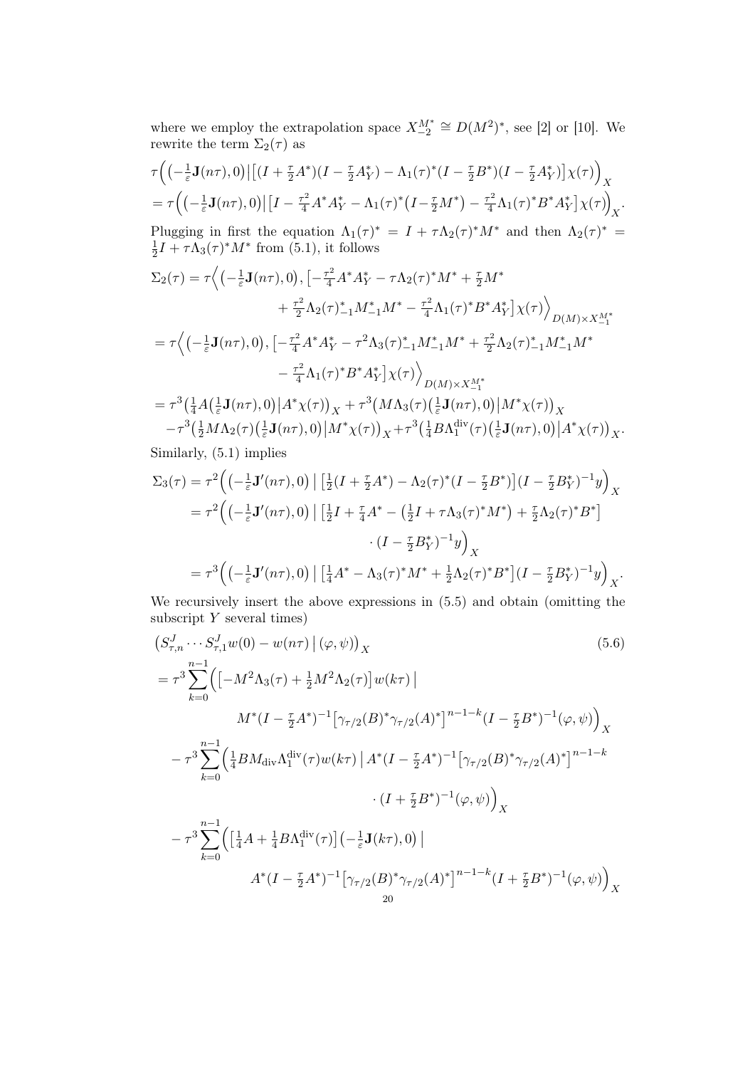where we employ the extrapolation space $X_{-2}^{M^*} \cong D(M^2)^*$, see [2] or [10]. We rewrite the term $\Sigma_2(\tau)$ as

$$
\begin{aligned}
&\tau\Big(\big(-\tfrac{1}{\varepsilon}\mathbf{J}(n\tau),0\big)\big|\big[(I+\tfrac{\tau}{2}A^*)(I-\tfrac{\tau}{2}A_Y^*)-\Lambda_1(\tau)^*(I-\tfrac{\tau}{2}B^*)(I-\tfrac{\tau}{2}A_Y^*)\big]\chi(\tau)\Big)_X\\
&=\tau\Big(\big(-\tfrac{1}{\varepsilon}\mathbf{J}(n\tau),0\big)\big|\big[I-\tfrac{\tau^2}{4}A^*A_Y^*-\Lambda_1(\tau)^*\big(I-\tfrac{\tau}{2}M^*\big)-\tfrac{\tau^2}{4}\Lambda_1(\tau)^*B^*A_Y^*\big]\chi(\tau)\Big)_X.
\end{aligned}
$$

Plugging in first the equation $\Lambda_1(\tau)^* = I + \tau\Lambda_2(\tau)^*M^*$ and then $\Lambda_2(\tau)^* = \frac{1}{2}I + \tau\Lambda_3(\tau)^*M^*$ from (5.1), it follows

$$
\begin{aligned}
\Sigma_2(\tau) &= \tau\Big\langle\big(-\tfrac{1}{\varepsilon}\mathbf{J}(n\tau),0\big),\big[-\tfrac{\tau^2}{4}A^*A_Y^*-\tau\Lambda_2(\tau)^*M^*+\tfrac{\tau}{2}M^*\\
&\qquad+\tfrac{\tau^2}{2}\Lambda_2(\tau)^*_{-1}M^*_{-1}M^*-\tfrac{\tau^2}{4}\Lambda_1(\tau)^*B^*A_Y^*\big]\chi(\tau)\Big\rangle_{D(M)\times X_{-1}^{M^*}}\\
&=\tau\Big\langle\big(-\tfrac{1}{\varepsilon}\mathbf{J}(n\tau),0\big),\big[-\tfrac{\tau^2}{4}A^*A_Y^*-\tau^2\Lambda_3(\tau)^*_{-1}M^*_{-1}M^*+\tfrac{\tau^2}{2}\Lambda_2(\tau)^*_{-1}M^*_{-1}M^*\\
&\qquad-\tfrac{\tau^2}{4}\Lambda_1(\tau)^*B^*A_Y^*\big]\chi(\tau)\Big\rangle_{D(M)\times X_{-1}^{M^*}}\\
&=\tau^3\big(\tfrac{1}{4}A\big(\tfrac{1}{\varepsilon}\mathbf{J}(n\tau),0\big)\big|A^*\chi(\tau)\big)_X+\tau^3\big(M\Lambda_3(\tau)\big(\tfrac{1}{\varepsilon}\mathbf{J}(n\tau),0\big)\big|M^*\chi(\tau)\big)_X\\
&\quad-\tau^3\big(\tfrac{1}{2}M\Lambda_2(\tau)\big(\tfrac{1}{\varepsilon}\mathbf{J}(n\tau),0\big)\big|M^*\chi(\tau)\big)_X+\tau^3\big(\tfrac{1}{4}B\Lambda_1^{\mathrm{div}}(\tau)\big(\tfrac{1}{\varepsilon}\mathbf{J}(n\tau),0\big)\big|A^*\chi(\tau)\big)_X.
\end{aligned}
$$

Similarly, (5.1) implies

$$
\begin{aligned}
\Sigma_3(\tau) &= \tau^2\Big(\big(-\tfrac{1}{\varepsilon}\mathbf{J}'(n\tau),0\big)\;\big|\;\big[\tfrac{1}{2}(I+\tfrac{\tau}{2}A^*)-\Lambda_2(\tau)^*(I-\tfrac{\tau}{2}B^*)\big](I-\tfrac{\tau}{2}B_Y^*)^{-1}y\Big)_X\\
&=\tau^2\Big(\big(-\tfrac{1}{\varepsilon}\mathbf{J}'(n\tau),0\big)\;\big|\;\big[\tfrac{1}{2}I+\tfrac{\tau}{4}A^*-\big(\tfrac{1}{2}I+\tau\Lambda_3(\tau)^*M^*\big)+\tfrac{\tau}{2}\Lambda_2(\tau)^*B^*\big]\\
&\qquad\cdot(I-\tfrac{\tau}{2}B_Y^*)^{-1}y\Big)_X\\
&=\tau^3\Big(\big(-\tfrac{1}{\varepsilon}\mathbf{J}'(n\tau),0\big)\;\big|\;\big[\tfrac{1}{4}A^*-\Lambda_3(\tau)^*M^*+\tfrac{1}{2}\Lambda_2(\tau)^*B^*\big](I-\tfrac{\tau}{2}B_Y^*)^{-1}y\Big)_X.
\end{aligned}
$$

We recursively insert the above expressions in (5.5) and obtain (omitting the subscript $Y$ several times)

$$
\begin{aligned}
&\big(S_{\tau,n}^J\cdots S_{\tau,1}^J w(0)-w(n\tau)\,\big|\,(\varphi,\psi)\big)_X \qquad (5.6)\\
&=\tau^3\sum_{k=0}^{n-1}\Big(\big[-M^2\Lambda_3(\tau)+\tfrac{1}{2}M^2\Lambda_2(\tau)\big]w(k\tau)\;\big|\\
&\qquad M^*(I-\tfrac{\tau}{2}A^*)^{-1}\big[\gamma_{\tau/2}(B)^*\gamma_{\tau/2}(A)^*\big]^{n-1-k}(I-\tfrac{\tau}{2}B^*)^{-1}(\varphi,\psi)\Big)_X\\
&\quad-\tau^3\sum_{k=0}^{n-1}\Big(\tfrac{1}{4}BM_{\mathrm{div}}\Lambda_1^{\mathrm{div}}(\tau)w(k\tau)\;\big|\;A^*(I-\tfrac{\tau}{2}A^*)^{-1}\big[\gamma_{\tau/2}(B)^*\gamma_{\tau/2}(A)^*\big]^{n-1-k}\\
&\qquad\cdot(I+\tfrac{\tau}{2}B^*)^{-1}(\varphi,\psi)\Big)_X\\
&\quad-\tau^3\sum_{k=0}^{n-1}\Big(\big[\tfrac{1}{4}A+\tfrac{1}{4}B\Lambda_1^{\mathrm{div}}(\tau)\big]\big(-\tfrac{1}{\varepsilon}\mathbf{J}(k\tau),0\big)\;\big|\\
&\qquad A^*(I-\tfrac{\tau}{2}A^*)^{-1}\big[\gamma_{\tau/2}(B)^*\gamma_{\tau/2}(A)^*\big]^{n-1-k}(I+\tfrac{\tau}{2}B^*)^{-1}(\varphi,\psi)\Big)_X
\end{aligned}
$$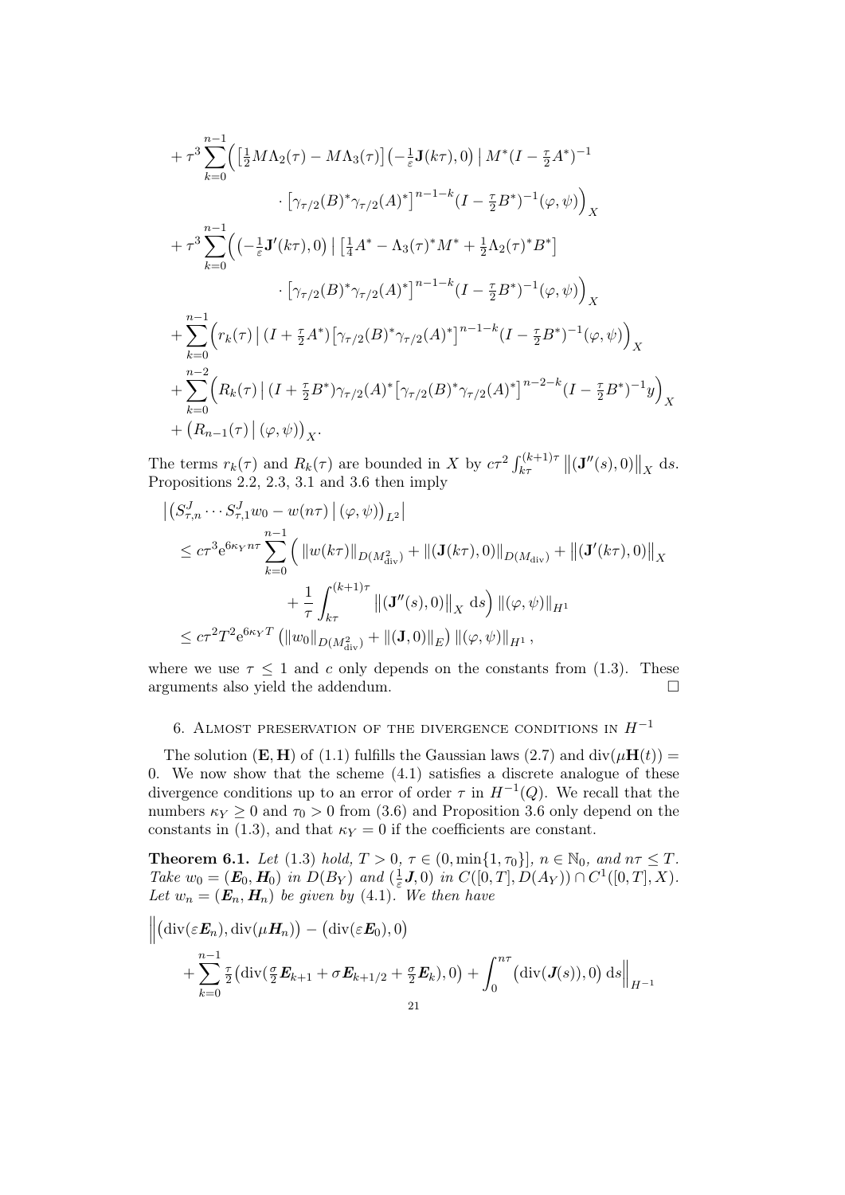$$
\begin{aligned}
&+ \tau^3 \sum_{k=0}^{n-1} \Big( \big[ \tfrac{1}{2} M \Lambda_2(\tau) - M \Lambda_3(\tau) \big] \big( -\tfrac{1}{\varepsilon} \mathbf{J}(k\tau), 0 \big) \,\big|\, M^*(I - \tfrac{\tau}{2} A^*)^{-1} \\
&\qquad\qquad \cdot \big[ \gamma_{\tau/2}(B)^* \gamma_{\tau/2}(A)^* \big]^{n-1-k} (I - \tfrac{\tau}{2} B^*)^{-1} (\varphi, \psi) \Big)_X \\
&+ \tau^3 \sum_{k=0}^{n-1} \Big( \big( -\tfrac{1}{\varepsilon} \mathbf{J}'(k\tau), 0 \big) \,\big|\, \big[ \tfrac{1}{4} A^* - \Lambda_3(\tau)^* M^* + \tfrac{1}{2} \Lambda_2(\tau)^* B^* \big] \\
&\qquad\qquad \cdot \big[ \gamma_{\tau/2}(B)^* \gamma_{\tau/2}(A)^* \big]^{n-1-k} (I - \tfrac{\tau}{2} B^*)^{-1} (\varphi, \psi) \Big)_X \\
&+ \sum_{k=0}^{n-1} \Big( r_k(\tau) \,\big|\, (I + \tfrac{\tau}{2} A^*) \big[ \gamma_{\tau/2}(B)^* \gamma_{\tau/2}(A)^* \big]^{n-1-k} (I - \tfrac{\tau}{2} B^*)^{-1} (\varphi, \psi) \Big)_X \\
&+ \sum_{k=0}^{n-2} \Big( R_k(\tau) \,\big|\, (I + \tfrac{\tau}{2} B^*) \gamma_{\tau/2}(A)^* \big[ \gamma_{\tau/2}(B)^* \gamma_{\tau/2}(A)^* \big]^{n-2-k} (I - \tfrac{\tau}{2} B^*)^{-1} y \Big)_X \\
&+ \big( R_{n-1}(\tau) \,\big|\, (\varphi, \psi) \big)_X.
\end{aligned}
$$

The terms $r_k(\tau)$ and $R_k(\tau)$ are bounded in $X$ by $c\tau^2 \int_{k\tau}^{(k+1)\tau} \left\| (\mathbf{J}''(s), 0) \right\|_X \, \mathrm{d}s$. Propositions 2.2, 2.3, 3.1 and 3.6 then imply

$$
\begin{aligned}
&\big| \big( S_{\tau,n}^J \cdots S_{\tau,1}^J w_0 - w(n\tau) \,\big|\, (\varphi, \psi) \big)_{L^2} \big| \\
&\le c\tau^3 \mathrm{e}^{6\kappa_Y n\tau} \sum_{k=0}^{n-1} \Big( \| w(k\tau) \|_{D(M_{\mathrm{div}}^2)} + \| (\mathbf{J}(k\tau), 0) \|_{D(M_{\mathrm{div}})} + \left\| (\mathbf{J}'(k\tau), 0) \right\|_X \\
&\qquad\qquad + \frac{1}{\tau} \int_{k\tau}^{(k+1)\tau} \left\| (\mathbf{J}''(s), 0) \right\|_X \, \mathrm{d}s \Big) \| (\varphi, \psi) \|_{H^1} \\
&\le c\tau^2 T^2 \mathrm{e}^{6\kappa_Y T} \left( \| w_0 \|_{D(M_{\mathrm{div}}^2)} + \| (\mathbf{J}, 0) \|_E \right) \| (\varphi, \psi) \|_{H^1},
\end{aligned}
$$

where we use $\tau \le 1$ and $c$ only depends on the constants from (1.3). These arguments also yield the addendum. $\square$

## 6. Almost preservation of the divergence conditions in $H^{-1}$

The solution $(\mathbf{E}, \mathbf{H})$ of (1.1) fulfills the Gaussian laws (2.7) and $\mathrm{div}(\mu \mathbf{H}(t)) = 0$. We now show that the scheme (4.1) satisfies a discrete analogue of these divergence conditions up to an error of order $\tau$ in $H^{-1}(Q)$. We recall that the numbers $\kappa_Y \ge 0$ and $\tau_0 > 0$ from (3.6) and Proposition 3.6 only depend on the constants in (1.3), and that $\kappa_Y = 0$ if the coefficients are constant.

**Theorem 6.1.** *Let* (1.3) *hold,* $T > 0$, $\tau \in (0, \min\{1, \tau_0\}]$, $n \in \mathbb{N}_0$, *and* $n\tau \le T$. *Take* $w_0 = (\boldsymbol{E}_0, \boldsymbol{H}_0)$ *in* $D(B_Y)$ *and* $(\frac{1}{\varepsilon} \boldsymbol{J}, 0)$ *in* $C([0,T], D(A_Y)) \cap C^1([0,T], X)$. *Let* $w_n = (\boldsymbol{E}_n, \boldsymbol{H}_n)$ *be given by* (4.1). *We then have*

$$
\begin{aligned}
\Big\| &\big( \mathrm{div}(\varepsilon \boldsymbol{E}_n), \mathrm{div}(\mu \boldsymbol{H}_n) \big) - \big( \mathrm{div}(\varepsilon \boldsymbol{E}_0), 0 \big) \\
&+ \sum_{k=0}^{n-1} \tfrac{\tau}{2} \big( \mathrm{div}( \tfrac{\sigma}{2} \boldsymbol{E}_{k+1} + \sigma \boldsymbol{E}_{k+1/2} + \tfrac{\sigma}{2} \boldsymbol{E}_k ), 0 \big) + \int_0^{n\tau} \big( \mathrm{div}(\boldsymbol{J}(s)), 0 \big) \, \mathrm{d}s \Big\|_{H^{-1}}
\end{aligned}
$$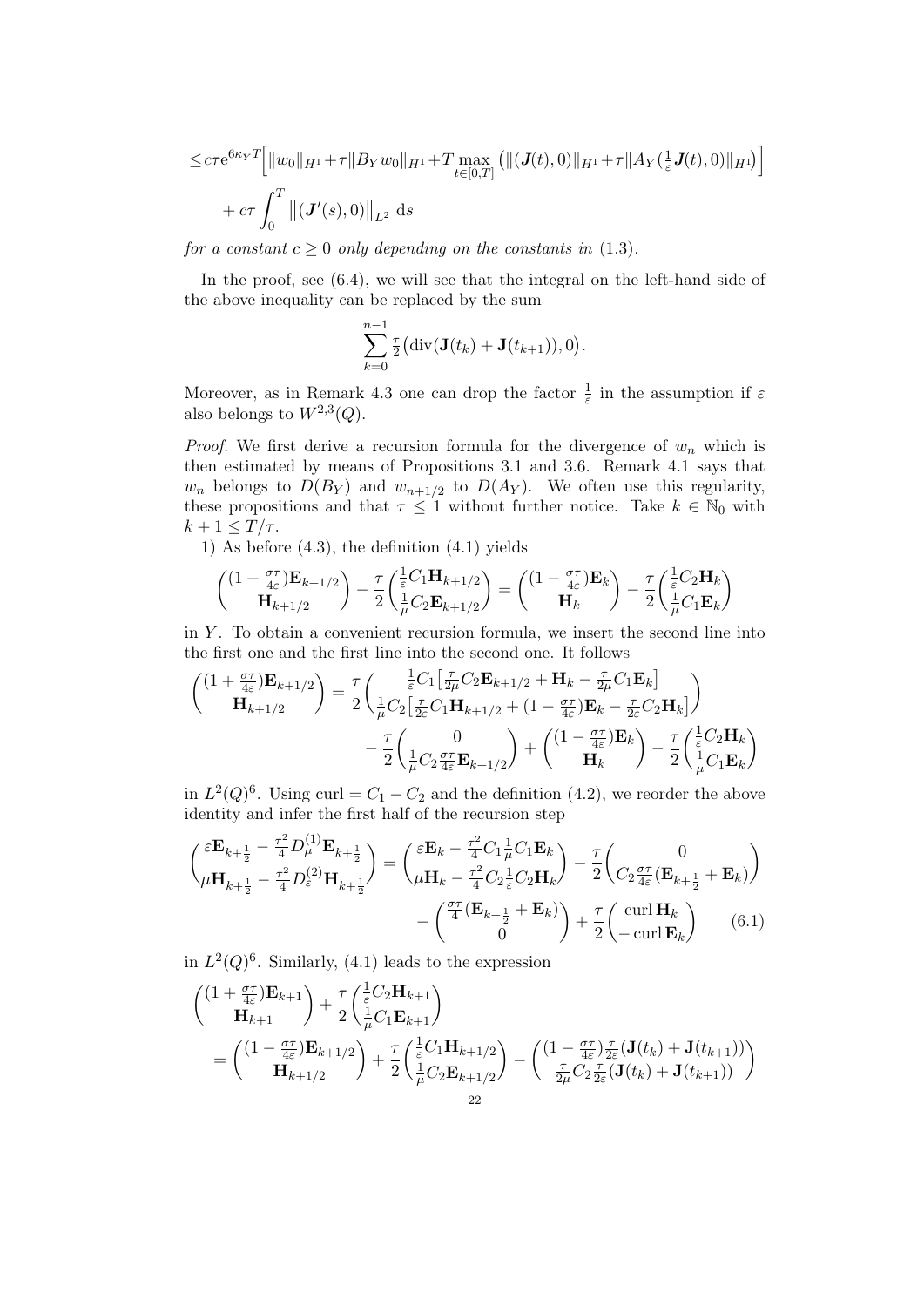$$\le c\tau e^{6\kappa_Y T}\Big[\|w_0\|_{H^1}+\tau\|B_Y w_0\|_{H^1}+T\max_{t\in[0,T]}\big(\|(\boldsymbol{J}(t),0)\|_{H^1}+\tau\|A_Y(\tfrac{1}{\varepsilon}\boldsymbol{J}(t),0)\|_{H^1}\big)\Big]$$
$$+\,c\tau\int_0^T \big\|(\boldsymbol{J}'(s),0)\big\|_{L^2}\,\mathrm{d}s$$

*for a constant $c \ge 0$ only depending on the constants in* (1.3).

In the proof, see (6.4), we will see that the integral on the left-hand side of the above inequality can be replaced by the sum

$$\sum_{k=0}^{n-1}\tfrac{\tau}{2}\big(\operatorname{div}(\mathbf{J}(t_k)+\mathbf{J}(t_{k+1})),0\big).$$

Moreover, as in Remark 4.3 one can drop the factor $\frac{1}{\varepsilon}$ in the assumption if $\varepsilon$ also belongs to $W^{2,3}(Q)$.

*Proof.* We first derive a recursion formula for the divergence of $w_n$ which is then estimated by means of Propositions 3.1 and 3.6. Remark 4.1 says that $w_n$ belongs to $D(B_Y)$ and $w_{n+1/2}$ to $D(A_Y)$. We often use this regularity, these propositions and that $\tau \le 1$ without further notice. Take $k \in \mathbb{N}_0$ with $k+1 \le T/\tau$.

1) As before (4.3), the definition (4.1) yields

$$\begin{pmatrix}(1+\frac{\sigma\tau}{4\varepsilon})\mathbf{E}_{k+1/2}\\ \mathbf{H}_{k+1/2}\end{pmatrix}-\frac{\tau}{2}\begin{pmatrix}\frac{1}{\varepsilon}C_1\mathbf{H}_{k+1/2}\\ \frac{1}{\mu}C_2\mathbf{E}_{k+1/2}\end{pmatrix}=\begin{pmatrix}(1-\frac{\sigma\tau}{4\varepsilon})\mathbf{E}_k\\ \mathbf{H}_k\end{pmatrix}-\frac{\tau}{2}\begin{pmatrix}\frac{1}{\varepsilon}C_2\mathbf{H}_k\\ \frac{1}{\mu}C_1\mathbf{E}_k\end{pmatrix}$$

in $Y$. To obtain a convenient recursion formula, we insert the second line into the first one and the first line into the second one. It follows

$$\begin{aligned}\begin{pmatrix}(1+\frac{\sigma\tau}{4\varepsilon})\mathbf{E}_{k+1/2}\\ \mathbf{H}_{k+1/2}\end{pmatrix}&=\frac{\tau}{2}\begin{pmatrix}\frac{1}{\varepsilon}C_1\big[\frac{\tau}{2\mu}C_2\mathbf{E}_{k+1/2}+\mathbf{H}_k-\frac{\tau}{2\mu}C_1\mathbf{E}_k\big]\\ \frac{1}{\mu}C_2\big[\frac{\tau}{2\varepsilon}C_1\mathbf{H}_{k+1/2}+(1-\frac{\sigma\tau}{4\varepsilon})\mathbf{E}_k-\frac{\tau}{2\varepsilon}C_2\mathbf{H}_k\big]\end{pmatrix}\\
&\quad-\frac{\tau}{2}\begin{pmatrix}0\\ \frac{1}{\mu}C_2\frac{\sigma\tau}{4\varepsilon}\mathbf{E}_{k+1/2}\end{pmatrix}+\begin{pmatrix}(1-\frac{\sigma\tau}{4\varepsilon})\mathbf{E}_k\\ \mathbf{H}_k\end{pmatrix}-\frac{\tau}{2}\begin{pmatrix}\frac{1}{\varepsilon}C_2\mathbf{H}_k\\ \frac{1}{\mu}C_1\mathbf{E}_k\end{pmatrix}\end{aligned}$$

in $L^2(Q)^6$. Using $\operatorname{curl} = C_1 - C_2$ and the definition (4.2), we reorder the above identity and infer the first half of the recursion step

$$\begin{aligned}\begin{pmatrix}\varepsilon\mathbf{E}_{k+\frac12}-\frac{\tau^2}{4}D_\mu^{(1)}\mathbf{E}_{k+\frac12}\\ \mu\mathbf{H}_{k+\frac12}-\frac{\tau^2}{4}D_\varepsilon^{(2)}\mathbf{H}_{k+\frac12}\end{pmatrix}&=\begin{pmatrix}\varepsilon\mathbf{E}_k-\frac{\tau^2}{4}C_1\frac{1}{\mu}C_1\mathbf{E}_k\\ \mu\mathbf{H}_k-\frac{\tau^2}{4}C_2\frac{1}{\varepsilon}C_2\mathbf{H}_k\end{pmatrix}-\frac{\tau}{2}\begin{pmatrix}0\\ C_2\frac{\sigma\tau}{4\varepsilon}(\mathbf{E}_{k+\frac12}+\mathbf{E}_k)\end{pmatrix}\\
&\quad-\begin{pmatrix}\frac{\sigma\tau}{4}(\mathbf{E}_{k+\frac12}+\mathbf{E}_k)\\ 0\end{pmatrix}+\frac{\tau}{2}\begin{pmatrix}\operatorname{curl}\mathbf{H}_k\\ -\operatorname{curl}\mathbf{E}_k\end{pmatrix}\end{aligned}\tag{6.1}$$

in $L^2(Q)^6$. Similarly, (4.1) leads to the expression

$$\begin{aligned}&\begin{pmatrix}(1+\frac{\sigma\tau}{4\varepsilon})\mathbf{E}_{k+1}\\ \mathbf{H}_{k+1}\end{pmatrix}+\frac{\tau}{2}\begin{pmatrix}\frac{1}{\varepsilon}C_2\mathbf{H}_{k+1}\\ \frac{1}{\mu}C_1\mathbf{E}_{k+1}\end{pmatrix}\\
&\quad=\begin{pmatrix}(1-\frac{\sigma\tau}{4\varepsilon})\mathbf{E}_{k+1/2}\\ \mathbf{H}_{k+1/2}\end{pmatrix}+\frac{\tau}{2}\begin{pmatrix}\frac{1}{\varepsilon}C_1\mathbf{H}_{k+1/2}\\ \frac{1}{\mu}C_2\mathbf{E}_{k+1/2}\end{pmatrix}-\begin{pmatrix}(1-\frac{\sigma\tau}{4\varepsilon})\frac{\tau}{2\varepsilon}(\mathbf{J}(t_k)+\mathbf{J}(t_{k+1}))\\ \frac{\tau}{2\mu}C_2\frac{\tau}{2\varepsilon}(\mathbf{J}(t_k)+\mathbf{J}(t_{k+1}))\end{pmatrix}\end{aligned}$$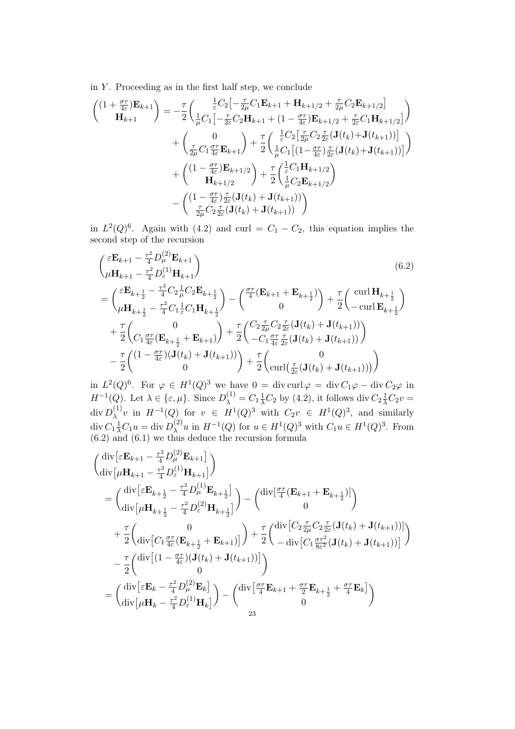in $Y$. Proceeding as in the first half step, we conclude

$$
\begin{aligned}
\begin{pmatrix} (1+\frac{\sigma\tau}{4\varepsilon})\mathbf{E}_{k+1} \\ \mathbf{H}_{k+1} \end{pmatrix} &= -\frac{\tau}{2}\begin{pmatrix} \frac{1}{\varepsilon}C_2\big[-\frac{\tau}{2\mu}C_1\mathbf{E}_{k+1} + \mathbf{H}_{k+1/2} + \frac{\tau}{2\mu}C_2\mathbf{E}_{k+1/2}\big] \\ \frac{1}{\mu}C_1\big[-\frac{\tau}{2\varepsilon}C_2\mathbf{H}_{k+1} + (1-\frac{\sigma\tau}{4\varepsilon})\mathbf{E}_{k+1/2} + \frac{\tau}{2\varepsilon}C_1\mathbf{H}_{k+1/2}\big] \end{pmatrix} \\
&\quad + \begin{pmatrix} 0 \\ \frac{\tau}{2\mu}C_1\frac{\sigma\tau}{4\varepsilon}\mathbf{E}_{k+1} \end{pmatrix} + \frac{\tau}{2}\begin{pmatrix} \frac{1}{\varepsilon}C_2\big[\frac{\tau}{2\mu}C_2\frac{\tau}{2\varepsilon}(\mathbf{J}(t_k)+\mathbf{J}(t_{k+1}))\big] \\ \frac{1}{\mu}C_1\big[(1-\frac{\sigma\tau}{4\varepsilon})\frac{\tau}{2\varepsilon}(\mathbf{J}(t_k)+\mathbf{J}(t_{k+1}))\big] \end{pmatrix} \\
&\quad + \begin{pmatrix} (1-\frac{\sigma\tau}{4\varepsilon})\mathbf{E}_{k+1/2} \\ \mathbf{H}_{k+1/2} \end{pmatrix} + \frac{\tau}{2}\begin{pmatrix} \frac{1}{\varepsilon}C_1\mathbf{H}_{k+1/2} \\ \frac{1}{\mu}C_2\mathbf{E}_{k+1/2} \end{pmatrix} \\
&\quad - \begin{pmatrix} (1-\frac{\sigma\tau}{4\varepsilon})\frac{\tau}{2\varepsilon}(\mathbf{J}(t_k)+\mathbf{J}(t_{k+1})) \\ \frac{\tau}{2\mu}C_2\frac{\tau}{2\varepsilon}(\mathbf{J}(t_k)+\mathbf{J}(t_{k+1})) \end{pmatrix}
\end{aligned}
$$

in $L^2(Q)^6$. Again with (4.2) and $\operatorname{curl} = C_1 - C_2$, this equation implies the second step of the recursion

$$
\begin{aligned}
&\begin{pmatrix} \varepsilon\mathbf{E}_{k+1} - \frac{\tau^2}{4}D_\mu^{(2)}\mathbf{E}_{k+1} \\ \mu\mathbf{H}_{k+1} - \frac{\tau^2}{4}D_\varepsilon^{(1)}\mathbf{H}_{k+1} \end{pmatrix} \qquad\qquad (6.2)\\
&= \begin{pmatrix} \varepsilon\mathbf{E}_{k+\frac12} - \frac{\tau^2}{4}C_2\frac{1}{\mu}C_2\mathbf{E}_{k+\frac12} \\ \mu\mathbf{H}_{k+\frac12} - \frac{\tau^2}{4}C_1\frac{1}{\varepsilon}C_1\mathbf{H}_{k+\frac12} \end{pmatrix} - \begin{pmatrix} \frac{\sigma\tau}{4}(\mathbf{E}_{k+1} + \mathbf{E}_{k+\frac12}) \\ 0 \end{pmatrix} + \frac{\tau}{2}\begin{pmatrix} \operatorname{curl}\mathbf{H}_{k+\frac12} \\ -\operatorname{curl}\mathbf{E}_{k+\frac12} \end{pmatrix} \\
&\quad + \frac{\tau}{2}\begin{pmatrix} 0 \\ C_1\frac{\sigma\tau}{4\varepsilon}(\mathbf{E}_{k+\frac12} + \mathbf{E}_{k+1}) \end{pmatrix} + \frac{\tau}{2}\begin{pmatrix} C_2\frac{\tau}{2\mu}C_2\frac{\tau}{2\varepsilon}(\mathbf{J}(t_k)+\mathbf{J}(t_{k+1})) \\ -C_1\frac{\sigma\tau}{4\varepsilon}\frac{\tau}{2\varepsilon}(\mathbf{J}(t_k)+\mathbf{J}(t_{k+1})) \end{pmatrix} \\
&\quad - \frac{\tau}{2}\begin{pmatrix} (1-\frac{\sigma\tau}{4\varepsilon})(\mathbf{J}(t_k)+\mathbf{J}(t_{k+1})) \\ 0 \end{pmatrix} + \frac{\tau}{2}\begin{pmatrix} 0 \\ \operatorname{curl}\big(\frac{\tau}{2\varepsilon}(\mathbf{J}(t_k)+\mathbf{J}(t_{k+1}))\big) \end{pmatrix}
\end{aligned}
$$

in $L^2(Q)^6$. For $\varphi \in H^1(Q)^3$ we have $0 = \operatorname{div}\operatorname{curl}\varphi = \operatorname{div} C_1\varphi - \operatorname{div} C_2\varphi$ in $H^{-1}(Q)$. Let $\lambda \in \{\varepsilon, \mu\}$. Since $D_\lambda^{(1)} = C_1\frac{1}{\lambda}C_2$ by (4.2), it follows $\operatorname{div} C_2\frac{1}{\lambda}C_2 v = \operatorname{div} D_\lambda^{(1)} v$ in $H^{-1}(Q)$ for $v \in H^1(Q)^3$ with $C_2 v \in H^1(Q)^3$, and similarly $\operatorname{div} C_1\frac{1}{\lambda}C_1 u = \operatorname{div} D_\lambda^{(2)} u$ in $H^{-1}(Q)$ for $u \in H^1(Q)^3$ with $C_1 u \in H^1(Q)^3$. From (6.2) and (6.1) we thus deduce the recursion formula

$$
\begin{aligned}
&\begin{pmatrix} \operatorname{div}\big[\varepsilon\mathbf{E}_{k+1} - \frac{\tau^2}{4}D_\mu^{(2)}\mathbf{E}_{k+1}\big] \\ \operatorname{div}\big[\mu\mathbf{H}_{k+1} - \frac{\tau^2}{4}D_\varepsilon^{(1)}\mathbf{H}_{k+1}\big] \end{pmatrix} \\
&= \begin{pmatrix} \operatorname{div}\big[\varepsilon\mathbf{E}_{k+\frac12} - \frac{\tau^2}{4}D_\mu^{(1)}\mathbf{E}_{k+\frac12}\big] \\ \operatorname{div}\big[\mu\mathbf{H}_{k+\frac12} - \frac{\tau^2}{4}D_\varepsilon^{(2)}\mathbf{H}_{k+\frac12}\big] \end{pmatrix} - \begin{pmatrix} \operatorname{div}\big[\frac{\sigma\tau}{4}(\mathbf{E}_{k+1} + \mathbf{E}_{k+\frac12})\big] \\ 0 \end{pmatrix} \\
&\quad + \frac{\tau}{2}\begin{pmatrix} 0 \\ \operatorname{div}\big[C_1\frac{\sigma\tau}{4\varepsilon}(\mathbf{E}_{k+\frac12} + \mathbf{E}_{k+1})\big] \end{pmatrix} + \frac{\tau}{2}\begin{pmatrix} \operatorname{div}\big[C_2\frac{\tau}{2\mu}C_2\frac{\tau}{2\varepsilon}(\mathbf{J}(t_k)+\mathbf{J}(t_{k+1}))\big] \\ -\operatorname{div}\big[C_1\frac{\sigma\tau^2}{8\varepsilon^2}(\mathbf{J}(t_k)+\mathbf{J}(t_{k+1}))\big] \end{pmatrix} \\
&\quad - \frac{\tau}{2}\begin{pmatrix} \operatorname{div}\big[(1-\frac{\sigma\tau}{4\varepsilon})(\mathbf{J}(t_k)+\mathbf{J}(t_{k+1}))\big] \\ 0 \end{pmatrix} \\
&= \begin{pmatrix} \operatorname{div}\big[\varepsilon\mathbf{E}_k - \frac{\tau^2}{4}D_\mu^{(2)}\mathbf{E}_k\big] \\ \operatorname{div}\big[\mu\mathbf{H}_k - \frac{\tau^2}{4}D_\varepsilon^{(1)}\mathbf{H}_k\big] \end{pmatrix} - \begin{pmatrix} \operatorname{div}\big[\frac{\sigma\tau}{4}\mathbf{E}_{k+1} + \frac{\sigma\tau}{2}\mathbf{E}_{k+\frac12} + \frac{\sigma\tau}{4}\mathbf{E}_k\big] \\ 0 \end{pmatrix}
\end{aligned}
$$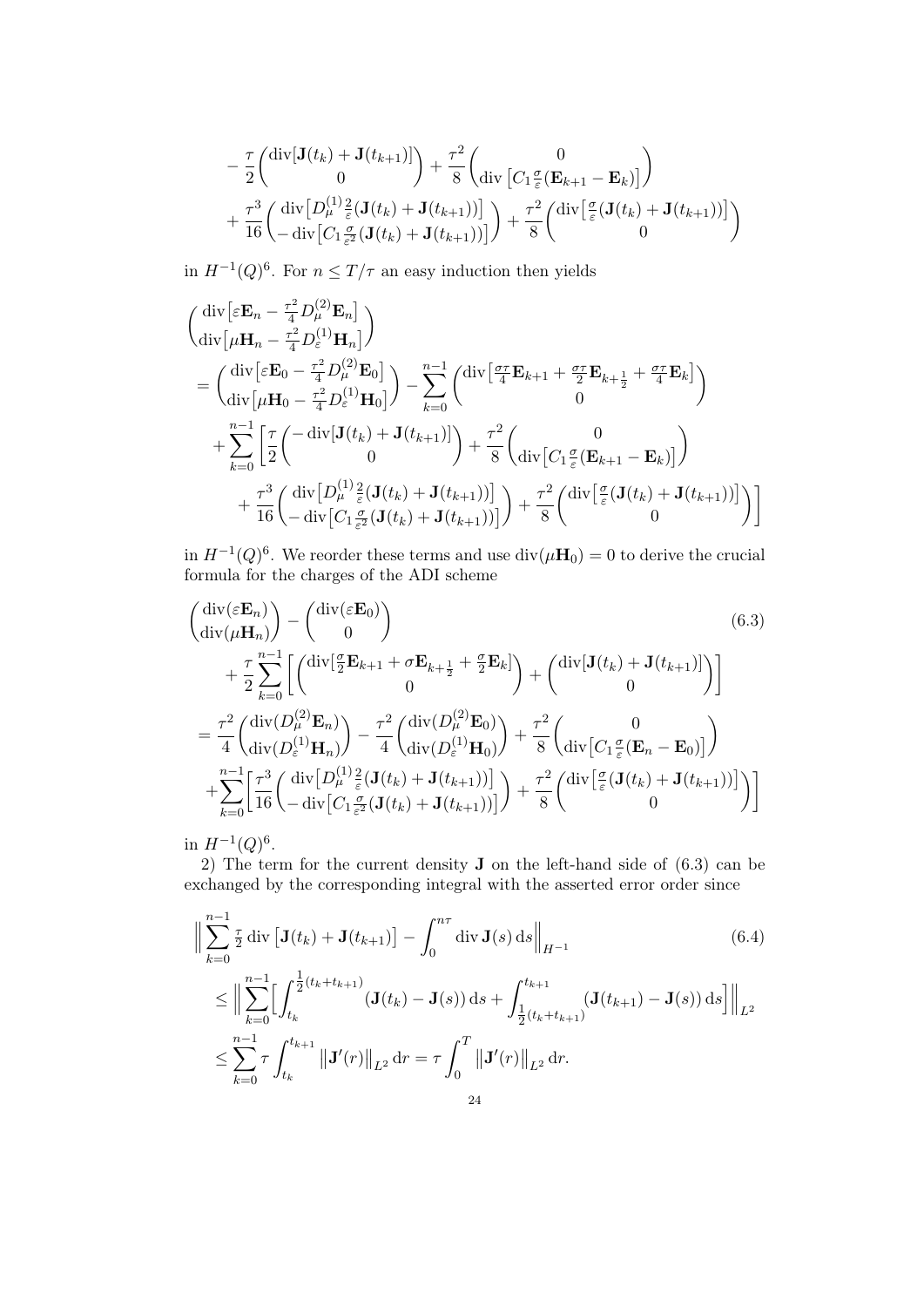$$
-\frac{\tau}{2}\begin{pmatrix}\operatorname{div}[\mathbf{J}(t_k)+\mathbf{J}(t_{k+1})]\\ 0\end{pmatrix}+\frac{\tau^2}{8}\begin{pmatrix}0\\ \operatorname{div}\big[C_1\frac{\sigma}{\varepsilon}(\mathbf{E}_{k+1}-\mathbf{E}_k)\big]\end{pmatrix}
$$
$$
+\frac{\tau^3}{16}\begin{pmatrix}\operatorname{div}\big[D_\mu^{(1)}\frac{2}{\varepsilon}(\mathbf{J}(t_k)+\mathbf{J}(t_{k+1}))\big]\\ -\operatorname{div}\big[C_1\frac{\sigma}{\varepsilon^2}(\mathbf{J}(t_k)+\mathbf{J}(t_{k+1}))\big]\end{pmatrix}+\frac{\tau^2}{8}\begin{pmatrix}\operatorname{div}\big[\frac{\sigma}{\varepsilon}(\mathbf{J}(t_k)+\mathbf{J}(t_{k+1}))\big]\\ 0\end{pmatrix}
$$

in $H^{-1}(Q)^6$. For $n \le T/\tau$ an easy induction then yields

$$
\begin{aligned}
&\begin{pmatrix}\operatorname{div}\big[\varepsilon\mathbf{E}_n-\frac{\tau^2}{4}D_\mu^{(2)}\mathbf{E}_n\big]\\ \operatorname{div}\big[\mu\mathbf{H}_n-\frac{\tau^2}{4}D_\varepsilon^{(1)}\mathbf{H}_n\big]\end{pmatrix}\\
&=\begin{pmatrix}\operatorname{div}\big[\varepsilon\mathbf{E}_0-\frac{\tau^2}{4}D_\mu^{(2)}\mathbf{E}_0\big]\\ \operatorname{div}\big[\mu\mathbf{H}_0-\frac{\tau^2}{4}D_\varepsilon^{(1)}\mathbf{H}_0\big]\end{pmatrix}-\sum_{k=0}^{n-1}\begin{pmatrix}\operatorname{div}\big[\frac{\sigma\tau}{4}\mathbf{E}_{k+1}+\frac{\sigma\tau}{2}\mathbf{E}_{k+\frac12}+\frac{\sigma\tau}{4}\mathbf{E}_k\big]\\ 0\end{pmatrix}\\
&\quad+\sum_{k=0}^{n-1}\Bigg[\frac{\tau}{2}\begin{pmatrix}-\operatorname{div}[\mathbf{J}(t_k)+\mathbf{J}(t_{k+1})]\\ 0\end{pmatrix}+\frac{\tau^2}{8}\begin{pmatrix}0\\ \operatorname{div}\big[C_1\frac{\sigma}{\varepsilon}(\mathbf{E}_{k+1}-\mathbf{E}_k)\big]\end{pmatrix}\\
&\qquad+\frac{\tau^3}{16}\begin{pmatrix}\operatorname{div}\big[D_\mu^{(1)}\frac{2}{\varepsilon}(\mathbf{J}(t_k)+\mathbf{J}(t_{k+1}))\big]\\ -\operatorname{div}\big[C_1\frac{\sigma}{\varepsilon^2}(\mathbf{J}(t_k)+\mathbf{J}(t_{k+1}))\big]\end{pmatrix}+\frac{\tau^2}{8}\begin{pmatrix}\operatorname{div}\big[\frac{\sigma}{\varepsilon}(\mathbf{J}(t_k)+\mathbf{J}(t_{k+1}))\big]\\ 0\end{pmatrix}\Bigg]
\end{aligned}
$$

in $H^{-1}(Q)^6$. We reorder these terms and use $\operatorname{div}(\mu\mathbf{H}_0)=0$ to derive the crucial formula for the charges of the ADI scheme

$$
\begin{aligned}
&\begin{pmatrix}\operatorname{div}(\varepsilon\mathbf{E}_n)\\ \operatorname{div}(\mu\mathbf{H}_n)\end{pmatrix}-\begin{pmatrix}\operatorname{div}(\varepsilon\mathbf{E}_0)\\ 0\end{pmatrix} \qquad (6.3)\\
&\quad+\frac{\tau}{2}\sum_{k=0}^{n-1}\Bigg[\begin{pmatrix}\operatorname{div}[\frac{\sigma}{2}\mathbf{E}_{k+1}+\sigma\mathbf{E}_{k+\frac12}+\frac{\sigma}{2}\mathbf{E}_k]\\ 0\end{pmatrix}+\begin{pmatrix}\operatorname{div}[\mathbf{J}(t_k)+\mathbf{J}(t_{k+1})]\\ 0\end{pmatrix}\Bigg]\\
&=\frac{\tau^2}{4}\begin{pmatrix}\operatorname{div}(D_\mu^{(2)}\mathbf{E}_n)\\ \operatorname{div}(D_\varepsilon^{(1)}\mathbf{H}_n)\end{pmatrix}-\frac{\tau^2}{4}\begin{pmatrix}\operatorname{div}(D_\mu^{(2)}\mathbf{E}_0)\\ \operatorname{div}(D_\varepsilon^{(1)}\mathbf{H}_0)\end{pmatrix}+\frac{\tau^2}{8}\begin{pmatrix}0\\ \operatorname{div}\big[C_1\frac{\sigma}{\varepsilon}(\mathbf{E}_n-\mathbf{E}_0)\big]\end{pmatrix}\\
&\quad+\sum_{k=0}^{n-1}\Bigg[\frac{\tau^3}{16}\begin{pmatrix}\operatorname{div}\big[D_\mu^{(1)}\frac{2}{\varepsilon}(\mathbf{J}(t_k)+\mathbf{J}(t_{k+1}))\big]\\ -\operatorname{div}\big[C_1\frac{\sigma}{\varepsilon^2}(\mathbf{J}(t_k)+\mathbf{J}(t_{k+1}))\big]\end{pmatrix}+\frac{\tau^2}{8}\begin{pmatrix}\operatorname{div}\big[\frac{\sigma}{\varepsilon}(\mathbf{J}(t_k)+\mathbf{J}(t_{k+1}))\big]\\ 0\end{pmatrix}\Bigg]
\end{aligned}
$$

in $H^{-1}(Q)^6$.

2) The term for the current density $\mathbf{J}$ on the left-hand side of (6.3) can be exchanged by the corresponding integral with the asserted error order since

$$
\begin{aligned}
&\Big\|\sum_{k=0}^{n-1}\tfrac{\tau}{2}\operatorname{div}\big[\mathbf{J}(t_k)+\mathbf{J}(t_{k+1})\big]-\int_0^{n\tau}\operatorname{div}\mathbf{J}(s)\,\mathrm{d}s\Big\|_{H^{-1}} \qquad (6.4)\\
&\le\Big\|\sum_{k=0}^{n-1}\Big[\int_{t_k}^{\frac12(t_k+t_{k+1})}(\mathbf{J}(t_k)-\mathbf{J}(s))\,\mathrm{d}s+\int_{\frac12(t_k+t_{k+1})}^{t_{k+1}}(\mathbf{J}(t_{k+1})-\mathbf{J}(s))\,\mathrm{d}s\Big]\Big\|_{L^2}\\
&\le\sum_{k=0}^{n-1}\tau\int_{t_k}^{t_{k+1}}\big\|\mathbf{J}'(r)\big\|_{L^2}\,\mathrm{d}r=\tau\int_0^T\big\|\mathbf{J}'(r)\big\|_{L^2}\,\mathrm{d}r.
\end{aligned}
$$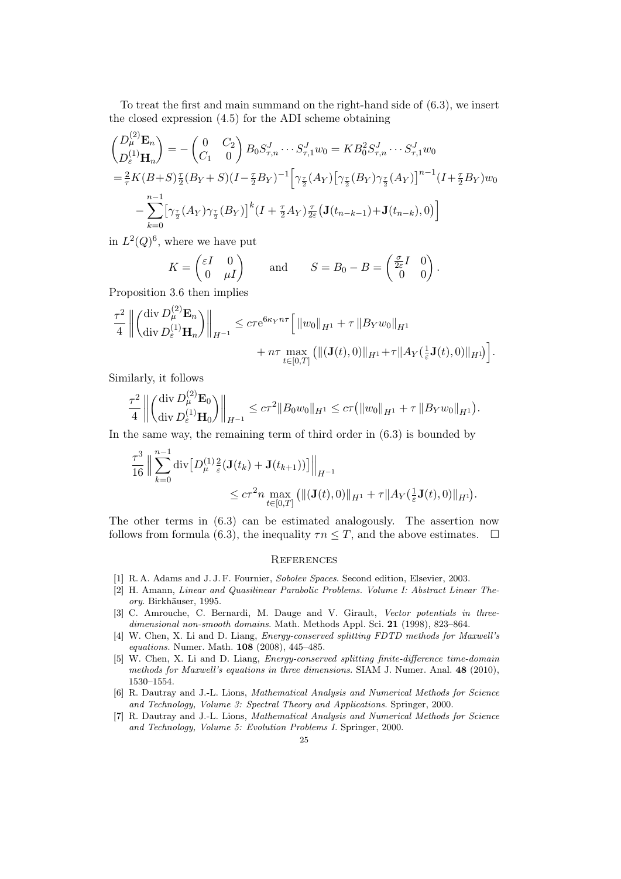To treat the first and main summand on the right-hand side of (6.3), we insert the closed expression (4.5) for the ADI scheme obtaining

$$
\begin{aligned}
\begin{pmatrix} D_\mu^{(2)}\mathbf{E}_n \\ D_\varepsilon^{(1)}\mathbf{H}_n \end{pmatrix} &= -\begin{pmatrix} 0 & C_2 \\ C_1 & 0 \end{pmatrix} B_0 S_{\tau,n}^J \cdots S_{\tau,1}^J w_0 = K B_0^2 S_{\tau,n}^J \cdots S_{\tau,1}^J w_0 \\
&= \tfrac{2}{\tau} K (B + S) \tfrac{\tau}{2} (B_Y + S)(I - \tfrac{\tau}{2} B_Y)^{-1} \Big[ \gamma_{\frac{\tau}{2}}(A_Y) \big[\gamma_{\frac{\tau}{2}}(B_Y)\gamma_{\frac{\tau}{2}}(A_Y)\big]^{n-1} (I + \tfrac{\tau}{2} B_Y) w_0 \\
&\quad - \sum_{k=0}^{n-1} \big[\gamma_{\frac{\tau}{2}}(A_Y)\gamma_{\frac{\tau}{2}}(B_Y)\big]^k (I + \tfrac{\tau}{2} A_Y) \tfrac{\tau}{2\varepsilon} \big(\mathbf{J}(t_{n-k-1}) + \mathbf{J}(t_{n-k}), 0\big) \Big]
\end{aligned}
$$

in $L^2(Q)^6$, where we have put

$$
K = \begin{pmatrix} \varepsilon I & 0 \\ 0 & \mu I \end{pmatrix} \qquad \text{and} \qquad S = B_0 - B = \begin{pmatrix} \frac{\sigma}{2\varepsilon} I & 0 \\ 0 & 0 \end{pmatrix}.
$$

Proposition 3.6 then implies

$$
\begin{aligned}
\frac{\tau^2}{4} \left\| \begin{pmatrix} \operatorname{div} D_\mu^{(2)}\mathbf{E}_n \\ \operatorname{div} D_\varepsilon^{(1)}\mathbf{H}_n \end{pmatrix} \right\|_{H^{-1}} &\le c\tau \mathrm{e}^{6\kappa_Y n\tau} \Big[ \|w_0\|_{H^1} + \tau \|B_Y w_0\|_{H^1} \\
&\qquad + n\tau \max_{t\in[0,T]} \big( \|(\mathbf{J}(t), 0)\|_{H^1} + \tau \|A_Y(\tfrac{1}{\varepsilon}\mathbf{J}(t), 0)\|_{H^1} \big) \Big].
\end{aligned}
$$

Similarly, it follows

$$
\frac{\tau^2}{4} \left\| \begin{pmatrix} \operatorname{div} D_\mu^{(2)}\mathbf{E}_0 \\ \operatorname{div} D_\varepsilon^{(1)}\mathbf{H}_0 \end{pmatrix} \right\|_{H^{-1}} \le c\tau^2 \|B_0 w_0\|_{H^1} \le c\tau \big( \|w_0\|_{H^1} + \tau \|B_Y w_0\|_{H^1} \big).
$$

In the same way, the remaining term of third order in (6.3) is bounded by

$$
\begin{aligned}
\frac{\tau^3}{16} \Big\| \sum_{k=0}^{n-1} \operatorname{div} \big[ D_\mu^{(1)} \tfrac{2}{\varepsilon} (\mathbf{J}(t_k) + \mathbf{J}(t_{k+1})) \big] \Big\|_{H^{-1}} \\
\le c\tau^2 n \max_{t\in[0,T]} \big( \|(\mathbf{J}(t), 0)\|_{H^1} + \tau \|A_Y(\tfrac{1}{\varepsilon}\mathbf{J}(t), 0)\|_{H^1} \big).
\end{aligned}
$$

The other terms in (6.3) can be estimated analogously. The assertion now follows from formula (6.3), the inequality $\tau n \le T$, and the above estimates. $\square$

## References

[1] R. A. Adams and J. J. F. Fournier, *Sobolev Spaces*. Second edition, Elsevier, 2003.

[2] H. Amann, *Linear and Quasilinear Parabolic Problems. Volume I: Abstract Linear Theory*. Birkhäuser, 1995.

[3] C. Amrouche, C. Bernardi, M. Dauge and V. Girault, *Vector potentials in three-dimensional non-smooth domains*. Math. Methods Appl. Sci. **21** (1998), 823–864.

[4] W. Chen, X. Li and D. Liang, *Energy-conserved splitting FDTD methods for Maxwell's equations*. Numer. Math. **108** (2008), 445–485.

[5] W. Chen, X. Li and D. Liang, *Energy-conserved splitting finite-difference time-domain methods for Maxwell's equations in three dimensions*. SIAM J. Numer. Anal. **48** (2010), 1530–1554.

[6] R. Dautray and J.-L. Lions, *Mathematical Analysis and Numerical Methods for Science and Technology, Volume 3: Spectral Theory and Applications*. Springer, 2000.

[7] R. Dautray and J.-L. Lions, *Mathematical Analysis and Numerical Methods for Science and Technology, Volume 5: Evolution Problems I*. Springer, 2000.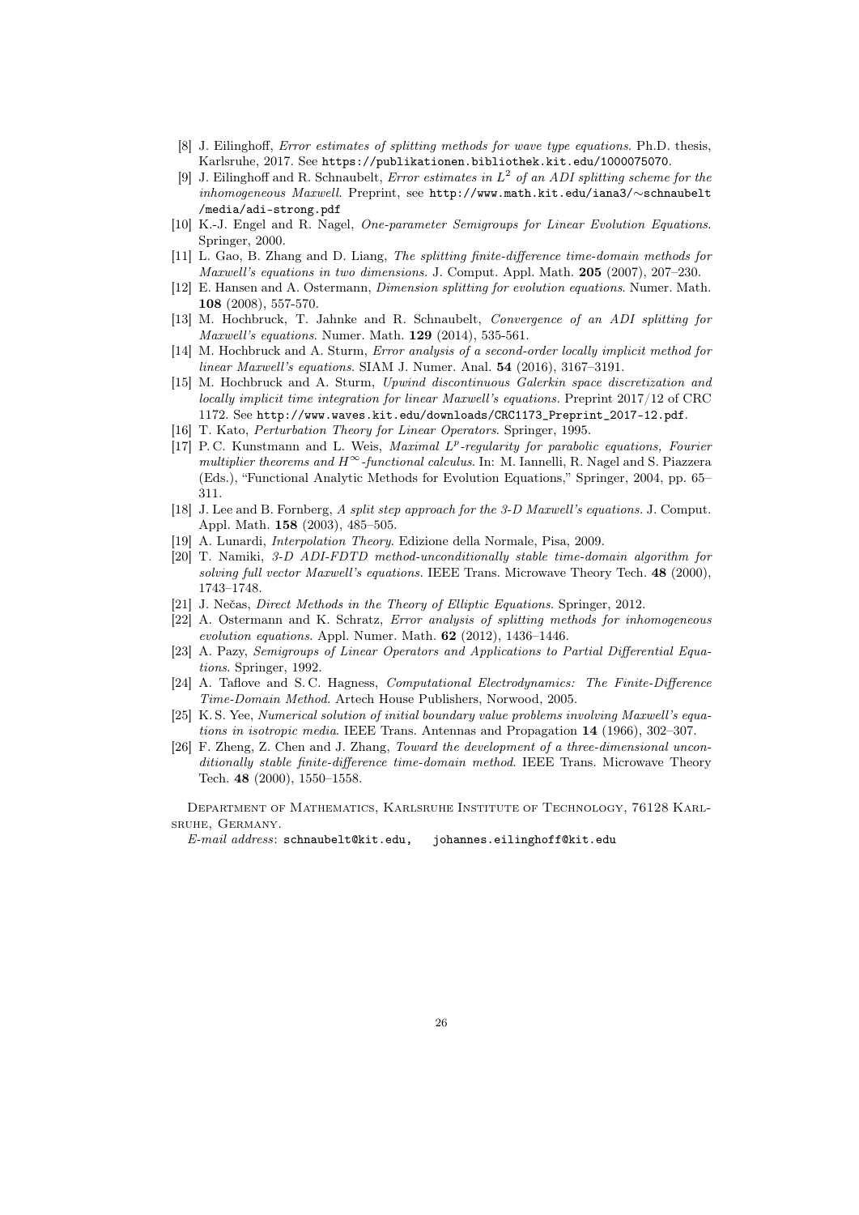[8] J. Eilinghoff, *Error estimates of splitting methods for wave type equations*. Ph.D. thesis, Karlsruhe, 2017. See `https://publikationen.bibliothek.kit.edu/1000075070`.

[9] J. Eilinghoff and R. Schnaubelt, *Error estimates in $L^2$ of an ADI splitting scheme for the inhomogeneous Maxwell.* Preprint, see `http://www.math.kit.edu/iana3/~schnaubelt/media/adi-strong.pdf`

[10] K.-J. Engel and R. Nagel, *One-parameter Semigroups for Linear Evolution Equations*. Springer, 2000.

[11] L. Gao, B. Zhang and D. Liang, *The splitting finite-difference time-domain methods for Maxwell's equations in two dimensions.* J. Comput. Appl. Math. **205** (2007), 207–230.

[12] E. Hansen and A. Ostermann, *Dimension splitting for evolution equations*. Numer. Math. **108** (2008), 557-570.

[13] M. Hochbruck, T. Jahnke and R. Schnaubelt, *Convergence of an ADI splitting for Maxwell's equations*. Numer. Math. **129** (2014), 535-561.

[14] M. Hochbruck and A. Sturm, *Error analysis of a second-order locally implicit method for linear Maxwell's equations*. SIAM J. Numer. Anal. **54** (2016), 3167–3191.

[15] M. Hochbruck and A. Sturm, *Upwind discontinuous Galerkin space discretization and locally implicit time integration for linear Maxwell's equations.* Preprint 2017/12 of CRC 1172. See `http://www.waves.kit.edu/downloads/CRC1173_Preprint_2017-12.pdf`.

[16] T. Kato, *Perturbation Theory for Linear Operators*. Springer, 1995.

[17] P. C. Kunstmann and L. Weis, *Maximal $L^p$-regularity for parabolic equations, Fourier multiplier theorems and $H^\infty$-functional calculus.* In: M. Iannelli, R. Nagel and S. Piazzera (Eds.), "Functional Analytic Methods for Evolution Equations," Springer, 2004, pp. 65–311.

[18] J. Lee and B. Fornberg, *A split step approach for the 3-D Maxwell's equations.* J. Comput. Appl. Math. **158** (2003), 485–505.

[19] A. Lunardi, *Interpolation Theory.* Edizione della Normale, Pisa, 2009.

[20] T. Namiki, *3-D ADI-FDTD method-unconditionally stable time-domain algorithm for solving full vector Maxwell's equations.* IEEE Trans. Microwave Theory Tech. **48** (2000), 1743–1748.

[21] J. Nečas, *Direct Methods in the Theory of Elliptic Equations*. Springer, 2012.

[22] A. Ostermann and K. Schratz, *Error analysis of splitting methods for inhomogeneous evolution equations*. Appl. Numer. Math. **62** (2012), 1436–1446.

[23] A. Pazy, *Semigroups of Linear Operators and Applications to Partial Differential Equations*. Springer, 1992.

[24] A. Taflove and S. C. Hagness, *Computational Electrodynamics: The Finite-Difference Time-Domain Method.* Artech House Publishers, Norwood, 2005.

[25] K. S. Yee, *Numerical solution of initial boundary value problems involving Maxwell's equations in isotropic media*. IEEE Trans. Antennas and Propagation **14** (1966), 302–307.

[26] F. Zheng, Z. Chen and J. Zhang, *Toward the development of a three-dimensional unconditionally stable finite-difference time-domain method*. IEEE Trans. Microwave Theory Tech. **48** (2000), 1550–1558.

Department of Mathematics, Karlsruhe Institute of Technology, 76128 Karlsruhe, Germany.

*E-mail address*: `schnaubelt@kit.edu`, `johannes.eilinghoff@kit.edu`